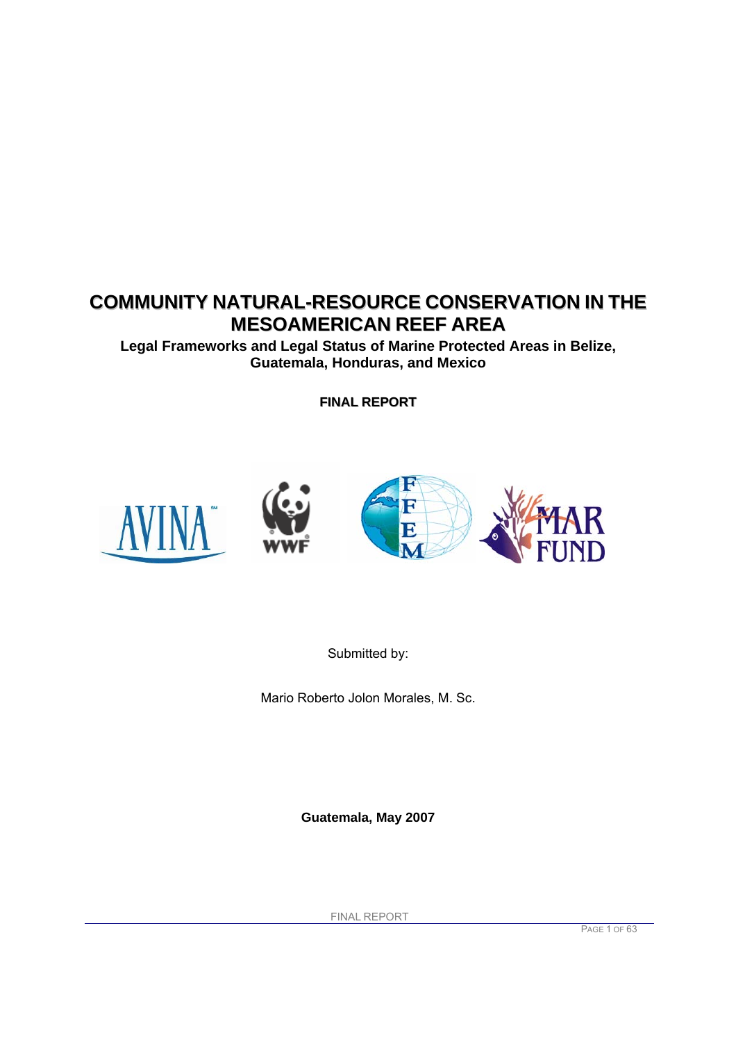# COMMUNITY NATURAL-RESOURCE CONSERVATION IN THE MESOAMERICAN REEF AREA

## Legal Frameworks and Legal Status of Marine Protected Areas in Belize, Guatemala, Honduras, and Mexico

**FINAL REPORT**

Submitted by:

Mario Roberto Jolon Morales, M. Sc.

**Guatemala, May 2007**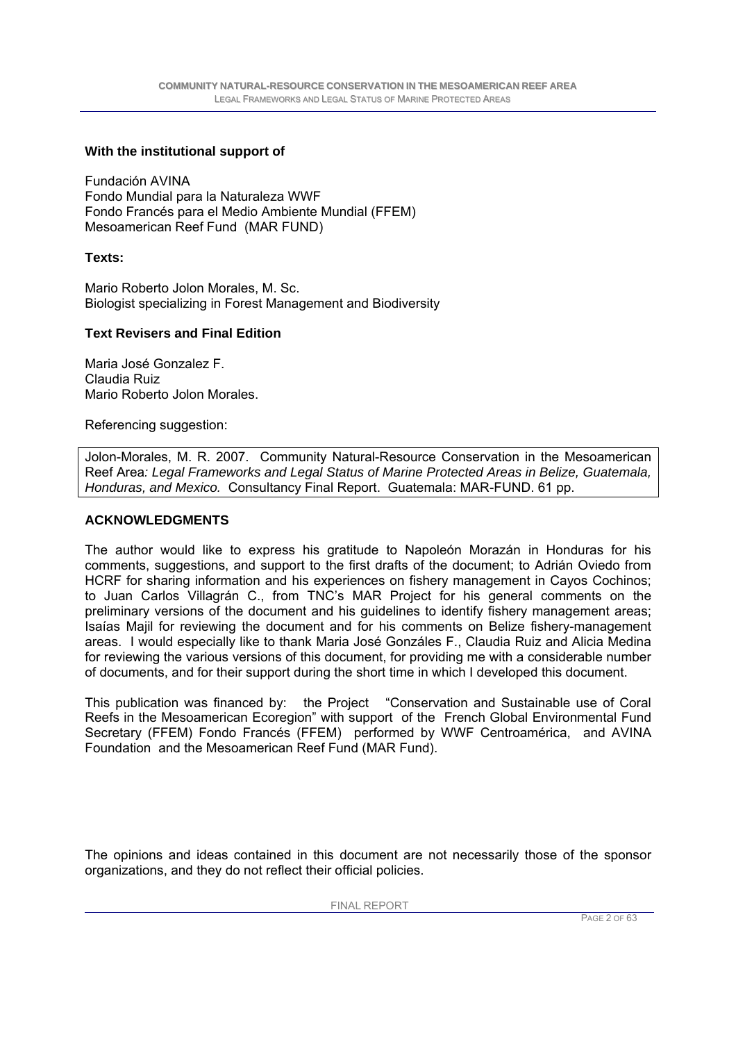**With the institutional support of**

Fundación AVINA
Fondo Mundial para la Naturaleza WWF
Fondo Francés para el Medio Ambiente Mundial (FFEM)
Mesoamerican Reef Fund (MAR FUND)

**Texts:**

Mario Roberto Jolon Morales, M. Sc.
Biologist specializing in Forest Management and Biodiversity

**Text Revisers and Final Edition**

Maria José Gonzalez F.
Claudia Ruiz
Mario Roberto Jolon Morales.

Referencing suggestion:

Jolon-Morales, M. R. 2007. Community Natural-Resource Conservation in the Mesoamerican Reef Area*: Legal Frameworks and Legal Status of Marine Protected Areas in Belize, Guatemala, Honduras, and Mexico.* Consultancy Final Report. Guatemala: MAR-FUND. 61 pp.

## ACKNOWLEDGMENTS

The author would like to express his gratitude to Napoleón Morazán in Honduras for his comments, suggestions, and support to the first drafts of the document; to Adrián Oviedo from HCRF for sharing information and his experiences on fishery management in Cayos Cochinos; to Juan Carlos Villagrán C., from TNC's MAR Project for his general comments on the preliminary versions of the document and his guidelines to identify fishery management areas; Isaías Majil for reviewing the document and for his comments on Belize fishery-management areas. I would especially like to thank Maria José Gonzáles F., Claudia Ruiz and Alicia Medina for reviewing the various versions of this document, for providing me with a considerable number of documents, and for their support during the short time in which I developed this document.

This publication was financed by: the Project "Conservation and Sustainable use of Coral Reefs in the Mesoamerican Ecoregion" with support of the French Global Environmental Fund Secretary (FFEM) Fondo Francés (FFEM) performed by WWF Centroamérica, and AVINA Foundation and the Mesoamerican Reef Fund (MAR Fund).

The opinions and ideas contained in this document are not necessarily those of the sponsor organizations, and they do not reflect their official policies.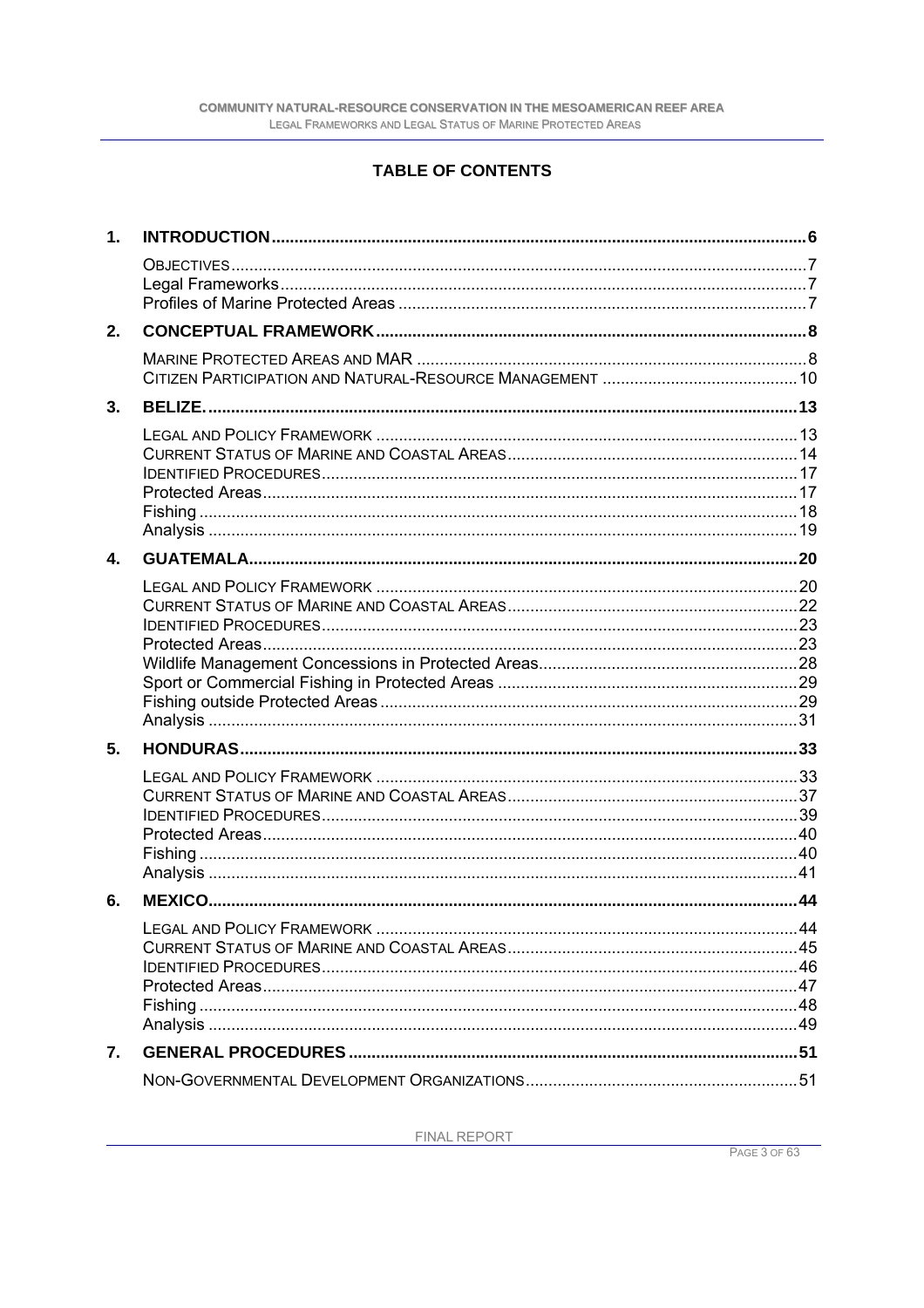# TABLE OF CONTENTS

1. **INTRODUCTION** ..... 6
   - OBJECTIVES ..... 7
   - Legal Frameworks ..... 7
   - Profiles of Marine Protected Areas ..... 7
2. **CONCEPTUAL FRAMEWORK** ..... 8
   - MARINE PROTECTED AREAS AND MAR ..... 8
   - CITIZEN PARTICIPATION AND NATURAL-RESOURCE MANAGEMENT ..... 10
3. **BELIZE.** ..... 13
   - LEGAL AND POLICY FRAMEWORK ..... 13
   - CURRENT STATUS OF MARINE AND COASTAL AREAS ..... 14
   - IDENTIFIED PROCEDURES ..... 17
   - Protected Areas ..... 17
   - Fishing ..... 18
   - Analysis ..... 19
4. **GUATEMALA** ..... 20
   - LEGAL AND POLICY FRAMEWORK ..... 20
   - CURRENT STATUS OF MARINE AND COASTAL AREAS ..... 22
   - IDENTIFIED PROCEDURES ..... 23
   - Protected Areas ..... 23
   - Wildlife Management Concessions in Protected Areas ..... 28
   - Sport or Commercial Fishing in Protected Areas ..... 29
   - Fishing outside Protected Areas ..... 29
   - Analysis ..... 31
5. **HONDURAS** ..... 33
   - LEGAL AND POLICY FRAMEWORK ..... 33
   - CURRENT STATUS OF MARINE AND COASTAL AREAS ..... 37
   - IDENTIFIED PROCEDURES ..... 39
   - Protected Areas ..... 40
   - Fishing ..... 40
   - Analysis ..... 41
6. **MEXICO** ..... 44
   - LEGAL AND POLICY FRAMEWORK ..... 44
   - CURRENT STATUS OF MARINE AND COASTAL AREAS ..... 45
   - IDENTIFIED PROCEDURES ..... 46
   - Protected Areas ..... 47
   - Fishing ..... 48
   - Analysis ..... 49
7. **GENERAL PROCEDURES** ..... 51
   - NON-GOVERNMENTAL DEVELOPMENT ORGANIZATIONS ..... 51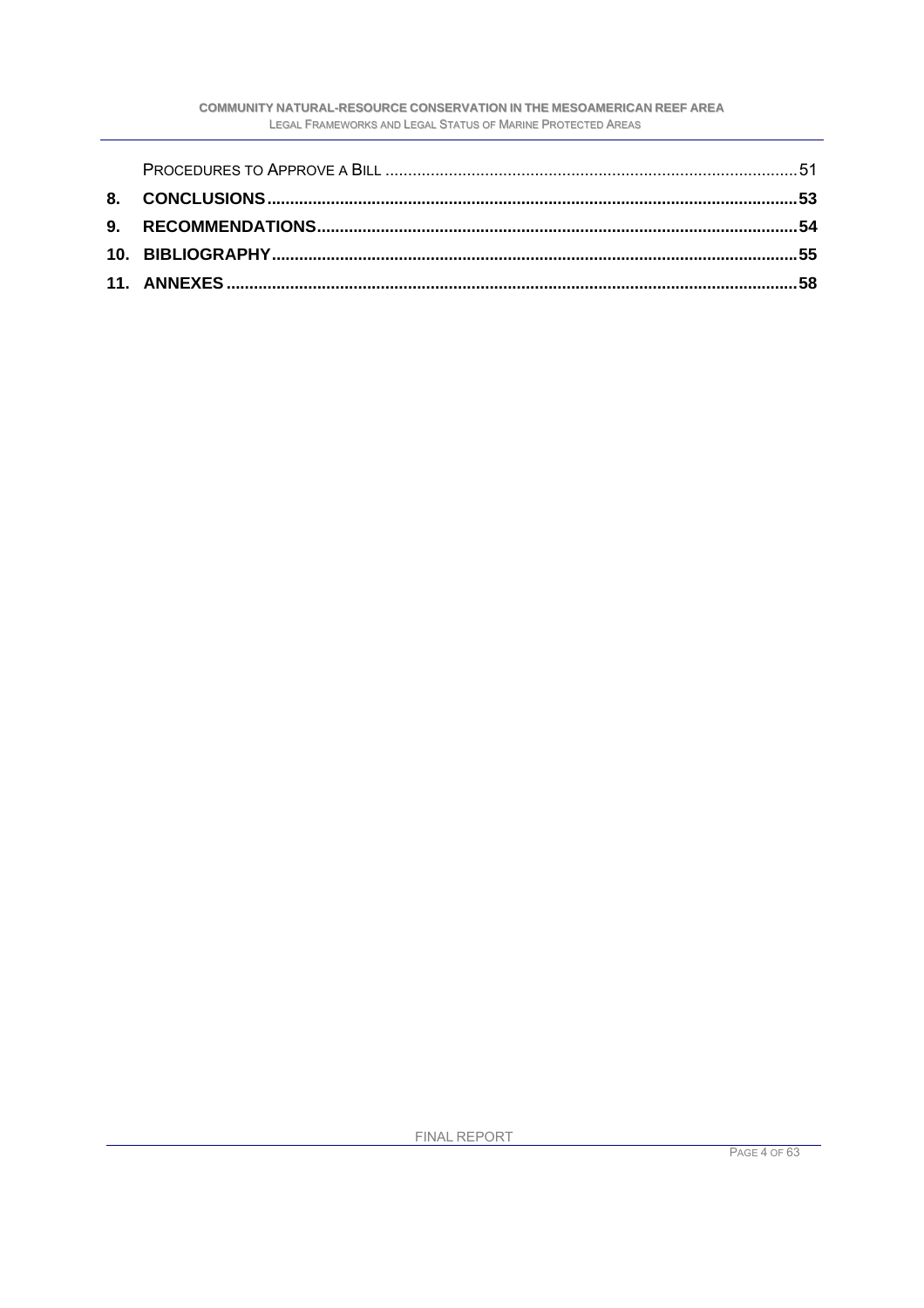Procedures to Approve a Bill ..........................................................................................51

**8. CONCLUSIONS** ..........................................................................................................53

**9. RECOMMENDATIONS** ................................................................................................54

**10. BIBLIOGRAPHY** ..........................................................................................................55

**11. ANNEXES** ...................................................................................................................58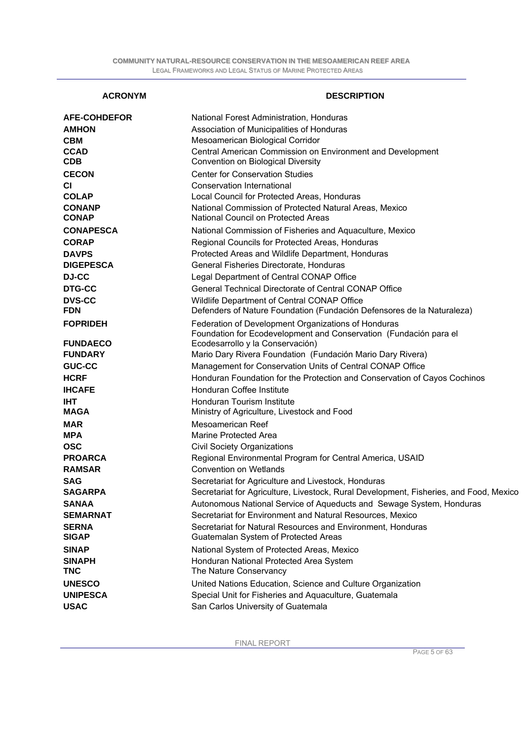| ACRONYM | DESCRIPTION |
| --- | --- |
| **AFE-COHDEFOR** | National Forest Administration, Honduras |
| **AMHON** | Association of Municipalities of Honduras |
| **CBM** | Mesoamerican Biological Corridor |
| **CCAD** | Central American Commission on Environment and Development |
| **CDB** | Convention on Biological Diversity |
| **CECON** | Center for Conservation Studies |
| **CI** | Conservation International |
| **COLAP** | Local Council for Protected Areas, Honduras |
| **CONANP** | National Commission of Protected Natural Areas, Mexico |
| **CONAP** | National Council on Protected Areas |
| **CONAPESCA** | National Commission of Fisheries and Aquaculture, Mexico |
| **CORAP** | Regional Councils for Protected Areas, Honduras |
| **DAVPS** | Protected Areas and Wildlife Department, Honduras |
| **DIGEPESCA** | General Fisheries Directorate, Honduras |
| **DJ-CC** | Legal Department of Central CONAP Office |
| **DTG-CC** | General Technical Directorate of Central CONAP Office |
| **DVS-CC** | Wildlife Department of Central CONAP Office |
| **FDN** | Defenders of Nature Foundation (Fundación Defensores de la Naturaleza) |
| **FOPRIDEH** | Federation of Development Organizations of Honduras |
| **FUNDAECO** | Foundation for Ecodevelopment and Conservation (Fundación para el Ecodesarrollo y la Conservación) |
| **FUNDARY** | Mario Dary Rivera Foundation (Fundación Mario Dary Rivera) |
| **GUC-CC** | Management for Conservation Units of Central CONAP Office |
| **HCRF** | Honduran Foundation for the Protection and Conservation of Cayos Cochinos |
| **IHCAFE** | Honduran Coffee Institute |
| **IHT** | Honduran Tourism Institute |
| **MAGA** | Ministry of Agriculture, Livestock and Food |
| **MAR** | Mesoamerican Reef |
| **MPA** | Marine Protected Area |
| **OSC** | Civil Society Organizations |
| **PROARCA** | Regional Environmental Program for Central America, USAID |
| **RAMSAR** | Convention on Wetlands |
| **SAG** | Secretariat for Agriculture and Livestock, Honduras |
| **SAGARPA** | Secretariat for Agriculture, Livestock, Rural Development, Fisheries, and Food, Mexico |
| **SANAA** | Autonomous National Service of Aqueducts and Sewage System, Honduras |
| **SEMARNAT** | Secretariat for Environment and Natural Resources, Mexico |
| **SERNA** | Secretariat for Natural Resources and Environment, Honduras |
| **SIGAP** | Guatemalan System of Protected Areas |
| **SINAP** | National System of Protected Areas, Mexico |
| **SINAPH** | Honduran National Protected Area System |
| **TNC** | The Nature Conservancy |
| **UNESCO** | United Nations Education, Science and Culture Organization |
| **UNIPESCA** | Special Unit for Fisheries and Aquaculture, Guatemala |
| **USAC** | San Carlos University of Guatemala |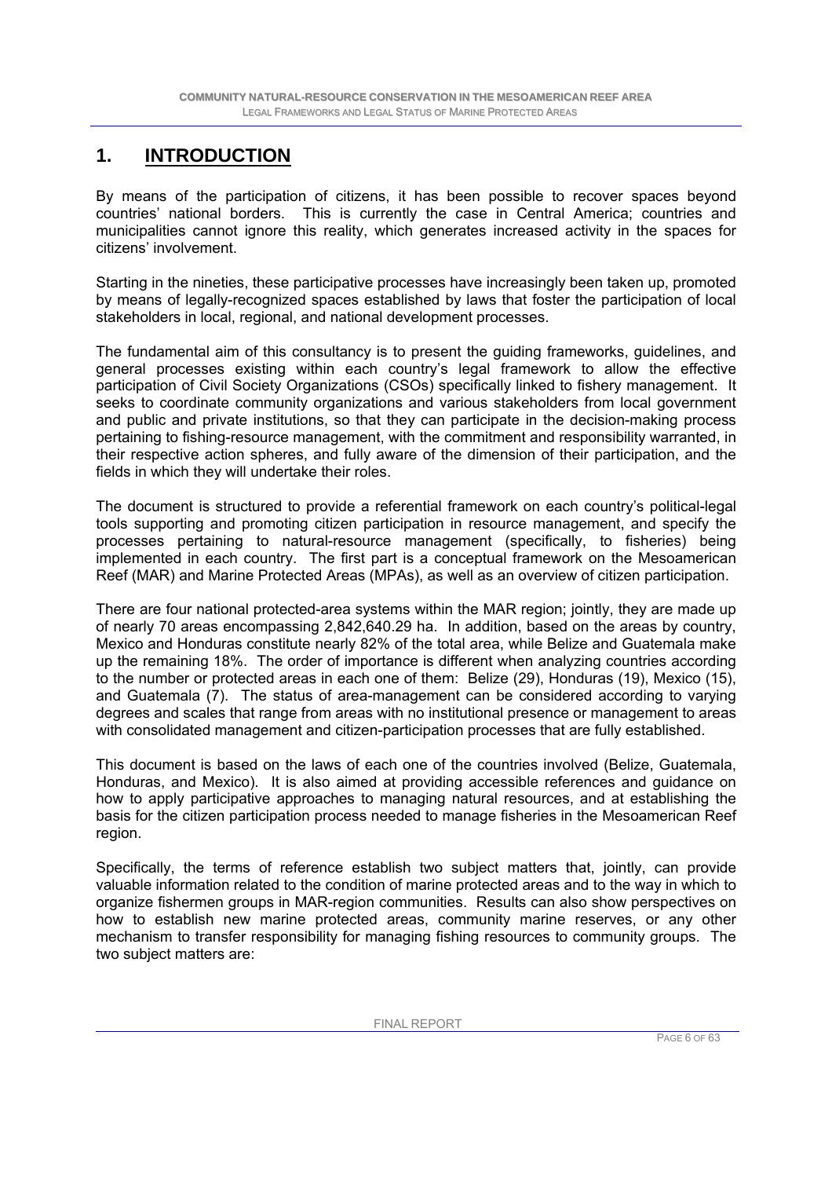# 1. INTRODUCTION

By means of the participation of citizens, it has been possible to recover spaces beyond countries' national borders. This is currently the case in Central America; countries and municipalities cannot ignore this reality, which generates increased activity in the spaces for citizens' involvement.

Starting in the nineties, these participative processes have increasingly been taken up, promoted by means of legally-recognized spaces established by laws that foster the participation of local stakeholders in local, regional, and national development processes.

The fundamental aim of this consultancy is to present the guiding frameworks, guidelines, and general processes existing within each country's legal framework to allow the effective participation of Civil Society Organizations (CSOs) specifically linked to fishery management. It seeks to coordinate community organizations and various stakeholders from local government and public and private institutions, so that they can participate in the decision-making process pertaining to fishing-resource management, with the commitment and responsibility warranted, in their respective action spheres, and fully aware of the dimension of their participation, and the fields in which they will undertake their roles.

The document is structured to provide a referential framework on each country's political-legal tools supporting and promoting citizen participation in resource management, and specify the processes pertaining to natural-resource management (specifically, to fisheries) being implemented in each country. The first part is a conceptual framework on the Mesoamerican Reef (MAR) and Marine Protected Areas (MPAs), as well as an overview of citizen participation.

There are four national protected-area systems within the MAR region; jointly, they are made up of nearly 70 areas encompassing 2,842,640.29 ha. In addition, based on the areas by country, Mexico and Honduras constitute nearly 82% of the total area, while Belize and Guatemala make up the remaining 18%. The order of importance is different when analyzing countries according to the number or protected areas in each one of them: Belize (29), Honduras (19), Mexico (15), and Guatemala (7). The status of area-management can be considered according to varying degrees and scales that range from areas with no institutional presence or management to areas with consolidated management and citizen-participation processes that are fully established.

This document is based on the laws of each one of the countries involved (Belize, Guatemala, Honduras, and Mexico). It is also aimed at providing accessible references and guidance on how to apply participative approaches to managing natural resources, and at establishing the basis for the citizen participation process needed to manage fisheries in the Mesoamerican Reef region.

Specifically, the terms of reference establish two subject matters that, jointly, can provide valuable information related to the condition of marine protected areas and to the way in which to organize fishermen groups in MAR-region communities. Results can also show perspectives on how to establish new marine protected areas, community marine reserves, or any other mechanism to transfer responsibility for managing fishing resources to community groups. The two subject matters are: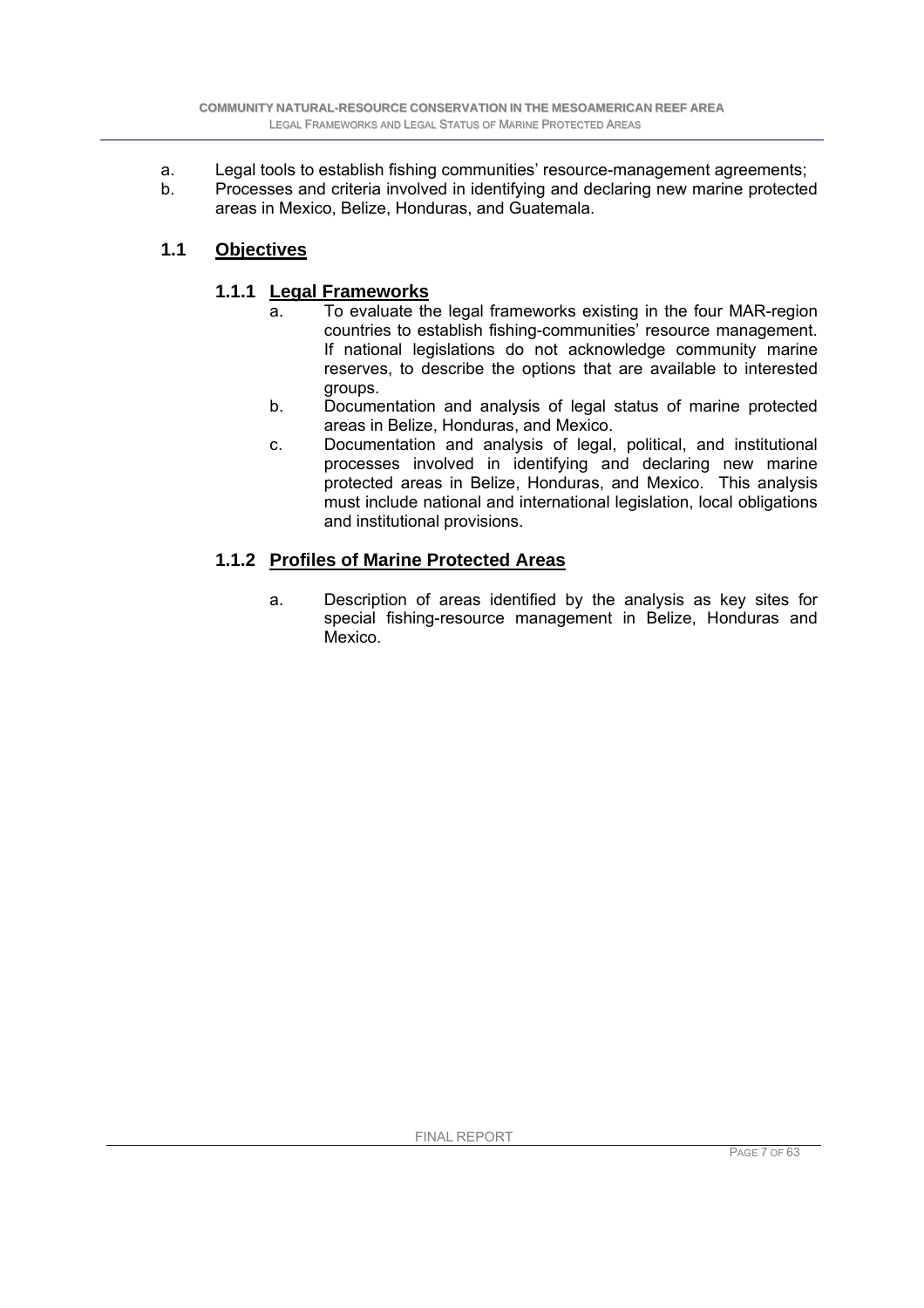a. Legal tools to establish fishing communities' resource-management agreements;
b. Processes and criteria involved in identifying and declaring new marine protected areas in Mexico, Belize, Honduras, and Guatemala.

## 1.1 Objectives

### 1.1.1 Legal Frameworks

a. To evaluate the legal frameworks existing in the four MAR-region countries to establish fishing-communities' resource management. If national legislations do not acknowledge community marine reserves, to describe the options that are available to interested groups.
b. Documentation and analysis of legal status of marine protected areas in Belize, Honduras, and Mexico.
c. Documentation and analysis of legal, political, and institutional processes involved in identifying and declaring new marine protected areas in Belize, Honduras, and Mexico. This analysis must include national and international legislation, local obligations and institutional provisions.

### 1.1.2 Profiles of Marine Protected Areas

a. Description of areas identified by the analysis as key sites for special fishing-resource management in Belize, Honduras and Mexico.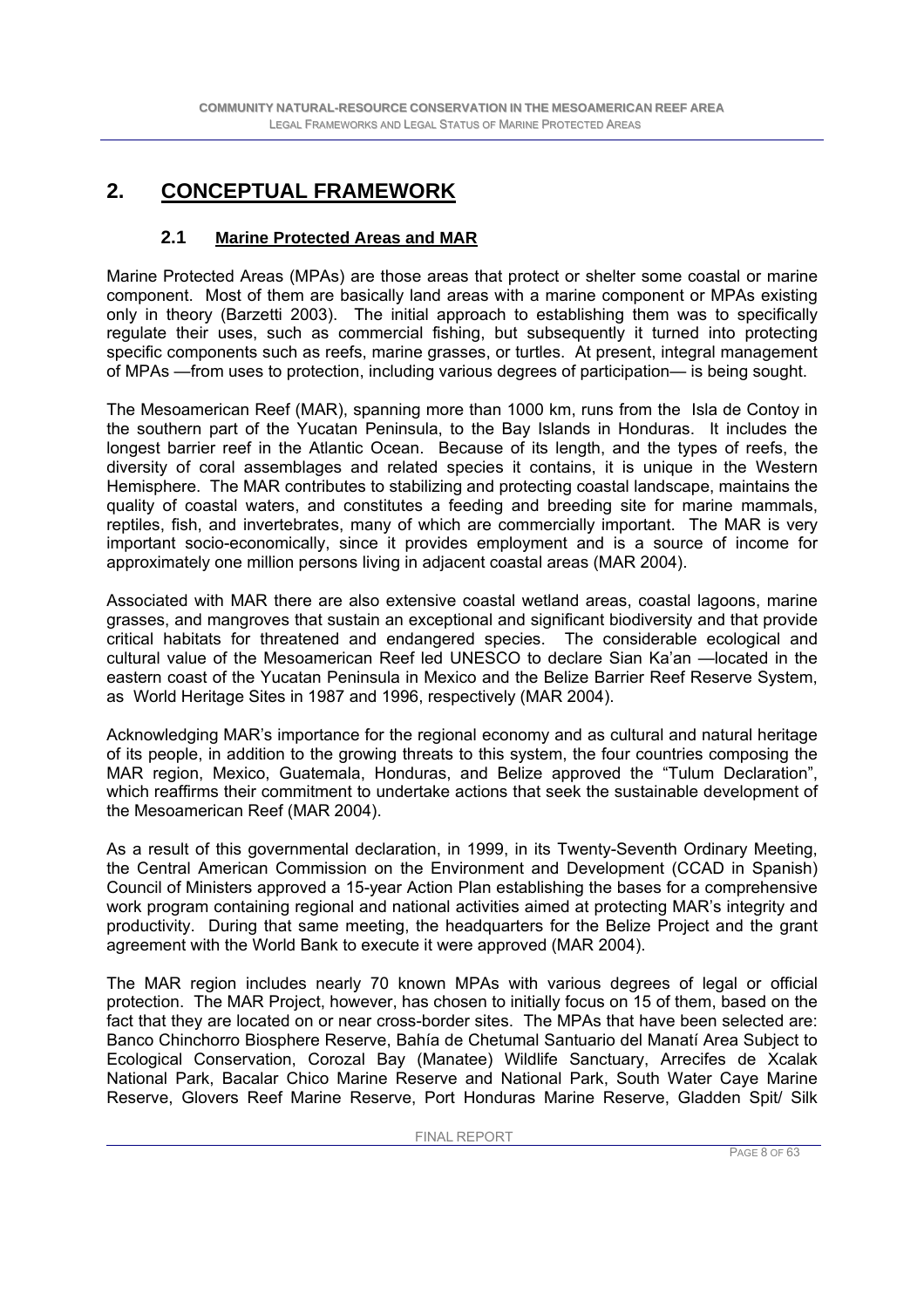# 2. CONCEPTUAL FRAMEWORK

## 2.1 Marine Protected Areas and MAR

Marine Protected Areas (MPAs) are those areas that protect or shelter some coastal or marine component. Most of them are basically land areas with a marine component or MPAs existing only in theory (Barzetti 2003). The initial approach to establishing them was to specifically regulate their uses, such as commercial fishing, but subsequently it turned into protecting specific components such as reefs, marine grasses, or turtles. At present, integral management of MPAs —from uses to protection, including various degrees of participation— is being sought.

The Mesoamerican Reef (MAR), spanning more than 1000 km, runs from the Isla de Contoy in the southern part of the Yucatan Peninsula, to the Bay Islands in Honduras. It includes the longest barrier reef in the Atlantic Ocean. Because of its length, and the types of reefs, the diversity of coral assemblages and related species it contains, it is unique in the Western Hemisphere. The MAR contributes to stabilizing and protecting coastal landscape, maintains the quality of coastal waters, and constitutes a feeding and breeding site for marine mammals, reptiles, fish, and invertebrates, many of which are commercially important. The MAR is very important socio-economically, since it provides employment and is a source of income for approximately one million persons living in adjacent coastal areas (MAR 2004).

Associated with MAR there are also extensive coastal wetland areas, coastal lagoons, marine grasses, and mangroves that sustain an exceptional and significant biodiversity and that provide critical habitats for threatened and endangered species. The considerable ecological and cultural value of the Mesoamerican Reef led UNESCO to declare Sian Ka'an —located in the eastern coast of the Yucatan Peninsula in Mexico and the Belize Barrier Reef Reserve System, as World Heritage Sites in 1987 and 1996, respectively (MAR 2004).

Acknowledging MAR's importance for the regional economy and as cultural and natural heritage of its people, in addition to the growing threats to this system, the four countries composing the MAR region, Mexico, Guatemala, Honduras, and Belize approved the "Tulum Declaration", which reaffirms their commitment to undertake actions that seek the sustainable development of the Mesoamerican Reef (MAR 2004).

As a result of this governmental declaration, in 1999, in its Twenty-Seventh Ordinary Meeting, the Central American Commission on the Environment and Development (CCAD in Spanish) Council of Ministers approved a 15-year Action Plan establishing the bases for a comprehensive work program containing regional and national activities aimed at protecting MAR's integrity and productivity. During that same meeting, the headquarters for the Belize Project and the grant agreement with the World Bank to execute it were approved (MAR 2004).

The MAR region includes nearly 70 known MPAs with various degrees of legal or official protection. The MAR Project, however, has chosen to initially focus on 15 of them, based on the fact that they are located on or near cross-border sites. The MPAs that have been selected are: Banco Chinchorro Biosphere Reserve, Bahía de Chetumal Santuario del Manatí Area Subject to Ecological Conservation, Corozal Bay (Manatee) Wildlife Sanctuary, Arrecifes de Xcalak National Park, Bacalar Chico Marine Reserve and National Park, South Water Caye Marine Reserve, Glovers Reef Marine Reserve, Port Honduras Marine Reserve, Gladden Spit/ Silk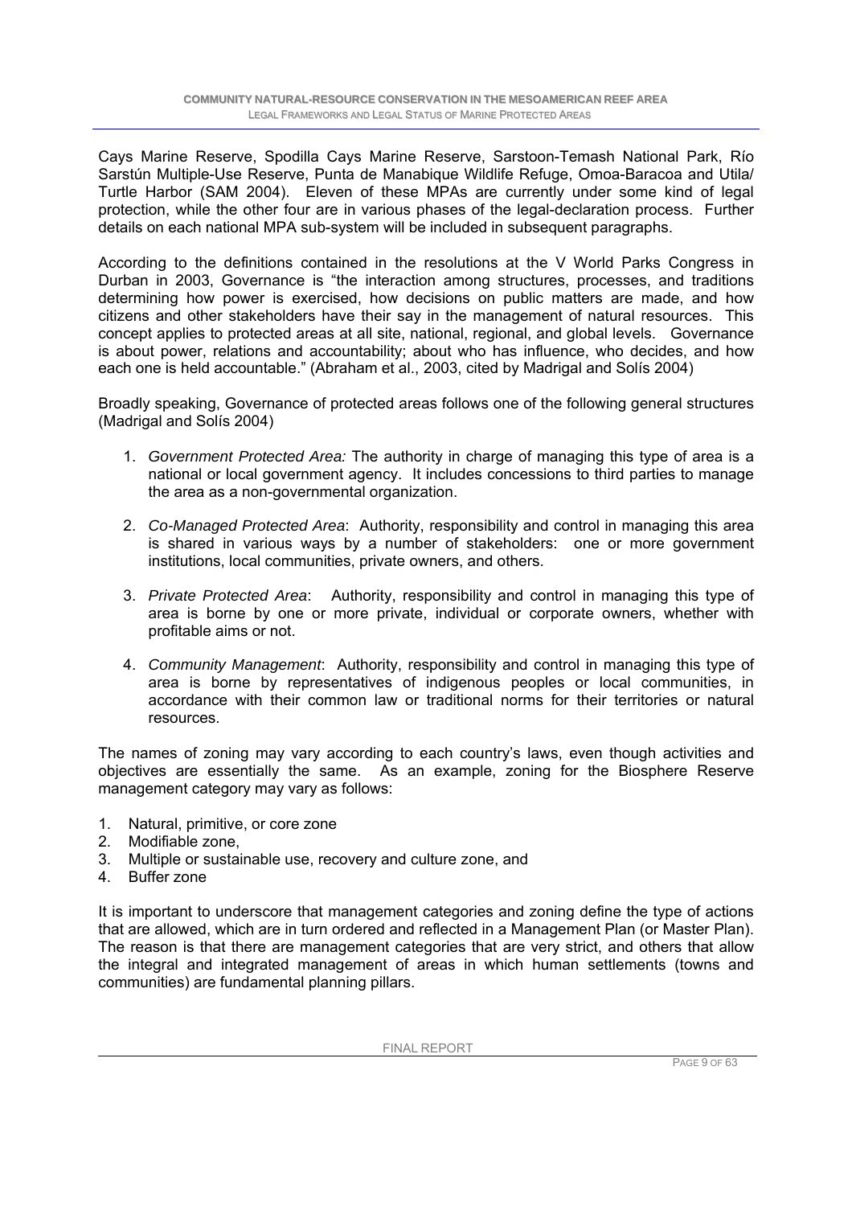Cays Marine Reserve, Spodilla Cays Marine Reserve, Sarstoon-Temash National Park, Río Sarstún Multiple-Use Reserve, Punta de Manabique Wildlife Refuge, Omoa-Baracoa and Utila/ Turtle Harbor (SAM 2004). Eleven of these MPAs are currently under some kind of legal protection, while the other four are in various phases of the legal-declaration process. Further details on each national MPA sub-system will be included in subsequent paragraphs.

According to the definitions contained in the resolutions at the V World Parks Congress in Durban in 2003, Governance is "the interaction among structures, processes, and traditions determining how power is exercised, how decisions on public matters are made, and how citizens and other stakeholders have their say in the management of natural resources. This concept applies to protected areas at all site, national, regional, and global levels. Governance is about power, relations and accountability; about who has influence, who decides, and how each one is held accountable." (Abraham et al., 2003, cited by Madrigal and Solís 2004)

Broadly speaking, Governance of protected areas follows one of the following general structures (Madrigal and Solís 2004)

1. *Government Protected Area:* The authority in charge of managing this type of area is a national or local government agency. It includes concessions to third parties to manage the area as a non-governmental organization.
2. *Co-Managed Protected Area*: Authority, responsibility and control in managing this area is shared in various ways by a number of stakeholders: one or more government institutions, local communities, private owners, and others.
3. *Private Protected Area*: Authority, responsibility and control in managing this type of area is borne by one or more private, individual or corporate owners, whether with profitable aims or not.
4. *Community Management*: Authority, responsibility and control in managing this type of area is borne by representatives of indigenous peoples or local communities, in accordance with their common law or traditional norms for their territories or natural resources.

The names of zoning may vary according to each country's laws, even though activities and objectives are essentially the same. As an example, zoning for the Biosphere Reserve management category may vary as follows:

1. Natural, primitive, or core zone
2. Modifiable zone,
3. Multiple or sustainable use, recovery and culture zone, and
4. Buffer zone

It is important to underscore that management categories and zoning define the type of actions that are allowed, which are in turn ordered and reflected in a Management Plan (or Master Plan). The reason is that there are management categories that are very strict, and others that allow the integral and integrated management of areas in which human settlements (towns and communities) are fundamental planning pillars.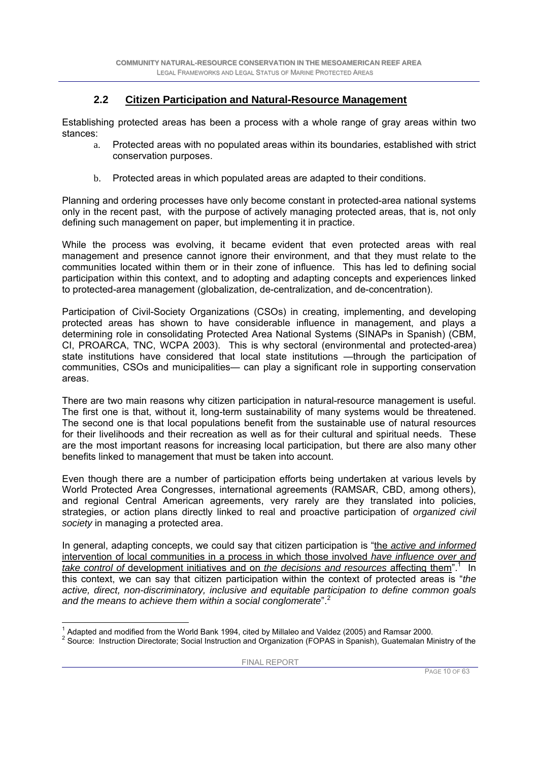## 2.2 Citizen Participation and Natural-Resource Management

Establishing protected areas has been a process with a whole range of gray areas within two stances:

a. Protected areas with no populated areas within its boundaries, established with strict conservation purposes.

b. Protected areas in which populated areas are adapted to their conditions.

Planning and ordering processes have only become constant in protected-area national systems only in the recent past, with the purpose of actively managing protected areas, that is, not only defining such management on paper, but implementing it in practice.

While the process was evolving, it became evident that even protected areas with real management and presence cannot ignore their environment, and that they must relate to the communities located within them or in their zone of influence. This has led to defining social participation within this context, and to adopting and adapting concepts and experiences linked to protected-area management (globalization, de-centralization, and de-concentration).

Participation of Civil-Society Organizations (CSOs) in creating, implementing, and developing protected areas has shown to have considerable influence in management, and plays a determining role in consolidating Protected Area National Systems (SINAPs in Spanish) (CBM, CI, PROARCA, TNC, WCPA 2003). This is why sectoral (environmental and protected-area) state institutions have considered that local state institutions —through the participation of communities, CSOs and municipalities— can play a significant role in supporting conservation areas.

There are two main reasons why citizen participation in natural-resource management is useful. The first one is that, without it, long-term sustainability of many systems would be threatened. The second one is that local populations benefit from the sustainable use of natural resources for their livelihoods and their recreation as well as for their cultural and spiritual needs. These are the most important reasons for increasing local participation, but there are also many other benefits linked to management that must be taken into account.

Even though there are a number of participation efforts being undertaken at various levels by World Protected Area Congresses, international agreements (RAMSAR, CBD, among others), and regional Central American agreements, very rarely are they translated into policies, strategies, or action plans directly linked to real and proactive participation of *organized civil society* in managing a protected area.

In general, adapting concepts, we could say that citizen participation is "the *active and informed* intervention of local communities in a process in which those involved *have influence over and take control of* development initiatives and on *the decisions and resources* affecting them".[1] In this context, we can say that citizen participation within the context of protected areas is "*the active, direct, non-discriminatory, inclusive and equitable participation to define common goals and the means to achieve them within a social conglomerate*".[2]

---

[1] Adapted and modified from the World Bank 1994, cited by Millaleo and Valdez (2005) and Ramsar 2000.

[2] Source: Instruction Directorate; Social Instruction and Organization (FOPAS in Spanish), Guatemalan Ministry of the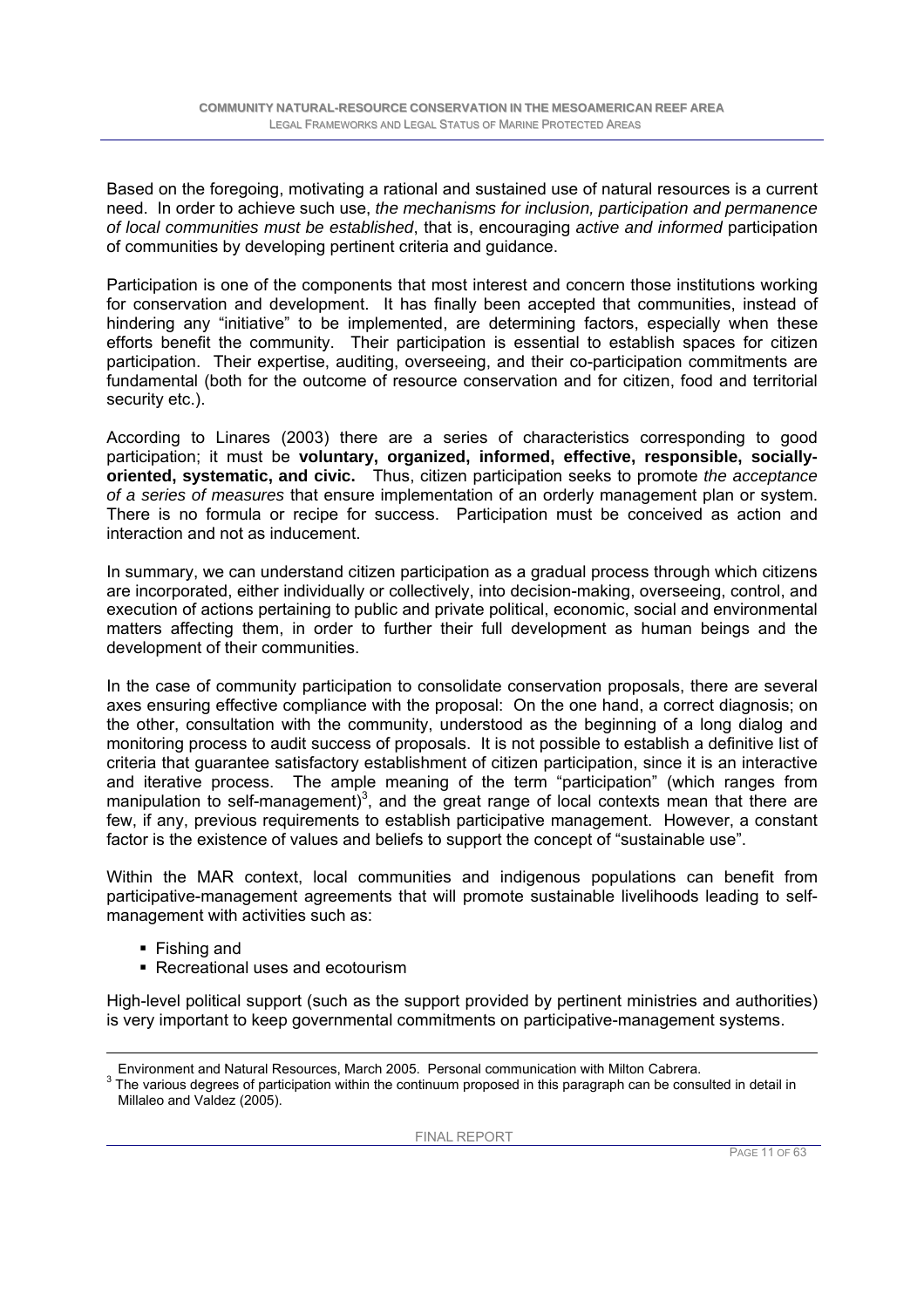Based on the foregoing, motivating a rational and sustained use of natural resources is a current need. In order to achieve such use, *the mechanisms for inclusion, participation and permanence of local communities must be established*, that is, encouraging *active and informed* participation of communities by developing pertinent criteria and guidance.

Participation is one of the components that most interest and concern those institutions working for conservation and development. It has finally been accepted that communities, instead of hindering any "initiative" to be implemented, are determining factors, especially when these efforts benefit the community. Their participation is essential to establish spaces for citizen participation. Their expertise, auditing, overseeing, and their co-participation commitments are fundamental (both for the outcome of resource conservation and for citizen, food and territorial security etc.).

According to Linares (2003) there are a series of characteristics corresponding to good participation; it must be **voluntary, organized, informed, effective, responsible, socially-oriented, systematic, and civic.** Thus, citizen participation seeks to promote *the acceptance of a series of measures* that ensure implementation of an orderly management plan or system. There is no formula or recipe for success. Participation must be conceived as action and interaction and not as inducement.

In summary, we can understand citizen participation as a gradual process through which citizens are incorporated, either individually or collectively, into decision-making, overseeing, control, and execution of actions pertaining to public and private political, economic, social and environmental matters affecting them, in order to further their full development as human beings and the development of their communities.

In the case of community participation to consolidate conservation proposals, there are several axes ensuring effective compliance with the proposal: On the one hand, a correct diagnosis; on the other, consultation with the community, understood as the beginning of a long dialog and monitoring process to audit success of proposals. It is not possible to establish a definitive list of criteria that guarantee satisfactory establishment of citizen participation, since it is an interactive and iterative process. The ample meaning of the term "participation" (which ranges from manipulation to self-management)[3], and the great range of local contexts mean that there are few, if any, previous requirements to establish participative management. However, a constant factor is the existence of values and beliefs to support the concept of "sustainable use".

Within the MAR context, local communities and indigenous populations can benefit from participative-management agreements that will promote sustainable livelihoods leading to self-management with activities such as:

- Fishing and
- Recreational uses and ecotourism

High-level political support (such as the support provided by pertinent ministries and authorities) is very important to keep governmental commitments on participative-management systems.

---

Environment and Natural Resources, March 2005. Personal communication with Milton Cabrera.

[3] The various degrees of participation within the continuum proposed in this paragraph can be consulted in detail in Millaleo and Valdez (2005).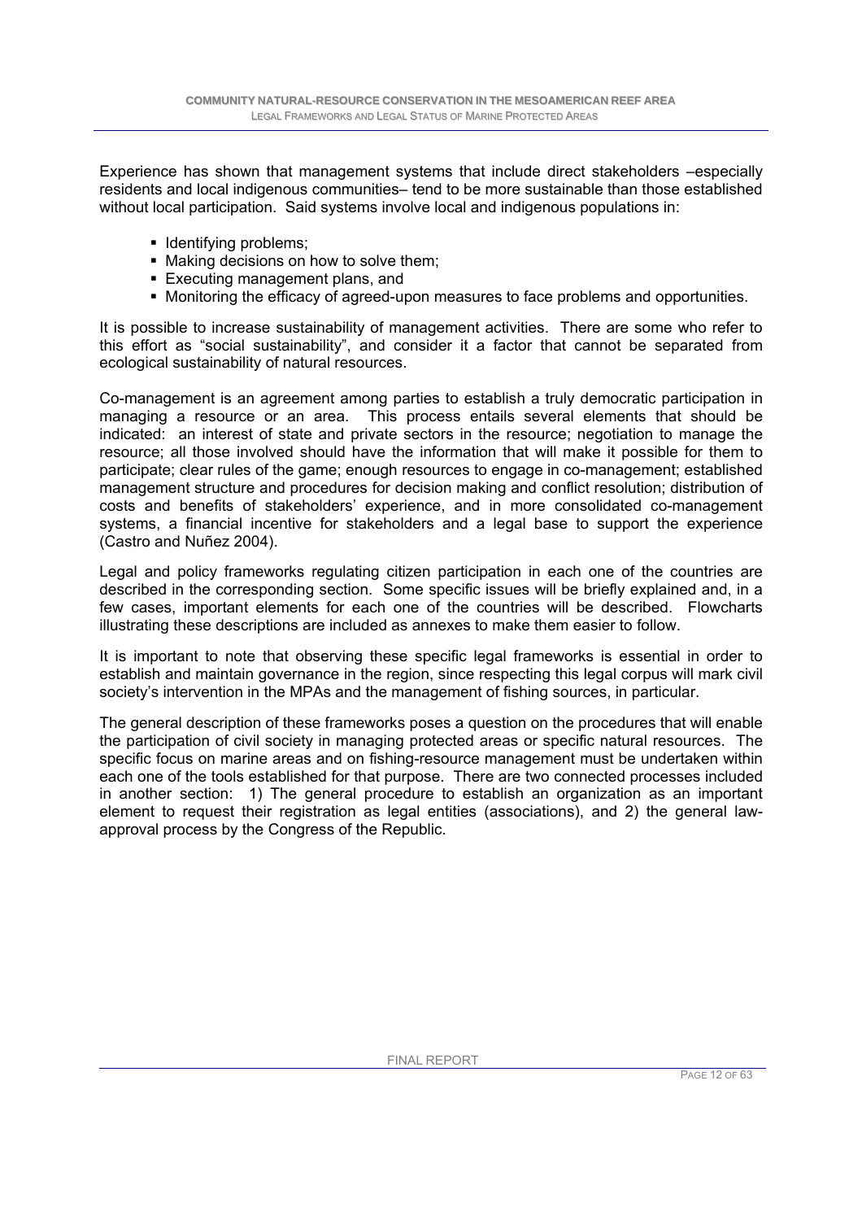Experience has shown that management systems that include direct stakeholders –especially residents and local indigenous communities– tend to be more sustainable than those established without local participation. Said systems involve local and indigenous populations in:

- Identifying problems;
- Making decisions on how to solve them;
- Executing management plans, and
- Monitoring the efficacy of agreed-upon measures to face problems and opportunities.

It is possible to increase sustainability of management activities. There are some who refer to this effort as "social sustainability", and consider it a factor that cannot be separated from ecological sustainability of natural resources.

Co-management is an agreement among parties to establish a truly democratic participation in managing a resource or an area. This process entails several elements that should be indicated: an interest of state and private sectors in the resource; negotiation to manage the resource; all those involved should have the information that will make it possible for them to participate; clear rules of the game; enough resources to engage in co-management; established management structure and procedures for decision making and conflict resolution; distribution of costs and benefits of stakeholders' experience, and in more consolidated co-management systems, a financial incentive for stakeholders and a legal base to support the experience (Castro and Nuñez 2004).

Legal and policy frameworks regulating citizen participation in each one of the countries are described in the corresponding section. Some specific issues will be briefly explained and, in a few cases, important elements for each one of the countries will be described. Flowcharts illustrating these descriptions are included as annexes to make them easier to follow.

It is important to note that observing these specific legal frameworks is essential in order to establish and maintain governance in the region, since respecting this legal corpus will mark civil society's intervention in the MPAs and the management of fishing sources, in particular.

The general description of these frameworks poses a question on the procedures that will enable the participation of civil society in managing protected areas or specific natural resources. The specific focus on marine areas and on fishing-resource management must be undertaken within each one of the tools established for that purpose. There are two connected processes included in another section: 1) The general procedure to establish an organization as an important element to request their registration as legal entities (associations), and 2) the general law-approval process by the Congress of the Republic.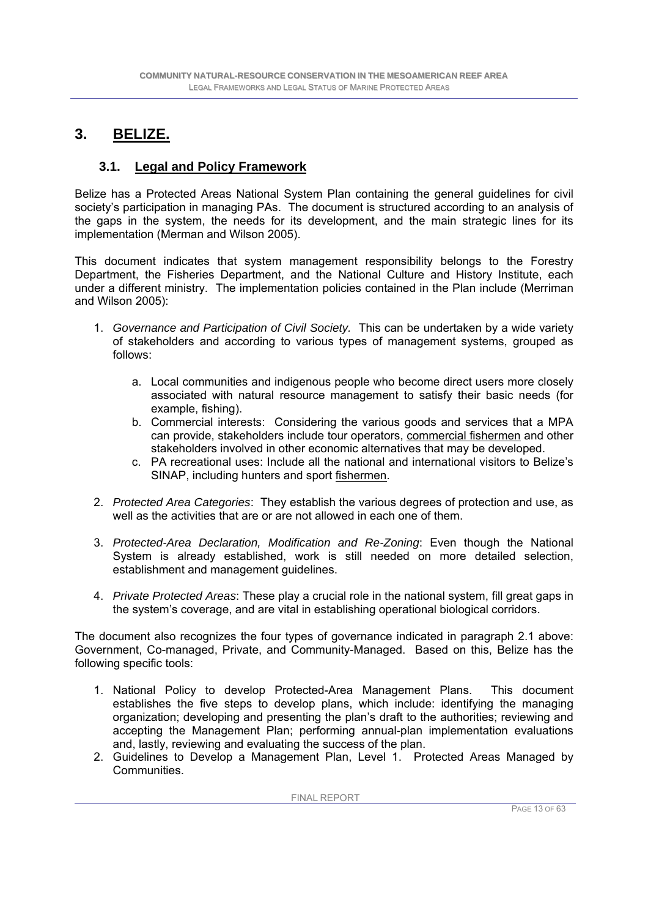# 3. BELIZE.

## 3.1. Legal and Policy Framework

Belize has a Protected Areas National System Plan containing the general guidelines for civil society's participation in managing PAs. The document is structured according to an analysis of the gaps in the system, the needs for its development, and the main strategic lines for its implementation (Merman and Wilson 2005).

This document indicates that system management responsibility belongs to the Forestry Department, the Fisheries Department, and the National Culture and History Institute, each under a different ministry. The implementation policies contained in the Plan include (Merriman and Wilson 2005):

1. *Governance and Participation of Civil Society.* This can be undertaken by a wide variety of stakeholders and according to various types of management systems, grouped as follows:
   a. Local communities and indigenous people who become direct users more closely associated with natural resource management to satisfy their basic needs (for example, fishing).
   b. Commercial interests: Considering the various goods and services that a MPA can provide, stakeholders include tour operators, commercial fishermen and other stakeholders involved in other economic alternatives that may be developed.
   c. PA recreational uses: Include all the national and international visitors to Belize's SINAP, including hunters and sport fishermen.
2. *Protected Area Categories*: They establish the various degrees of protection and use, as well as the activities that are or are not allowed in each one of them.
3. *Protected-Area Declaration, Modification and Re-Zoning*: Even though the National System is already established, work is still needed on more detailed selection, establishment and management guidelines.
4. *Private Protected Areas*: These play a crucial role in the national system, fill great gaps in the system's coverage, and are vital in establishing operational biological corridors.

The document also recognizes the four types of governance indicated in paragraph 2.1 above: Government, Co-managed, Private, and Community-Managed. Based on this, Belize has the following specific tools:

1. National Policy to develop Protected-Area Management Plans. This document establishes the five steps to develop plans, which include: identifying the managing organization; developing and presenting the plan's draft to the authorities; reviewing and accepting the Management Plan; performing annual-plan implementation evaluations and, lastly, reviewing and evaluating the success of the plan.
2. Guidelines to Develop a Management Plan, Level 1. Protected Areas Managed by Communities.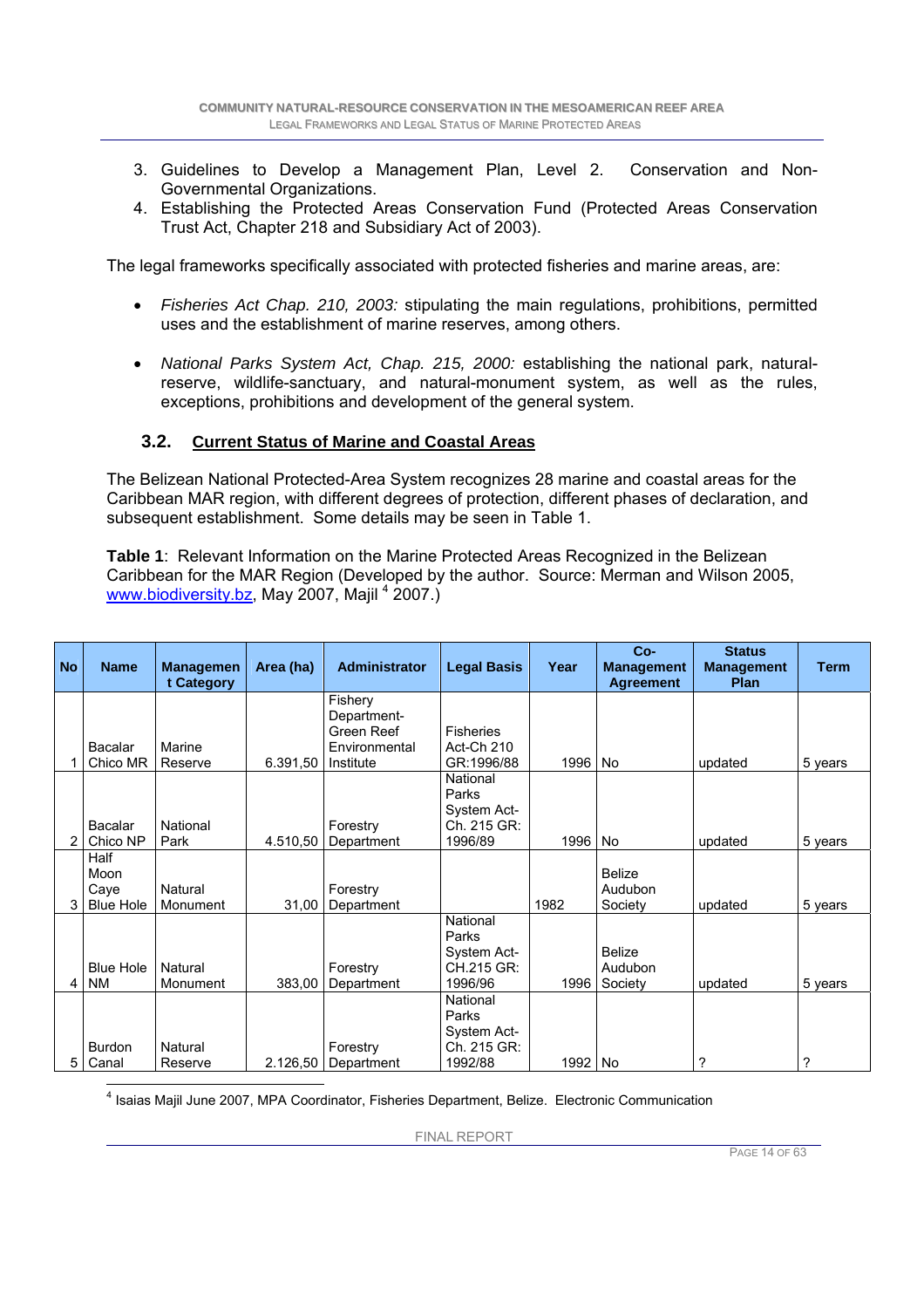3. Guidelines to Develop a Management Plan, Level 2. Conservation and Non-Governmental Organizations.
4. Establishing the Protected Areas Conservation Fund (Protected Areas Conservation Trust Act, Chapter 218 and Subsidiary Act of 2003).

The legal frameworks specifically associated with protected fisheries and marine areas, are:

- *Fisheries Act Chap. 210, 2003:* stipulating the main regulations, prohibitions, permitted uses and the establishment of marine reserves, among others.

- *National Parks System Act, Chap. 215, 2000:* establishing the national park, natural-reserve, wildlife-sanctuary, and natural-monument system, as well as the rules, exceptions, prohibitions and development of the general system.

### 3.2. Current Status of Marine and Coastal Areas

The Belizean National Protected-Area System recognizes 28 marine and coastal areas for the Caribbean MAR region, with different degrees of protection, different phases of declaration, and subsequent establishment. Some details may be seen in Table 1.

**Table 1**: Relevant Information on the Marine Protected Areas Recognized in the Belizean Caribbean for the MAR Region (Developed by the author. Source: Merman and Wilson 2005, www.biodiversity.bz, May 2007, Majil [4] 2007.)

| No | Name | Management Category | Area (ha) | Administrator | Legal Basis | Year | Co-Management Agreement | Status Management Plan | Term |
|---|---|---|---|---|---|---|---|---|---|
| 1 | Bacalar Chico MR | Marine Reserve | 6.391,50 | Fishery Department-Green Reef Environmental Institute | Fisheries Act-Ch 210 GR:1996/88 | 1996 | No | updated | 5 years |
| 2 | Bacalar Chico NP | National Park | 4.510,50 | Forestry Department | National Parks System Act-Ch. 215 GR: 1996/89 | 1996 | No | updated | 5 years |
| 3 | Half Moon Caye Blue Hole | Natural Monument | 31,00 | Forestry Department | | 1982 | Belize Audubon Society | updated | 5 years |
| 4 | Blue Hole NM | Natural Monument | 383,00 | Forestry Department | National Parks System Act-CH.215 GR: 1996/96 | 1996 | Belize Audubon Society | updated | 5 years |
| 5 | Burdon Canal | Natural Reserve | 2.126,50 | Forestry Department | National Parks System Act-Ch. 215 GR: 1992/88 | 1992 | No | ? | ? |

[4] Isaias Majil June 2007, MPA Coordinator, Fisheries Department, Belize. Electronic Communication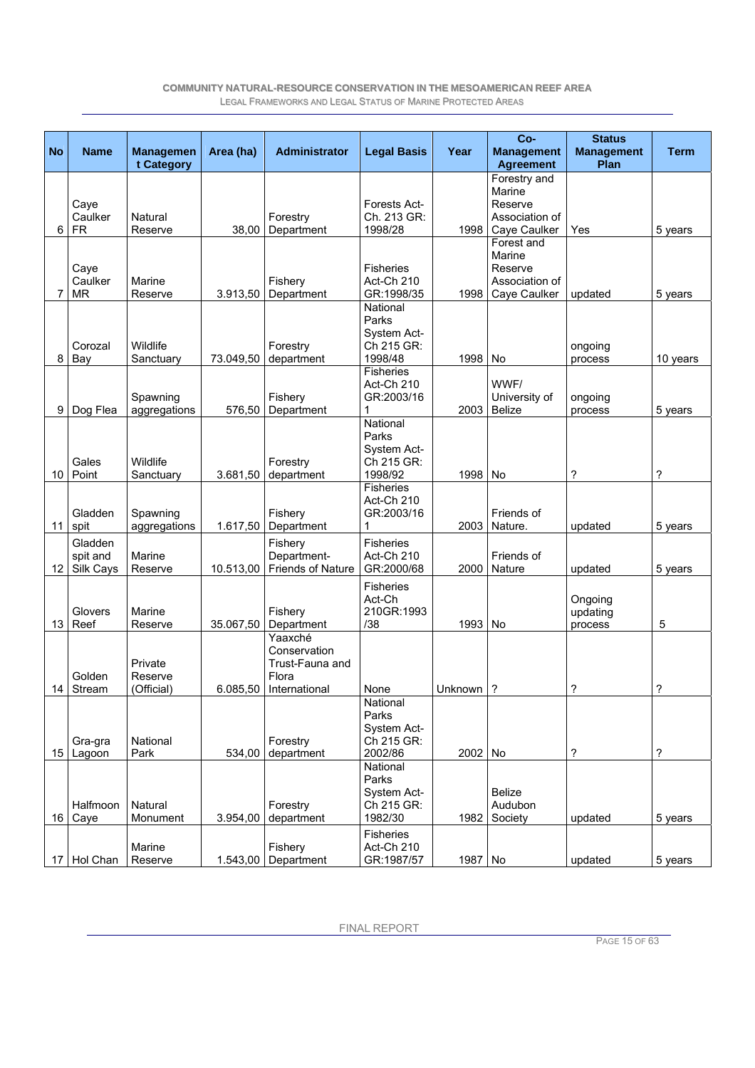| No | Name | Management Category | Area (ha) | Administrator | Legal Basis | Year | Co-Management Agreement | Status Management Plan | Term |
|---|---|---|---|---|---|---|---|---|---|
| 6 | Caye Caulker FR | Natural Reserve | 38,00 | Forestry Department | Forests Act-Ch. 213 GR: 1998/28 | 1998 | Forestry and Marine Reserve Association of Caye Caulker | Yes | 5 years |
| 7 | Caye Caulker MR | Marine Reserve | 3.913,50 | Fishery Department | Fisheries Act-Ch 210 GR:1998/35 | 1998 | Forest and Marine Reserve Association of Caye Caulker | updated | 5 years |
| 8 | Corozal Bay | Wildlife Sanctuary | 73.049,50 | Forestry department | National Parks System Act-Ch 215 GR: 1998/48 | 1998 | No | ongoing process | 10 years |
| 9 | Dog Flea | Spawning aggregations | 576,50 | Fishery Department | Fisheries Act-Ch 210 GR:2003/161 | 2003 | WWF/ University of Belize | ongoing process | 5 years |
| 10 | Gales Point | Wildlife Sanctuary | 3.681,50 | Forestry department | National Parks System Act-Ch 215 GR: 1998/92 | 1998 | No | ? | ? |
| 11 | Gladden spit | Spawning aggregations | 1.617,50 | Fishery Department | Fisheries Act-Ch 210 GR:2003/161 | 2003 | Friends of Nature. | updated | 5 years |
| 12 | Gladden spit and Silk Cays | Marine Reserve | 10.513,00 | Fishery Department- Friends of Nature | Fisheries Act-Ch 210 GR:2000/68 | 2000 | Friends of Nature | updated | 5 years |
| 13 | Glovers Reef | Marine Reserve | 35.067,50 | Fishery Department | Fisheries Act-Ch 210GR:1993/38 | 1993 | No | Ongoing updating process | 5 |
| 14 | Golden Stream | Private Reserve (Official) | 6.085,50 | Yaaxché Conservation Trust-Fauna and Flora International | None | Unknown | ? | ? | ? |
| 15 | Gra-gra Lagoon | National Park | 534,00 | Forestry department | National Parks System Act-Ch 215 GR: 2002/86 | 2002 | No | ? | ? |
| 16 | Halfmoon Caye | Natural Monument | 3.954,00 | Forestry department | National Parks System Act-Ch 215 GR: 1982/30 | 1982 | Belize Audubon Society | updated | 5 years |
| 17 | Hol Chan | Marine Reserve | 1.543,00 | Fishery Department | Fisheries Act-Ch 210 GR:1987/57 | 1987 | No | updated | 5 years |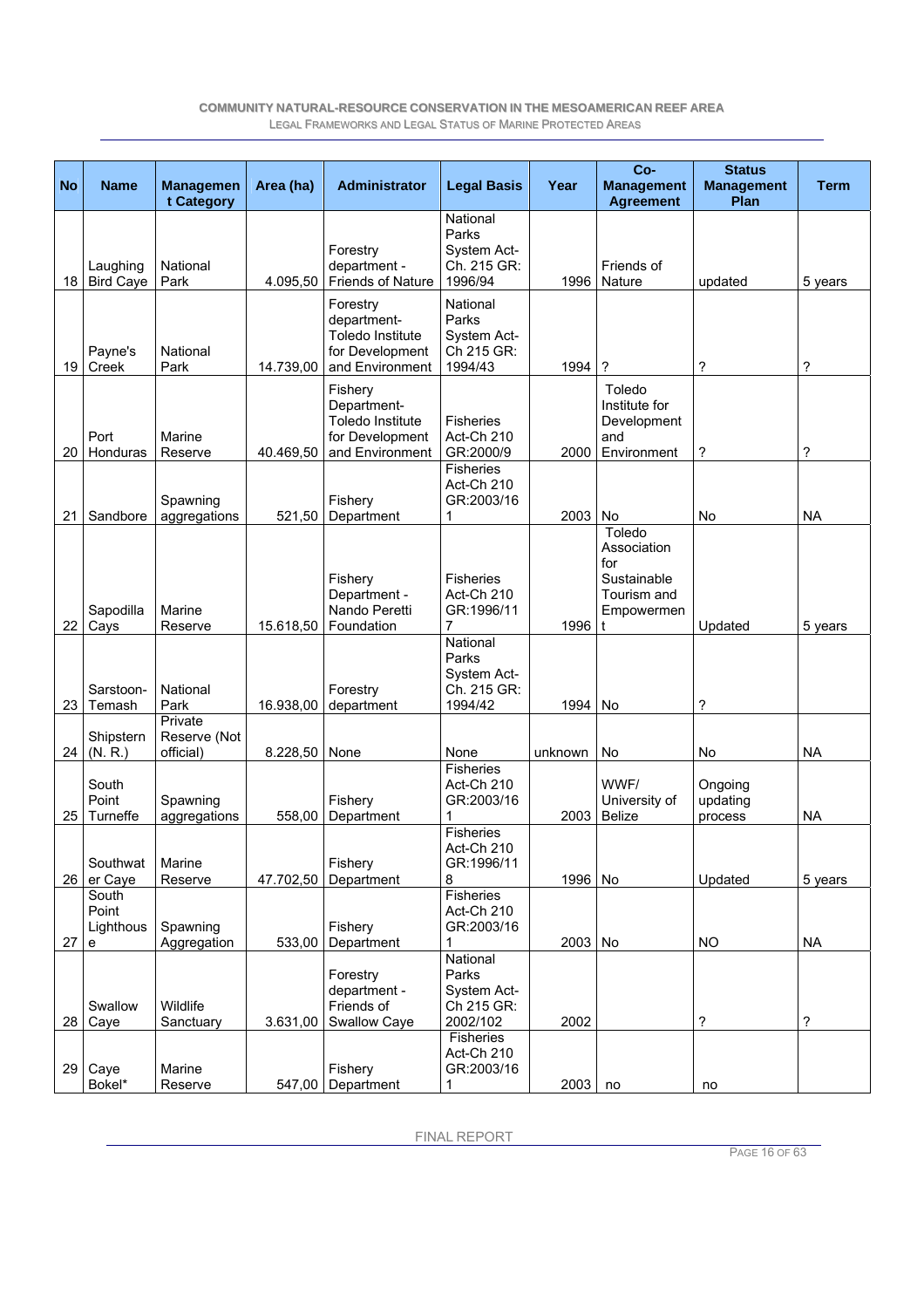| No | Name | Management Category | Area (ha) | Administrator | Legal Basis | Year | Co-Management Agreement | Status Management Plan | Term |
|---|---|---|---|---|---|---|---|---|---|
| 18 | Laughing Bird Caye | National Park | 4.095,50 | Forestry department - Friends of Nature | National Parks System Act- Ch. 215 GR: 1996/94 | 1996 | Friends of Nature | updated | 5 years |
| 19 | Payne's Creek | National Park | 14.739,00 | Forestry department- Toledo Institute for Development and Environment | National Parks System Act- Ch 215 GR: 1994/43 | 1994 | ? | ? | ? |
| 20 | Port Honduras | Marine Reserve | 40.469,50 | Fishery Department- Toledo Institute for Development and Environment | Fisheries Act-Ch 210 GR:2000/9 | 2000 | Toledo Institute for Development and Environment | ? | ? |
| 21 | Sandbore | Spawning aggregations | 521,50 | Fishery Department | Fisheries Act-Ch 210 GR:2003/161 | 2003 | No | No | NA |
| 22 | Sapodilla Cays | Marine Reserve | 15.618,50 | Fishery Department - Nando Peretti Foundation | Fisheries Act-Ch 210 GR:1996/117 | 1996 | Toledo Association for Sustainable Tourism and Empowerment | Updated | 5 years |
| 23 | Sarstoon-Temash | National Park | 16.938,00 | Forestry department | National Parks System Act- Ch. 215 GR: 1994/42 | 1994 | No | ? | |
| 24 | Shipstern (N. R.) | Private Reserve (Not official) | 8.228,50 | None | None | unknown | No | No | NA |
| 25 | South Point Turneffe | Spawning aggregations | 558,00 | Fishery Department | Fisheries Act-Ch 210 GR:2003/161 | 2003 | WWF/ University of Belize | Ongoing updating process | NA |
| 26 | Southwater Caye | Marine Reserve | 47.702,50 | Fishery Department | Fisheries Act-Ch 210 GR:1996/118 | 1996 | No | Updated | 5 years |
| 27 | South Point Lighthouse | Spawning Aggregation | 533,00 | Fishery Department | Fisheries Act-Ch 210 GR:2003/161 | 2003 | No | NO | NA |
| 28 | Swallow Caye | Wildlife Sanctuary | 3.631,00 | Forestry department - Friends of Swallow Caye | National Parks System Act- Ch 215 GR: 2002/102 | 2002 | | ? | ? |
| 29 | Caye Bokel* | Marine Reserve | 547,00 | Fishery Department | Fisheries Act-Ch 210 GR:2003/161 | 2003 | no | no | |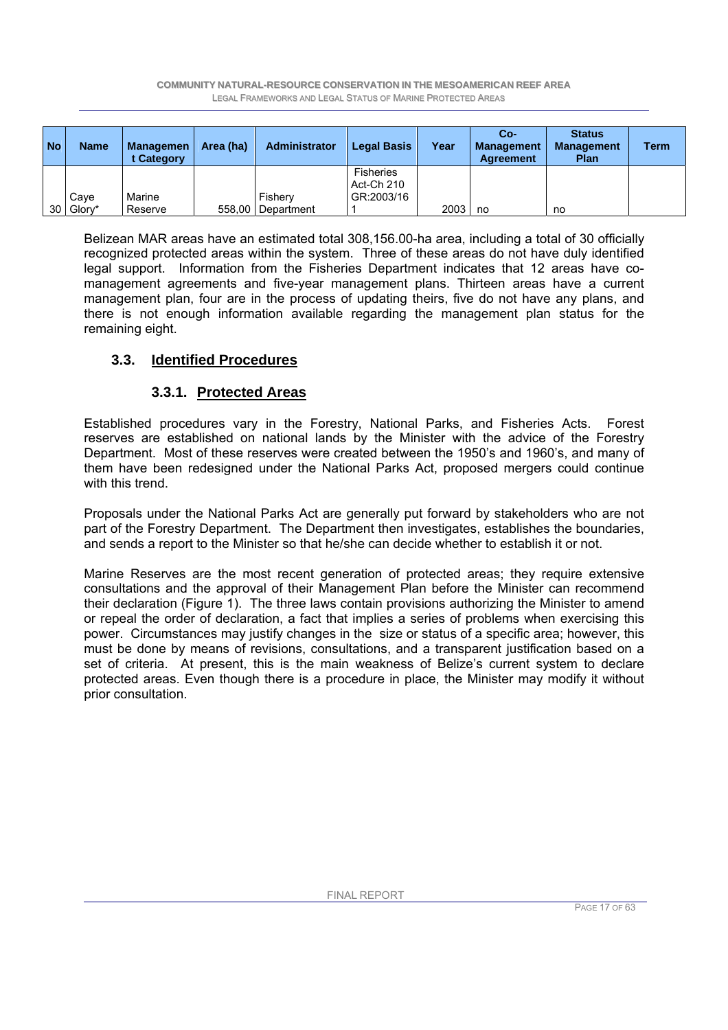| No | Name | Management Category | Area (ha) | Administrator | Legal Basis | Year | Co-Management Agreement | Status Management Plan | Term |
|---|---|---|---|---|---|---|---|---|---|
| 30 | Caye Glory* | Marine Reserve | 558,00 | Fishery Department | Fisheries Act-Ch 210 GR:2003/161 | 2003 | no | no | |

Belizean MAR areas have an estimated total 308,156.00-ha area, including a total of 30 officially recognized protected areas within the system. Three of these areas do not have duly identified legal support. Information from the Fisheries Department indicates that 12 areas have co-management agreements and five-year management plans. Thirteen areas have a current management plan, four are in the process of updating theirs, five do not have any plans, and there is not enough information available regarding the management plan status for the remaining eight.

## 3.3. Identified Procedures

### 3.3.1. Protected Areas

Established procedures vary in the Forestry, National Parks, and Fisheries Acts. Forest reserves are established on national lands by the Minister with the advice of the Forestry Department. Most of these reserves were created between the 1950's and 1960's, and many of them have been redesigned under the National Parks Act, proposed mergers could continue with this trend.

Proposals under the National Parks Act are generally put forward by stakeholders who are not part of the Forestry Department. The Department then investigates, establishes the boundaries, and sends a report to the Minister so that he/she can decide whether to establish it or not.

Marine Reserves are the most recent generation of protected areas; they require extensive consultations and the approval of their Management Plan before the Minister can recommend their declaration (Figure 1). The three laws contain provisions authorizing the Minister to amend or repeal the order of declaration, a fact that implies a series of problems when exercising this power. Circumstances may justify changes in the size or status of a specific area; however, this must be done by means of revisions, consultations, and a transparent justification based on a set of criteria. At present, this is the main weakness of Belize's current system to declare protected areas. Even though there is a procedure in place, the Minister may modify it without prior consultation.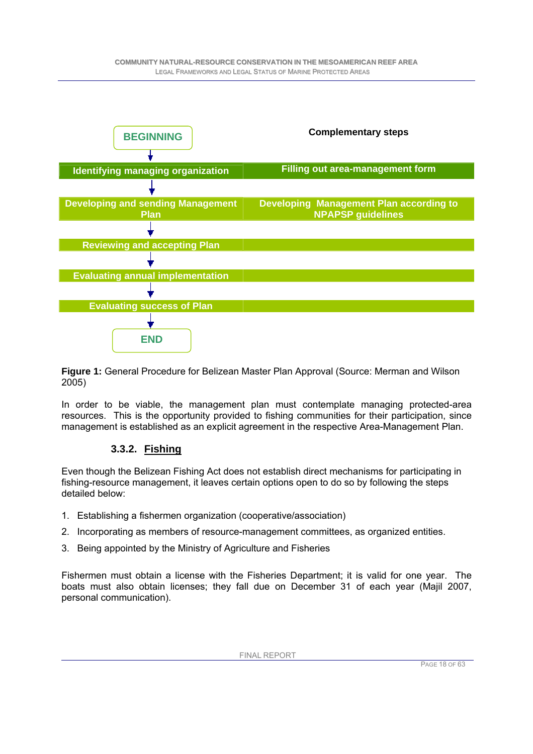| | Complementary steps |
|---|---|
| BEGINNING | |
| ↓ | |
| Identifying managing organization | Filling out area-management form |
| ↓ | |
| Developing and sending Management Plan | Developing Management Plan according to NPAPSP guidelines |
| ↓ | |
| Reviewing and accepting Plan | |
| ↓ | |
| Evaluating annual implementation | |
| ↓ | |
| Evaluating success of Plan | |
| ↓ | |
| END | |

**Figure 1:** General Procedure for Belizean Master Plan Approval (Source: Merman and Wilson 2005)

In order to be viable, the management plan must contemplate managing protected-area resources. This is the opportunity provided to fishing communities for their participation, since management is established as an explicit agreement in the respective Area-Management Plan.

### 3.3.2. Fishing

Even though the Belizean Fishing Act does not establish direct mechanisms for participating in fishing-resource management, it leaves certain options open to do so by following the steps detailed below:

1. Establishing a fishermen organization (cooperative/association)
2. Incorporating as members of resource-management committees, as organized entities.
3. Being appointed by the Ministry of Agriculture and Fisheries

Fishermen must obtain a license with the Fisheries Department; it is valid for one year. The boats must also obtain licenses; they fall due on December 31 of each year (Majil 2007, personal communication).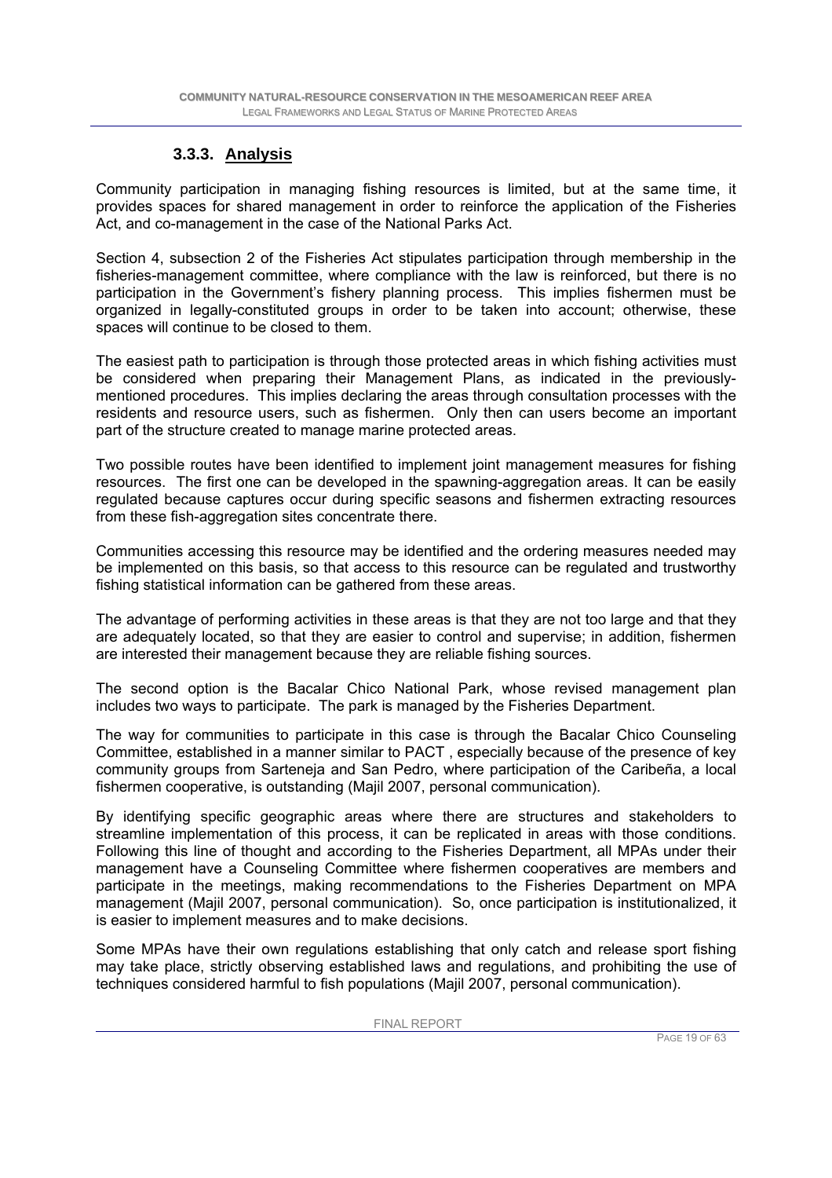### 3.3.3. Analysis

Community participation in managing fishing resources is limited, but at the same time, it provides spaces for shared management in order to reinforce the application of the Fisheries Act, and co-management in the case of the National Parks Act.

Section 4, subsection 2 of the Fisheries Act stipulates participation through membership in the fisheries-management committee, where compliance with the law is reinforced, but there is no participation in the Government's fishery planning process. This implies fishermen must be organized in legally-constituted groups in order to be taken into account; otherwise, these spaces will continue to be closed to them.

The easiest path to participation is through those protected areas in which fishing activities must be considered when preparing their Management Plans, as indicated in the previously-mentioned procedures. This implies declaring the areas through consultation processes with the residents and resource users, such as fishermen. Only then can users become an important part of the structure created to manage marine protected areas.

Two possible routes have been identified to implement joint management measures for fishing resources. The first one can be developed in the spawning-aggregation areas. It can be easily regulated because captures occur during specific seasons and fishermen extracting resources from these fish-aggregation sites concentrate there.

Communities accessing this resource may be identified and the ordering measures needed may be implemented on this basis, so that access to this resource can be regulated and trustworthy fishing statistical information can be gathered from these areas.

The advantage of performing activities in these areas is that they are not too large and that they are adequately located, so that they are easier to control and supervise; in addition, fishermen are interested their management because they are reliable fishing sources.

The second option is the Bacalar Chico National Park, whose revised management plan includes two ways to participate. The park is managed by the Fisheries Department.

The way for communities to participate in this case is through the Bacalar Chico Counseling Committee, established in a manner similar to PACT , especially because of the presence of key community groups from Sarteneja and San Pedro, where participation of the Caribeña, a local fishermen cooperative, is outstanding (Majil 2007, personal communication).

By identifying specific geographic areas where there are structures and stakeholders to streamline implementation of this process, it can be replicated in areas with those conditions. Following this line of thought and according to the Fisheries Department, all MPAs under their management have a Counseling Committee where fishermen cooperatives are members and participate in the meetings, making recommendations to the Fisheries Department on MPA management (Majil 2007, personal communication). So, once participation is institutionalized, it is easier to implement measures and to make decisions.

Some MPAs have their own regulations establishing that only catch and release sport fishing may take place, strictly observing established laws and regulations, and prohibiting the use of techniques considered harmful to fish populations (Majil 2007, personal communication).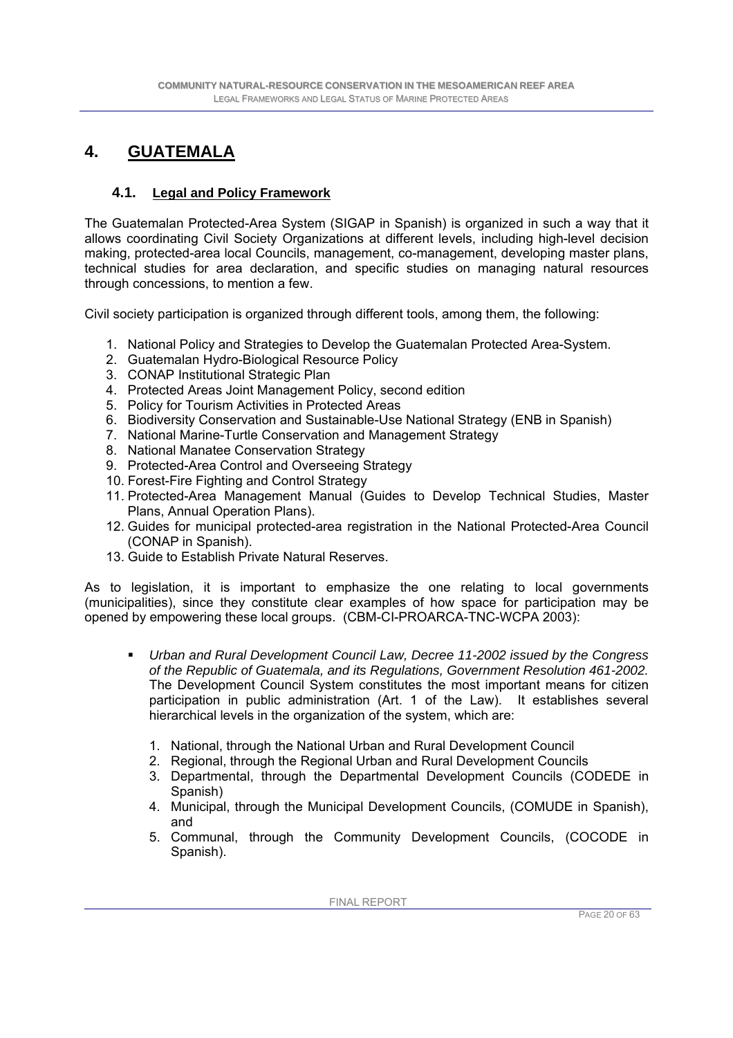# 4. GUATEMALA

## 4.1. Legal and Policy Framework

The Guatemalan Protected-Area System (SIGAP in Spanish) is organized in such a way that it allows coordinating Civil Society Organizations at different levels, including high-level decision making, protected-area local Councils, management, co-management, developing master plans, technical studies for area declaration, and specific studies on managing natural resources through concessions, to mention a few.

Civil society participation is organized through different tools, among them, the following:

1. National Policy and Strategies to Develop the Guatemalan Protected Area-System.
2. Guatemalan Hydro-Biological Resource Policy
3. CONAP Institutional Strategic Plan
4. Protected Areas Joint Management Policy, second edition
5. Policy for Tourism Activities in Protected Areas
6. Biodiversity Conservation and Sustainable-Use National Strategy (ENB in Spanish)
7. National Marine-Turtle Conservation and Management Strategy
8. National Manatee Conservation Strategy
9. Protected-Area Control and Overseeing Strategy
10. Forest-Fire Fighting and Control Strategy
11. Protected-Area Management Manual (Guides to Develop Technical Studies, Master Plans, Annual Operation Plans).
12. Guides for municipal protected-area registration in the National Protected-Area Council (CONAP in Spanish).
13. Guide to Establish Private Natural Reserves.

As to legislation, it is important to emphasize the one relating to local governments (municipalities), since they constitute clear examples of how space for participation may be opened by empowering these local groups. (CBM-CI-PROARCA-TNC-WCPA 2003):

- *Urban and Rural Development Council Law, Decree 11-2002 issued by the Congress of the Republic of Guatemala, and its Regulations, Government Resolution 461-2002.* The Development Council System constitutes the most important means for citizen participation in public administration (Art. 1 of the Law). It establishes several hierarchical levels in the organization of the system, which are:

  1. National, through the National Urban and Rural Development Council
  2. Regional, through the Regional Urban and Rural Development Councils
  3. Departmental, through the Departmental Development Councils (CODEDE in Spanish)
  4. Municipal, through the Municipal Development Councils, (COMUDE in Spanish), and
  5. Communal, through the Community Development Councils, (COCODE in Spanish).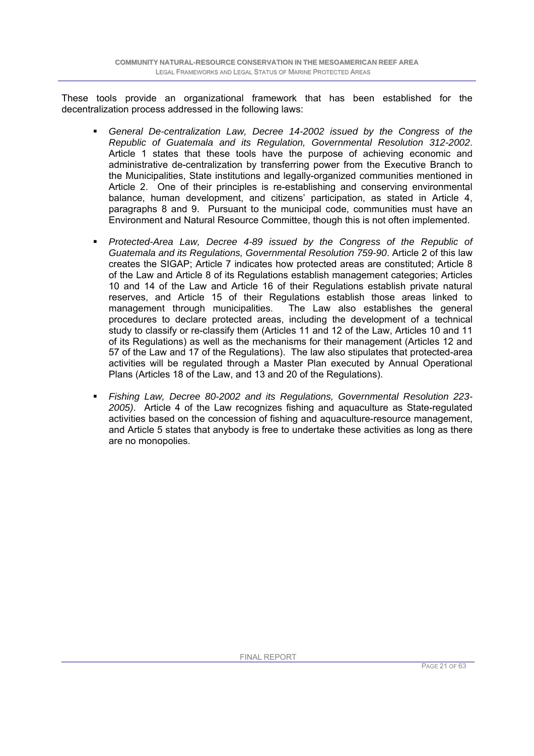These tools provide an organizational framework that has been established for the decentralization process addressed in the following laws:

- *General De-centralization Law, Decree 14-2002 issued by the Congress of the Republic of Guatemala and its Regulation, Governmental Resolution 312-2002*. Article 1 states that these tools have the purpose of achieving economic and administrative de-centralization by transferring power from the Executive Branch to the Municipalities, State institutions and legally-organized communities mentioned in Article 2. One of their principles is re-establishing and conserving environmental balance, human development, and citizens' participation, as stated in Article 4, paragraphs 8 and 9. Pursuant to the municipal code, communities must have an Environment and Natural Resource Committee, though this is not often implemented.

- *Protected-Area Law, Decree 4-89 issued by the Congress of the Republic of Guatemala and its Regulations, Governmental Resolution 759-90*. Article 2 of this law creates the SIGAP; Article 7 indicates how protected areas are constituted; Article 8 of the Law and Article 8 of its Regulations establish management categories; Articles 10 and 14 of the Law and Article 16 of their Regulations establish private natural reserves, and Article 15 of their Regulations establish those areas linked to management through municipalities. The Law also establishes the general procedures to declare protected areas, including the development of a technical study to classify or re-classify them (Articles 11 and 12 of the Law, Articles 10 and 11 of its Regulations) as well as the mechanisms for their management (Articles 12 and 57 of the Law and 17 of the Regulations). The law also stipulates that protected-area activities will be regulated through a Master Plan executed by Annual Operational Plans (Articles 18 of the Law, and 13 and 20 of the Regulations).

- *Fishing Law, Decree 80-2002 and its Regulations, Governmental Resolution 223-2005)*. Article 4 of the Law recognizes fishing and aquaculture as State-regulated activities based on the concession of fishing and aquaculture-resource management, and Article 5 states that anybody is free to undertake these activities as long as there are no monopolies.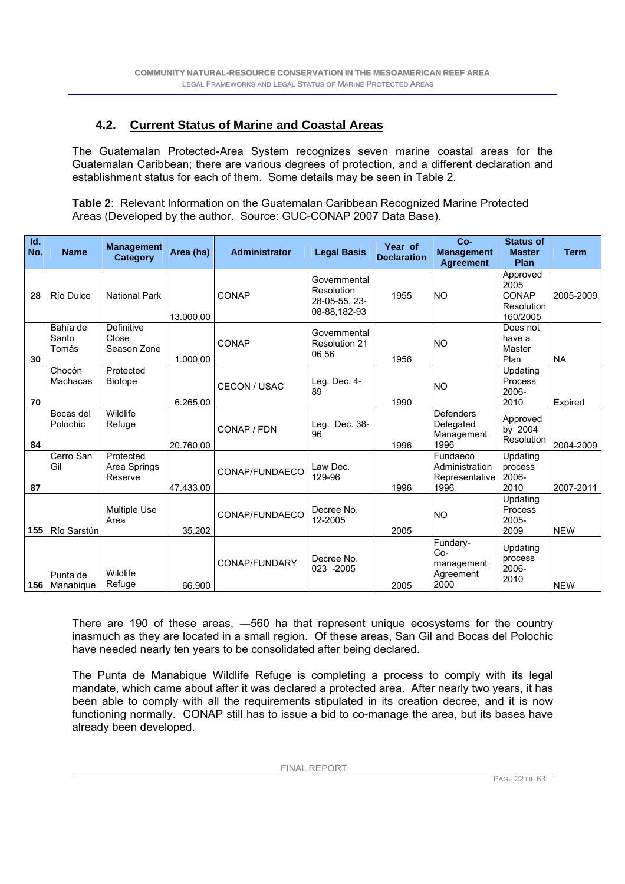## 4.2. Current Status of Marine and Coastal Areas

The Guatemalan Protected-Area System recognizes seven marine coastal areas for the Guatemalan Caribbean; there are various degrees of protection, and a different declaration and establishment status for each of them. Some details may be seen in Table 2.

**Table 2**: Relevant Information on the Guatemalan Caribbean Recognized Marine Protected Areas (Developed by the author. Source: GUC-CONAP 2007 Data Base).

| Id. No. | Name | Management Category | Area (ha) | Administrator | Legal Basis | Year of Declaration | Co-Management Agreement | Status of Master Plan | Term |
|---|---|---|---|---|---|---|---|---|---|
| 28 | Río Dulce | National Park | 13.000,00 | CONAP | Governmental Resolution 28-05-55, 23-08-88,182-93 | 1955 | NO | Approved 2005 CONAP Resolution 160/2005 | 2005-2009 |
| 30 | Bahía de Santo Tomás | Definitive Close Season Zone | 1.000,00 | CONAP | Governmental Resolution 21 06 56 | 1956 | NO | Does not have a Master Plan | NA |
| 70 | Chocón Machacas | Protected Biotope | 6.265,00 | CECON / USAC | Leg. Dec. 4-89 | 1990 | NO | Updating Process 2006-2010 | Expired |
| 84 | Bocas del Polochic | Wildlife Refuge | 20.760,00 | CONAP / FDN | Leg. Dec. 38-96 | 1996 | Defenders Delegated Management 1996 | Approved by 2004 Resolution | 2004-2009 |
| 87 | Cerro San Gil | Protected Area Springs Reserve | 47.433,00 | CONAP/FUNDAECO | Law Dec. 129-96 | 1996 | Fundaeco Administration Representative 1996 | Updating process 2006-2010 | 2007-2011 |
| 155 | Río Sarstún | Multiple Use Area | 35.202 | CONAP/FUNDAECO | Decree No. 12-2005 | 2005 | NO | Updating Process 2005-2009 | NEW |
| 156 | Punta de Manabique | Wildlife Refuge | 66.900 | CONAP/FUNDARY | Decree No. 023 -2005 | 2005 | Fundary- Co-management Agreement 2000 | Updating process 2006-2010 | NEW |

There are 190 of these areas, —560 ha that represent unique ecosystems for the country inasmuch as they are located in a small region. Of these areas, San Gil and Bocas del Polochic have needed nearly ten years to be consolidated after being declared.

The Punta de Manabique Wildlife Refuge is completing a process to comply with its legal mandate, which came about after it was declared a protected area. After nearly two years, it has been able to comply with all the requirements stipulated in its creation decree, and it is now functioning normally. CONAP still has to issue a bid to co-manage the area, but its bases have already been developed.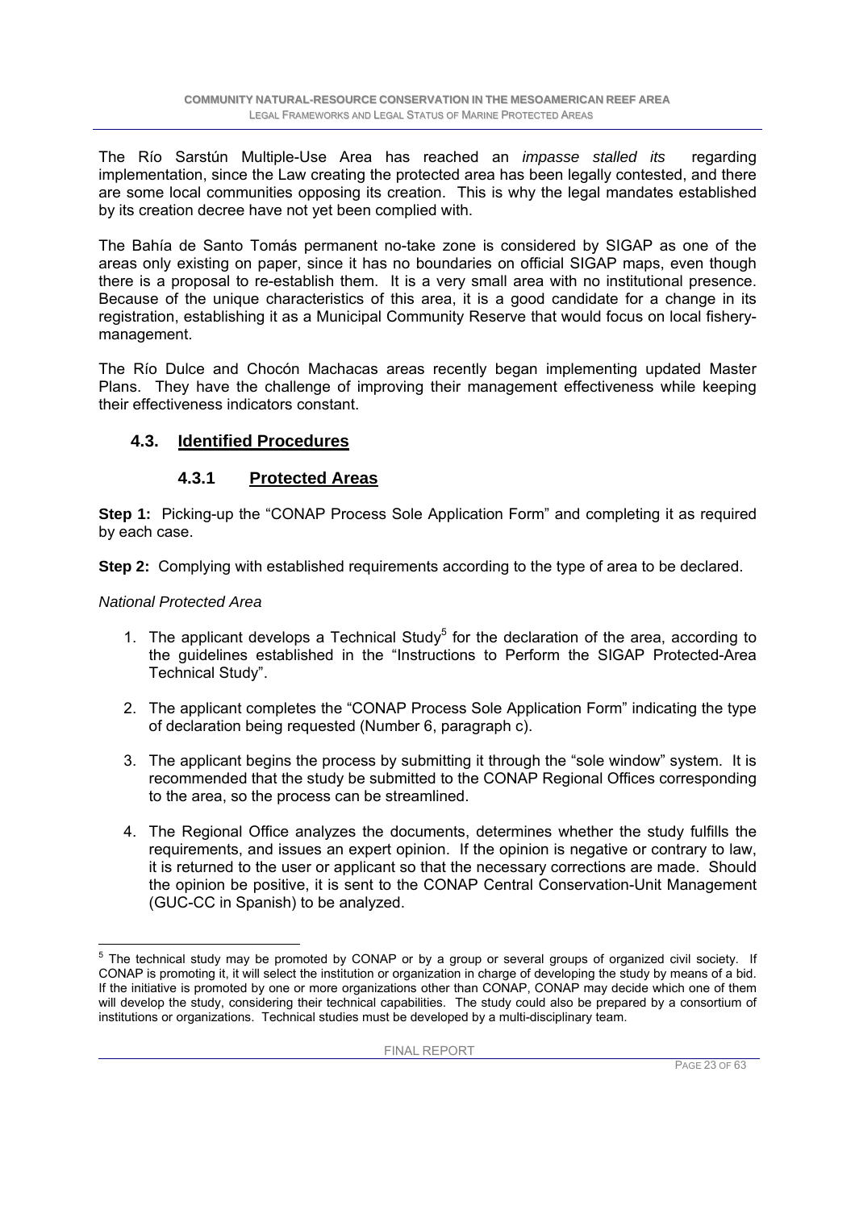The Río Sarstún Multiple-Use Area has reached an *impasse stalled its* regarding implementation, since the Law creating the protected area has been legally contested, and there are some local communities opposing its creation. This is why the legal mandates established by its creation decree have not yet been complied with.

The Bahía de Santo Tomás permanent no-take zone is considered by SIGAP as one of the areas only existing on paper, since it has no boundaries on official SIGAP maps, even though there is a proposal to re-establish them. It is a very small area with no institutional presence. Because of the unique characteristics of this area, it is a good candidate for a change in its registration, establishing it as a Municipal Community Reserve that would focus on local fishery-management.

The Río Dulce and Chocón Machacas areas recently began implementing updated Master Plans. They have the challenge of improving their management effectiveness while keeping their effectiveness indicators constant.

## 4.3. Identified Procedures

### 4.3.1 Protected Areas

**Step 1:** Picking-up the "CONAP Process Sole Application Form" and completing it as required by each case.

**Step 2:** Complying with established requirements according to the type of area to be declared.

*National Protected Area*

1. The applicant develops a Technical Study[5] for the declaration of the area, according to the guidelines established in the "Instructions to Perform the SIGAP Protected-Area Technical Study".
2. The applicant completes the "CONAP Process Sole Application Form" indicating the type of declaration being requested (Number 6, paragraph c).
3. The applicant begins the process by submitting it through the "sole window" system. It is recommended that the study be submitted to the CONAP Regional Offices corresponding to the area, so the process can be streamlined.
4. The Regional Office analyzes the documents, determines whether the study fulfills the requirements, and issues an expert opinion. If the opinion is negative or contrary to law, it is returned to the user or applicant so that the necessary corrections are made. Should the opinion be positive, it is sent to the CONAP Central Conservation-Unit Management (GUC-CC in Spanish) to be analyzed.

---

[5] The technical study may be promoted by CONAP or by a group or several groups of organized civil society. If CONAP is promoting it, it will select the institution or organization in charge of developing the study by means of a bid. If the initiative is promoted by one or more organizations other than CONAP, CONAP may decide which one of them will develop the study, considering their technical capabilities. The study could also be prepared by a consortium of institutions or organizations. Technical studies must be developed by a multi-disciplinary team.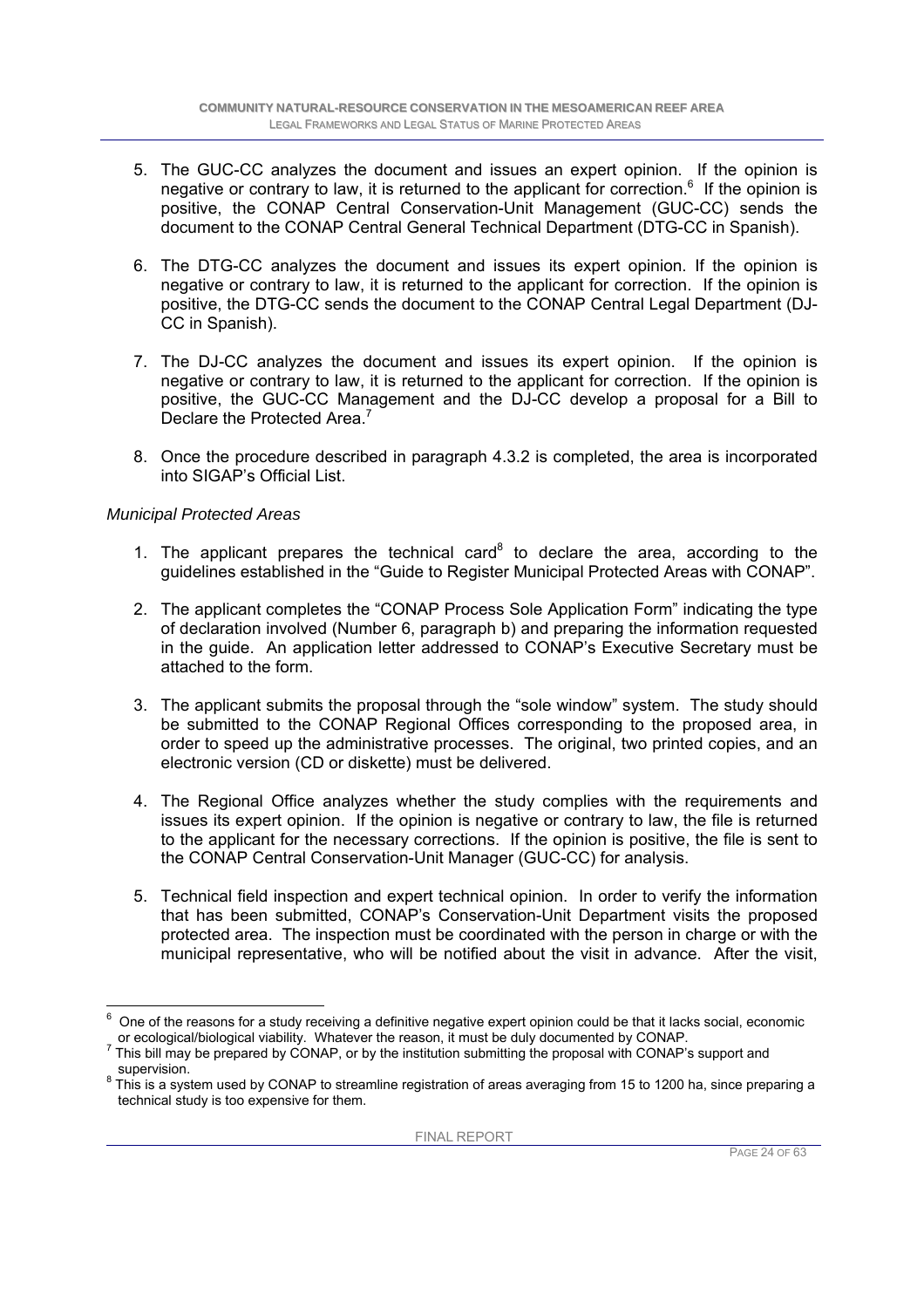5. The GUC-CC analyzes the document and issues an expert opinion. If the opinion is negative or contrary to law, it is returned to the applicant for correction.[6] If the opinion is positive, the CONAP Central Conservation-Unit Management (GUC-CC) sends the document to the CONAP Central General Technical Department (DTG-CC in Spanish).

6. The DTG-CC analyzes the document and issues its expert opinion. If the opinion is negative or contrary to law, it is returned to the applicant for correction. If the opinion is positive, the DTG-CC sends the document to the CONAP Central Legal Department (DJ-CC in Spanish).

7. The DJ-CC analyzes the document and issues its expert opinion. If the opinion is negative or contrary to law, it is returned to the applicant for correction. If the opinion is positive, the GUC-CC Management and the DJ-CC develop a proposal for a Bill to Declare the Protected Area.[7]

8. Once the procedure described in paragraph 4.3.2 is completed, the area is incorporated into SIGAP's Official List.

*Municipal Protected Areas*

1. The applicant prepares the technical card[8] to declare the area, according to the guidelines established in the "Guide to Register Municipal Protected Areas with CONAP".

2. The applicant completes the "CONAP Process Sole Application Form" indicating the type of declaration involved (Number 6, paragraph b) and preparing the information requested in the guide. An application letter addressed to CONAP's Executive Secretary must be attached to the form.

3. The applicant submits the proposal through the "sole window" system. The study should be submitted to the CONAP Regional Offices corresponding to the proposed area, in order to speed up the administrative processes. The original, two printed copies, and an electronic version (CD or diskette) must be delivered.

4. The Regional Office analyzes whether the study complies with the requirements and issues its expert opinion. If the opinion is negative or contrary to law, the file is returned to the applicant for the necessary corrections. If the opinion is positive, the file is sent to the CONAP Central Conservation-Unit Manager (GUC-CC) for analysis.

5. Technical field inspection and expert technical opinion. In order to verify the information that has been submitted, CONAP's Conservation-Unit Department visits the proposed protected area. The inspection must be coordinated with the person in charge or with the municipal representative, who will be notified about the visit in advance. After the visit,

---

[6] One of the reasons for a study receiving a definitive negative expert opinion could be that it lacks social, economic or ecological/biological viability. Whatever the reason, it must be duly documented by CONAP.

[7] This bill may be prepared by CONAP, or by the institution submitting the proposal with CONAP's support and supervision.

[8] This is a system used by CONAP to streamline registration of areas averaging from 15 to 1200 ha, since preparing a technical study is too expensive for them.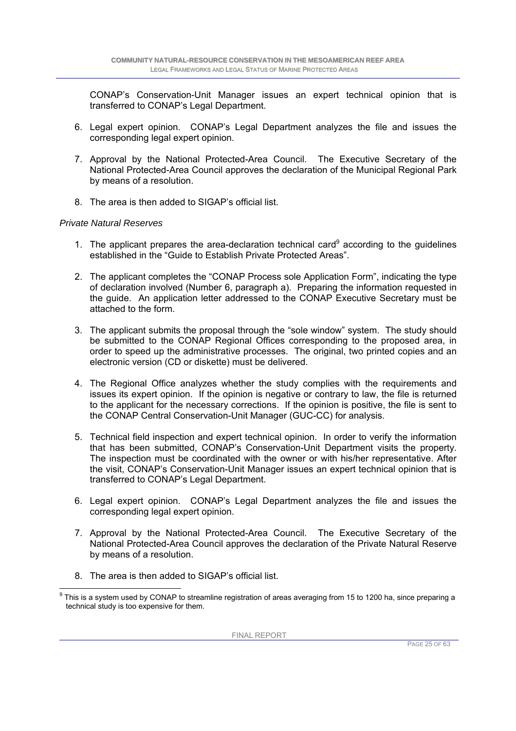CONAP's Conservation-Unit Manager issues an expert technical opinion that is transferred to CONAP's Legal Department.

6. Legal expert opinion. CONAP's Legal Department analyzes the file and issues the corresponding legal expert opinion.

7. Approval by the National Protected-Area Council. The Executive Secretary of the National Protected-Area Council approves the declaration of the Municipal Regional Park by means of a resolution.

8. The area is then added to SIGAP's official list.

*Private Natural Reserves*

1. The applicant prepares the area-declaration technical card[9] according to the guidelines established in the "Guide to Establish Private Protected Areas".

2. The applicant completes the "CONAP Process sole Application Form", indicating the type of declaration involved (Number 6, paragraph a). Preparing the information requested in the guide. An application letter addressed to the CONAP Executive Secretary must be attached to the form.

3. The applicant submits the proposal through the "sole window" system. The study should be submitted to the CONAP Regional Offices corresponding to the proposed area, in order to speed up the administrative processes. The original, two printed copies and an electronic version (CD or diskette) must be delivered.

4. The Regional Office analyzes whether the study complies with the requirements and issues its expert opinion. If the opinion is negative or contrary to law, the file is returned to the applicant for the necessary corrections. If the opinion is positive, the file is sent to the CONAP Central Conservation-Unit Manager (GUC-CC) for analysis.

5. Technical field inspection and expert technical opinion. In order to verify the information that has been submitted, CONAP's Conservation-Unit Department visits the property. The inspection must be coordinated with the owner or with his/her representative. After the visit, CONAP's Conservation-Unit Manager issues an expert technical opinion that is transferred to CONAP's Legal Department.

6. Legal expert opinion. CONAP's Legal Department analyzes the file and issues the corresponding legal expert opinion.

7. Approval by the National Protected-Area Council. The Executive Secretary of the National Protected-Area Council approves the declaration of the Private Natural Reserve by means of a resolution.

8. The area is then added to SIGAP's official list.

[9] This is a system used by CONAP to streamline registration of areas averaging from 15 to 1200 ha, since preparing a technical study is too expensive for them.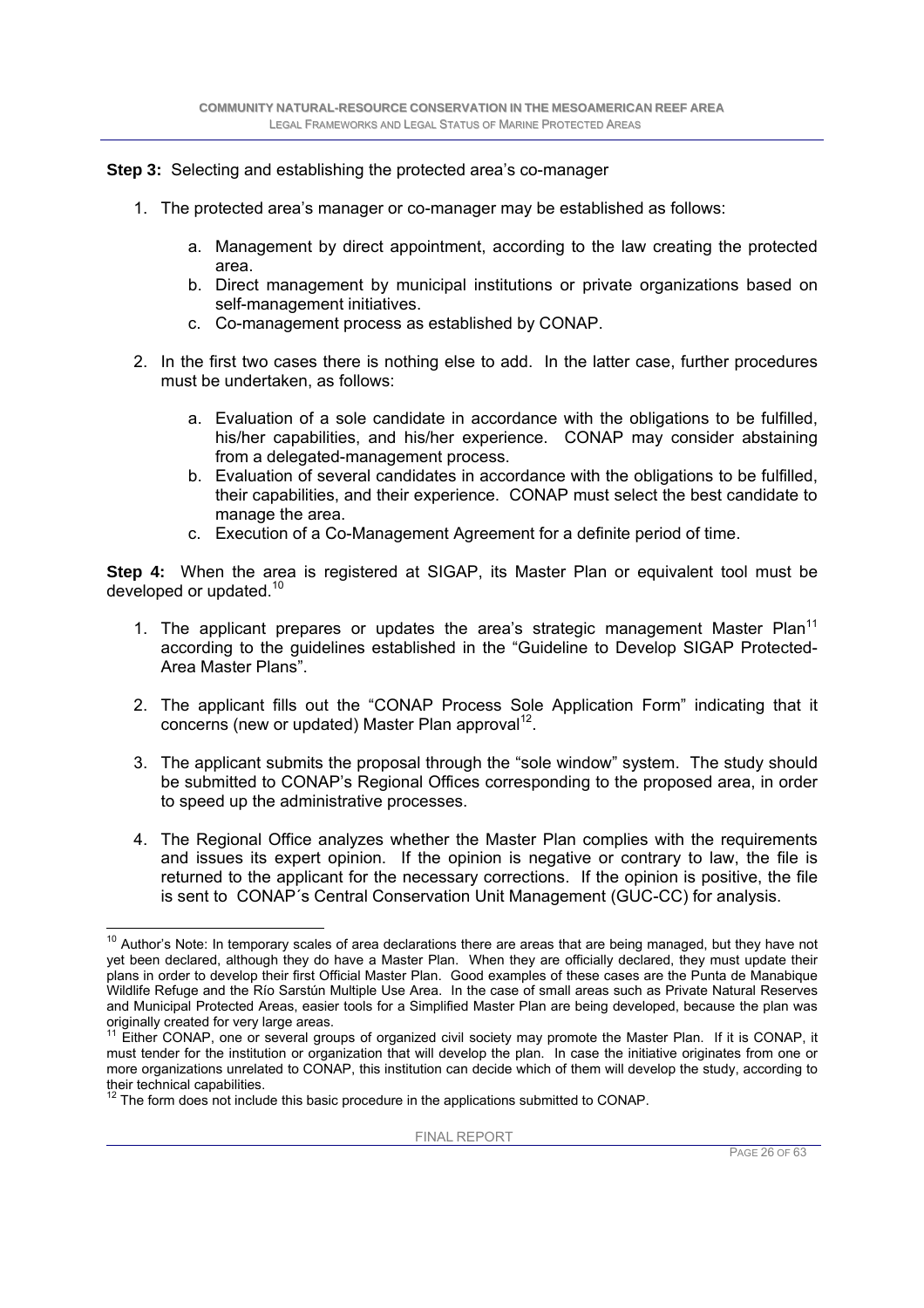**Step 3:** Selecting and establishing the protected area's co-manager

1. The protected area's manager or co-manager may be established as follows:

    a. Management by direct appointment, according to the law creating the protected area.
    b. Direct management by municipal institutions or private organizations based on self-management initiatives.
    c. Co-management process as established by CONAP.

2. In the first two cases there is nothing else to add. In the latter case, further procedures must be undertaken, as follows:

    a. Evaluation of a sole candidate in accordance with the obligations to be fulfilled, his/her capabilities, and his/her experience. CONAP may consider abstaining from a delegated-management process.
    b. Evaluation of several candidates in accordance with the obligations to be fulfilled, their capabilities, and their experience. CONAP must select the best candidate to manage the area.
    c. Execution of a Co-Management Agreement for a definite period of time.

**Step 4:** When the area is registered at SIGAP, its Master Plan or equivalent tool must be developed or updated.[10]

1. The applicant prepares or updates the area's strategic management Master Plan[11] according to the guidelines established in the "Guideline to Develop SIGAP Protected-Area Master Plans".

2. The applicant fills out the "CONAP Process Sole Application Form" indicating that it concerns (new or updated) Master Plan approval[12].

3. The applicant submits the proposal through the "sole window" system. The study should be submitted to CONAP's Regional Offices corresponding to the proposed area, in order to speed up the administrative processes.

4. The Regional Office analyzes whether the Master Plan complies with the requirements and issues its expert opinion. If the opinion is negative or contrary to law, the file is returned to the applicant for the necessary corrections. If the opinion is positive, the file is sent to CONAP´s Central Conservation Unit Management (GUC-CC) for analysis.

---

[10] Author's Note: In temporary scales of area declarations there are areas that are being managed, but they have not yet been declared, although they do have a Master Plan. When they are officially declared, they must update their plans in order to develop their first Official Master Plan. Good examples of these cases are the Punta de Manabique Wildlife Refuge and the Río Sarstún Multiple Use Area. In the case of small areas such as Private Natural Reserves and Municipal Protected Areas, easier tools for a Simplified Master Plan are being developed, because the plan was originally created for very large areas.

[11] Either CONAP, one or several groups of organized civil society may promote the Master Plan. If it is CONAP, it must tender for the institution or organization that will develop the plan. In case the initiative originates from one or more organizations unrelated to CONAP, this institution can decide which of them will develop the study, according to their technical capabilities.

[12] The form does not include this basic procedure in the applications submitted to CONAP.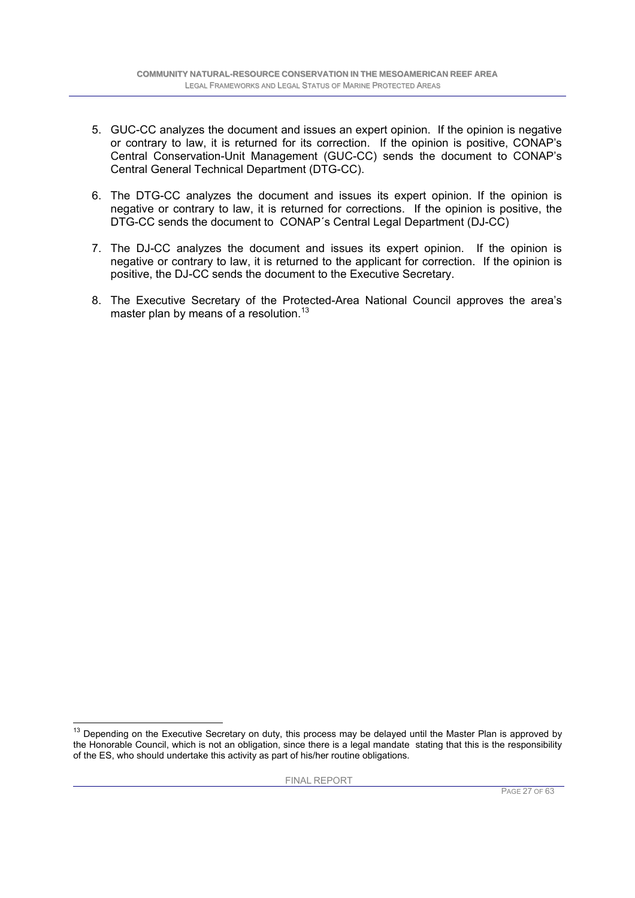5. GUC-CC analyzes the document and issues an expert opinion. If the opinion is negative or contrary to law, it is returned for its correction. If the opinion is positive, CONAP's Central Conservation-Unit Management (GUC-CC) sends the document to CONAP's Central General Technical Department (DTG-CC).

6. The DTG-CC analyzes the document and issues its expert opinion. If the opinion is negative or contrary to law, it is returned for corrections. If the opinion is positive, the DTG-CC sends the document to CONAP´s Central Legal Department (DJ-CC)

7. The DJ-CC analyzes the document and issues its expert opinion. If the opinion is negative or contrary to law, it is returned to the applicant for correction. If the opinion is positive, the DJ-CC sends the document to the Executive Secretary.

8. The Executive Secretary of the Protected-Area National Council approves the area's master plan by means of a resolution.[13]

---

[13] Depending on the Executive Secretary on duty, this process may be delayed until the Master Plan is approved by the Honorable Council, which is not an obligation, since there is a legal mandate stating that this is the responsibility of the ES, who should undertake this activity as part of his/her routine obligations.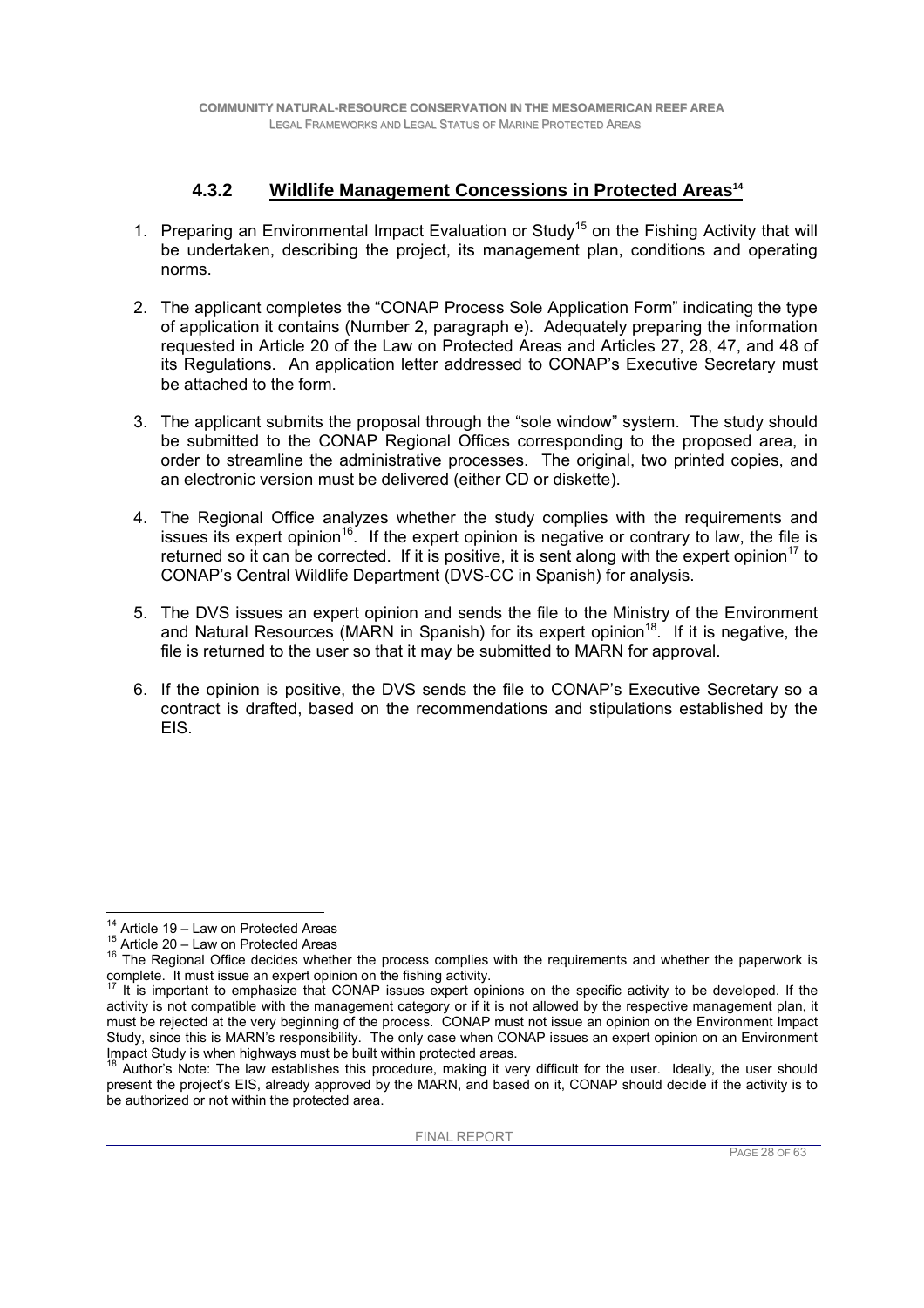### 4.3.2 Wildlife Management Concessions in Protected Areas[14]

1. Preparing an Environmental Impact Evaluation or Study[15] on the Fishing Activity that will be undertaken, describing the project, its management plan, conditions and operating norms.

2. The applicant completes the "CONAP Process Sole Application Form" indicating the type of application it contains (Number 2, paragraph e). Adequately preparing the information requested in Article 20 of the Law on Protected Areas and Articles 27, 28, 47, and 48 of its Regulations. An application letter addressed to CONAP's Executive Secretary must be attached to the form.

3. The applicant submits the proposal through the "sole window" system. The study should be submitted to the CONAP Regional Offices corresponding to the proposed area, in order to streamline the administrative processes. The original, two printed copies, and an electronic version must be delivered (either CD or diskette).

4. The Regional Office analyzes whether the study complies with the requirements and issues its expert opinion[16]. If the expert opinion is negative or contrary to law, the file is returned so it can be corrected. If it is positive, it is sent along with the expert opinion[17] to CONAP's Central Wildlife Department (DVS-CC in Spanish) for analysis.

5. The DVS issues an expert opinion and sends the file to the Ministry of the Environment and Natural Resources (MARN in Spanish) for its expert opinion[18]. If it is negative, the file is returned to the user so that it may be submitted to MARN for approval.

6. If the opinion is positive, the DVS sends the file to CONAP's Executive Secretary so a contract is drafted, based on the recommendations and stipulations established by the EIS.

---

[14] Article 19 – Law on Protected Areas

[15] Article 20 – Law on Protected Areas

[16] The Regional Office decides whether the process complies with the requirements and whether the paperwork is complete. It must issue an expert opinion on the fishing activity.

[17] It is important to emphasize that CONAP issues expert opinions on the specific activity to be developed. If the activity is not compatible with the management category or if it is not allowed by the respective management plan, it must be rejected at the very beginning of the process. CONAP must not issue an opinion on the Environment Impact Study, since this is MARN's responsibility. The only case when CONAP issues an expert opinion on an Environment Impact Study is when highways must be built within protected areas.

[18] Author's Note: The law establishes this procedure, making it very difficult for the user. Ideally, the user should present the project's EIS, already approved by the MARN, and based on it, CONAP should decide if the activity is to be authorized or not within the protected area.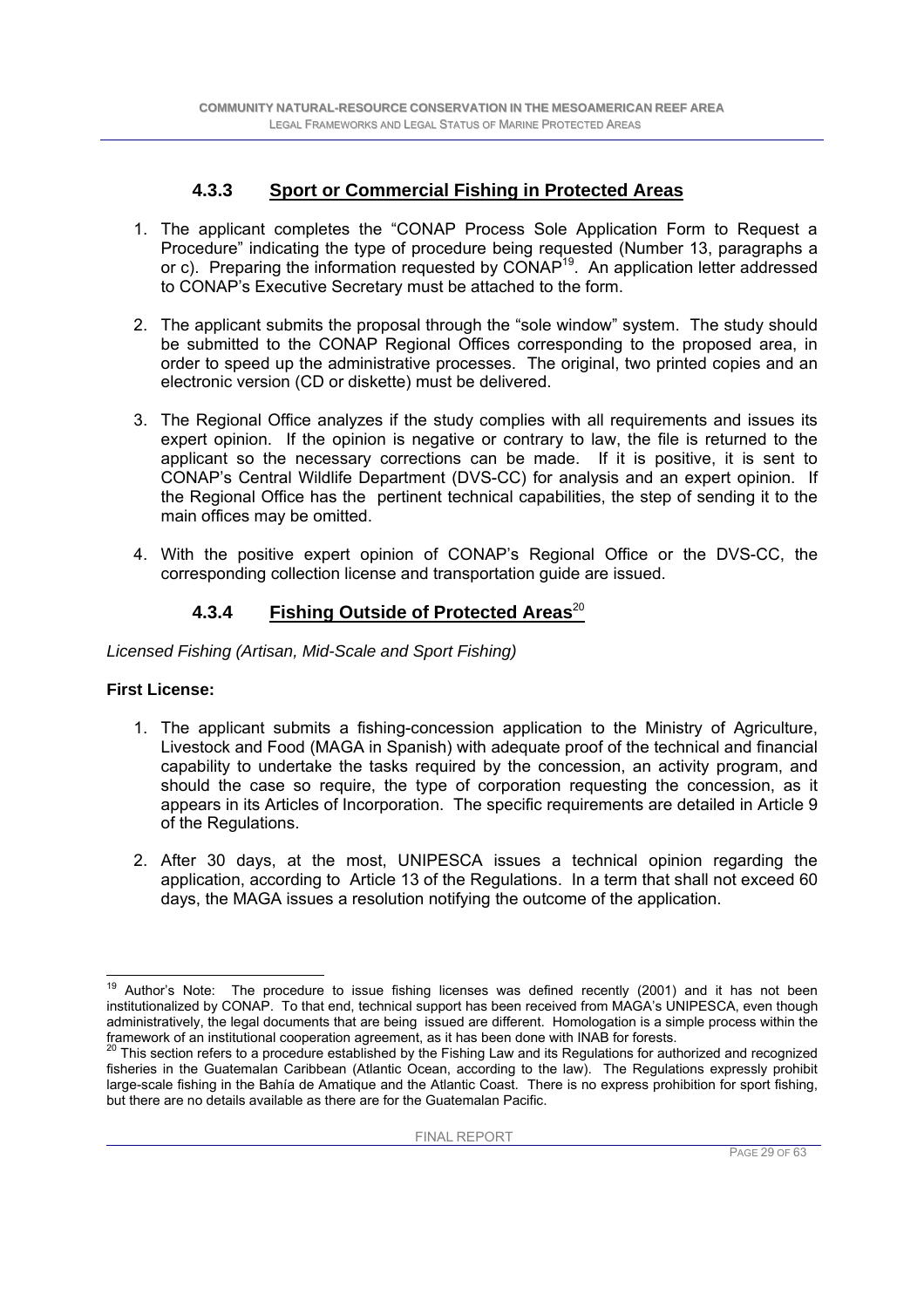### 4.3.3 Sport or Commercial Fishing in Protected Areas

1. The applicant completes the "CONAP Process Sole Application Form to Request a Procedure" indicating the type of procedure being requested (Number 13, paragraphs a or c). Preparing the information requested by CONAP[19]. An application letter addressed to CONAP's Executive Secretary must be attached to the form.

2. The applicant submits the proposal through the "sole window" system. The study should be submitted to the CONAP Regional Offices corresponding to the proposed area, in order to speed up the administrative processes. The original, two printed copies and an electronic version (CD or diskette) must be delivered.

3. The Regional Office analyzes if the study complies with all requirements and issues its expert opinion. If the opinion is negative or contrary to law, the file is returned to the applicant so the necessary corrections can be made. If it is positive, it is sent to CONAP's Central Wildlife Department (DVS-CC) for analysis and an expert opinion. If the Regional Office has the pertinent technical capabilities, the step of sending it to the main offices may be omitted.

4. With the positive expert opinion of CONAP's Regional Office or the DVS-CC, the corresponding collection license and transportation guide are issued.

### 4.3.4 Fishing Outside of Protected Areas[20]

*Licensed Fishing (Artisan, Mid-Scale and Sport Fishing)*

**First License:**

1. The applicant submits a fishing-concession application to the Ministry of Agriculture, Livestock and Food (MAGA in Spanish) with adequate proof of the technical and financial capability to undertake the tasks required by the concession, an activity program, and should the case so require, the type of corporation requesting the concession, as it appears in its Articles of Incorporation. The specific requirements are detailed in Article 9 of the Regulations.

2. After 30 days, at the most, UNIPESCA issues a technical opinion regarding the application, according to Article 13 of the Regulations. In a term that shall not exceed 60 days, the MAGA issues a resolution notifying the outcome of the application.

---

[19] Author's Note: The procedure to issue fishing licenses was defined recently (2001) and it has not been institutionalized by CONAP. To that end, technical support has been received from MAGA's UNIPESCA, even though administratively, the legal documents that are being issued are different. Homologation is a simple process within the framework of an institutional cooperation agreement, as it has been done with INAB for forests.

[20] This section refers to a procedure established by the Fishing Law and its Regulations for authorized and recognized fisheries in the Guatemalan Caribbean (Atlantic Ocean, according to the law). The Regulations expressly prohibit large-scale fishing in the Bahía de Amatique and the Atlantic Coast. There is no express prohibition for sport fishing, but there are no details available as there are for the Guatemalan Pacific.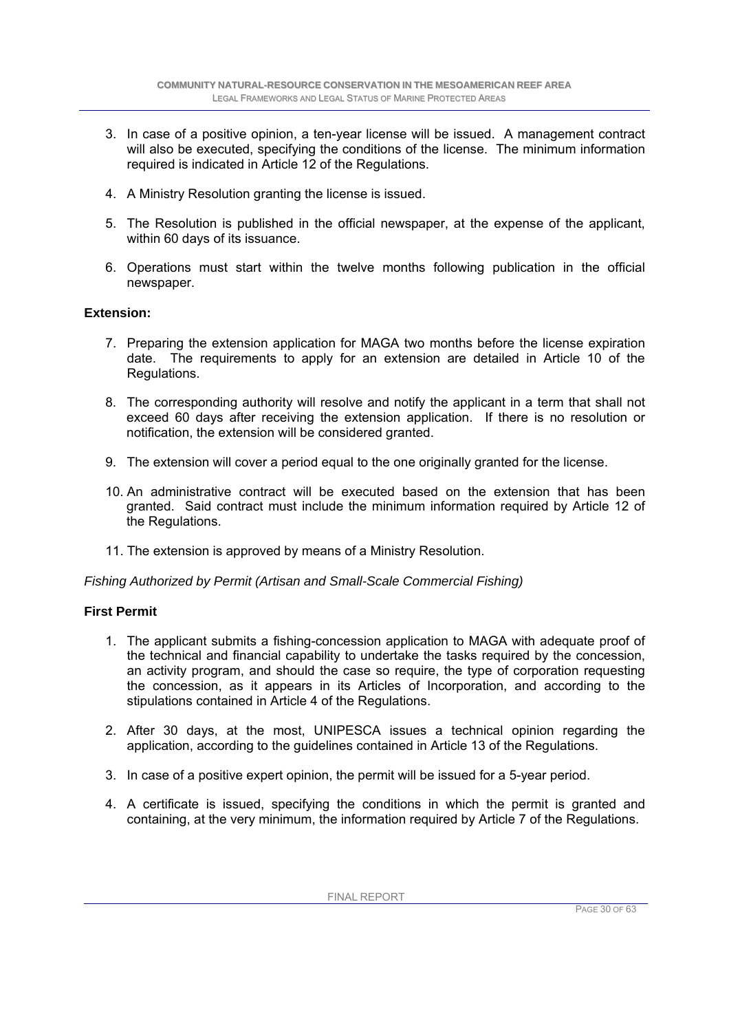3. In case of a positive opinion, a ten-year license will be issued. A management contract will also be executed, specifying the conditions of the license. The minimum information required is indicated in Article 12 of the Regulations.

4. A Ministry Resolution granting the license is issued.

5. The Resolution is published in the official newspaper, at the expense of the applicant, within 60 days of its issuance.

6. Operations must start within the twelve months following publication in the official newspaper.

**Extension:**

7. Preparing the extension application for MAGA two months before the license expiration date. The requirements to apply for an extension are detailed in Article 10 of the Regulations.

8. The corresponding authority will resolve and notify the applicant in a term that shall not exceed 60 days after receiving the extension application. If there is no resolution or notification, the extension will be considered granted.

9. The extension will cover a period equal to the one originally granted for the license.

10. An administrative contract will be executed based on the extension that has been granted. Said contract must include the minimum information required by Article 12 of the Regulations.

11. The extension is approved by means of a Ministry Resolution.

*Fishing Authorized by Permit (Artisan and Small-Scale Commercial Fishing)*

**First Permit**

1. The applicant submits a fishing-concession application to MAGA with adequate proof of the technical and financial capability to undertake the tasks required by the concession, an activity program, and should the case so require, the type of corporation requesting the concession, as it appears in its Articles of Incorporation, and according to the stipulations contained in Article 4 of the Regulations.

2. After 30 days, at the most, UNIPESCA issues a technical opinion regarding the application, according to the guidelines contained in Article 13 of the Regulations.

3. In case of a positive expert opinion, the permit will be issued for a 5-year period.

4. A certificate is issued, specifying the conditions in which the permit is granted and containing, at the very minimum, the information required by Article 7 of the Regulations.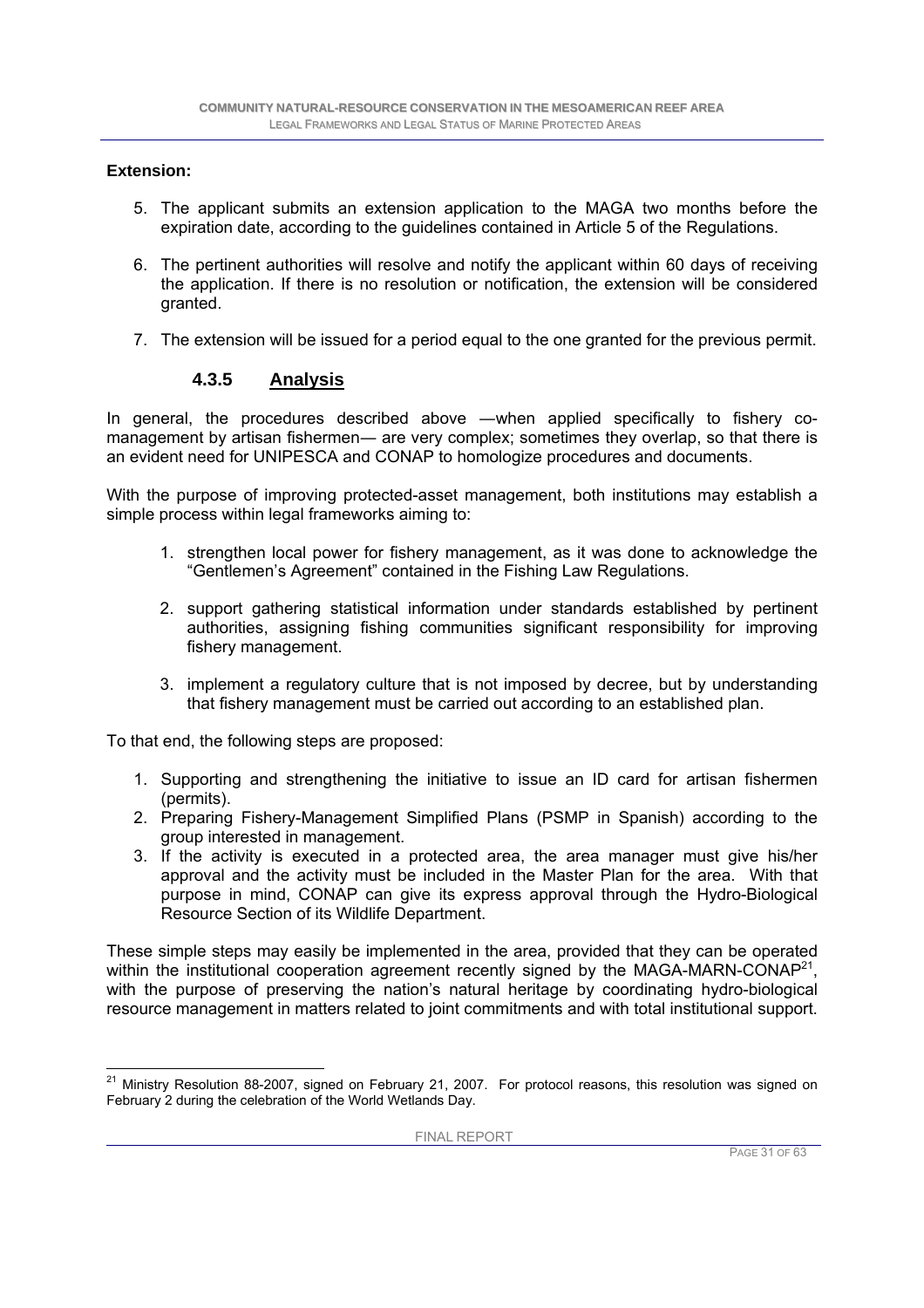**Extension:**

5. The applicant submits an extension application to the MAGA two months before the expiration date, according to the guidelines contained in Article 5 of the Regulations.

6. The pertinent authorities will resolve and notify the applicant within 60 days of receiving the application. If there is no resolution or notification, the extension will be considered granted.

7. The extension will be issued for a period equal to the one granted for the previous permit.

### 4.3.5 Analysis

In general, the procedures described above —when applied specifically to fishery co-management by artisan fishermen— are very complex; sometimes they overlap, so that there is an evident need for UNIPESCA and CONAP to homologize procedures and documents.

With the purpose of improving protected-asset management, both institutions may establish a simple process within legal frameworks aiming to:

1. strengthen local power for fishery management, as it was done to acknowledge the "Gentlemen's Agreement" contained in the Fishing Law Regulations.

2. support gathering statistical information under standards established by pertinent authorities, assigning fishing communities significant responsibility for improving fishery management.

3. implement a regulatory culture that is not imposed by decree, but by understanding that fishery management must be carried out according to an established plan.

To that end, the following steps are proposed:

1. Supporting and strengthening the initiative to issue an ID card for artisan fishermen (permits).
2. Preparing Fishery-Management Simplified Plans (PSMP in Spanish) according to the group interested in management.
3. If the activity is executed in a protected area, the area manager must give his/her approval and the activity must be included in the Master Plan for the area. With that purpose in mind, CONAP can give its express approval through the Hydro-Biological Resource Section of its Wildlife Department.

These simple steps may easily be implemented in the area, provided that they can be operated within the institutional cooperation agreement recently signed by the MAGA-MARN-CONAP[21], with the purpose of preserving the nation's natural heritage by coordinating hydro-biological resource management in matters related to joint commitments and with total institutional support.

---

[21] Ministry Resolution 88-2007, signed on February 21, 2007. For protocol reasons, this resolution was signed on February 2 during the celebration of the World Wetlands Day.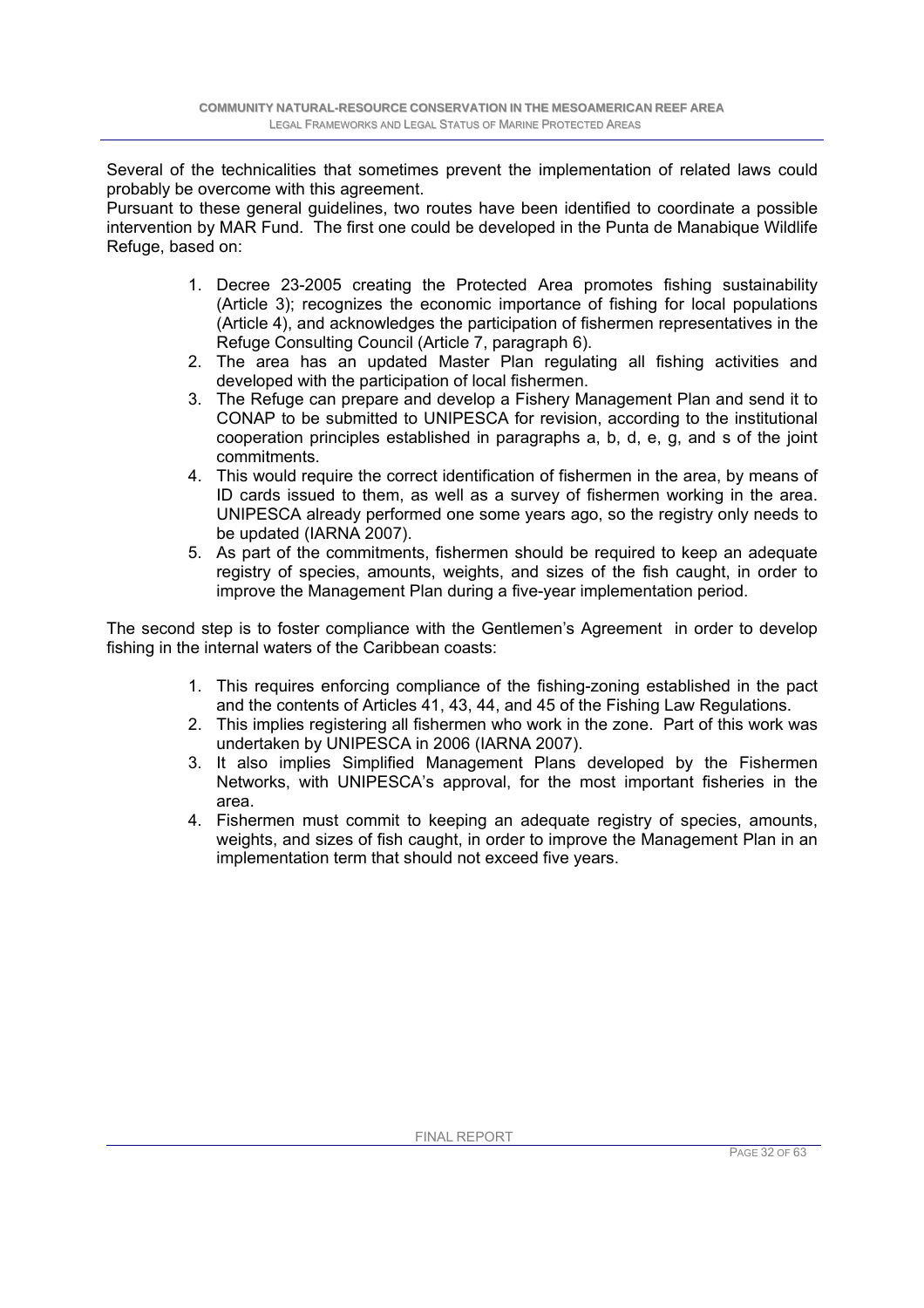Several of the technicalities that sometimes prevent the implementation of related laws could probably be overcome with this agreement.

Pursuant to these general guidelines, two routes have been identified to coordinate a possible intervention by MAR Fund. The first one could be developed in the Punta de Manabique Wildlife Refuge, based on:

1. Decree 23-2005 creating the Protected Area promotes fishing sustainability (Article 3); recognizes the economic importance of fishing for local populations (Article 4), and acknowledges the participation of fishermen representatives in the Refuge Consulting Council (Article 7, paragraph 6).
2. The area has an updated Master Plan regulating all fishing activities and developed with the participation of local fishermen.
3. The Refuge can prepare and develop a Fishery Management Plan and send it to CONAP to be submitted to UNIPESCA for revision, according to the institutional cooperation principles established in paragraphs a, b, d, e, g, and s of the joint commitments.
4. This would require the correct identification of fishermen in the area, by means of ID cards issued to them, as well as a survey of fishermen working in the area. UNIPESCA already performed one some years ago, so the registry only needs to be updated (IARNA 2007).
5. As part of the commitments, fishermen should be required to keep an adequate registry of species, amounts, weights, and sizes of the fish caught, in order to improve the Management Plan during a five-year implementation period.

The second step is to foster compliance with the Gentlemen's Agreement in order to develop fishing in the internal waters of the Caribbean coasts:

1. This requires enforcing compliance of the fishing-zoning established in the pact and the contents of Articles 41, 43, 44, and 45 of the Fishing Law Regulations.
2. This implies registering all fishermen who work in the zone. Part of this work was undertaken by UNIPESCA in 2006 (IARNA 2007).
3. It also implies Simplified Management Plans developed by the Fishermen Networks, with UNIPESCA's approval, for the most important fisheries in the area.
4. Fishermen must commit to keeping an adequate registry of species, amounts, weights, and sizes of fish caught, in order to improve the Management Plan in an implementation term that should not exceed five years.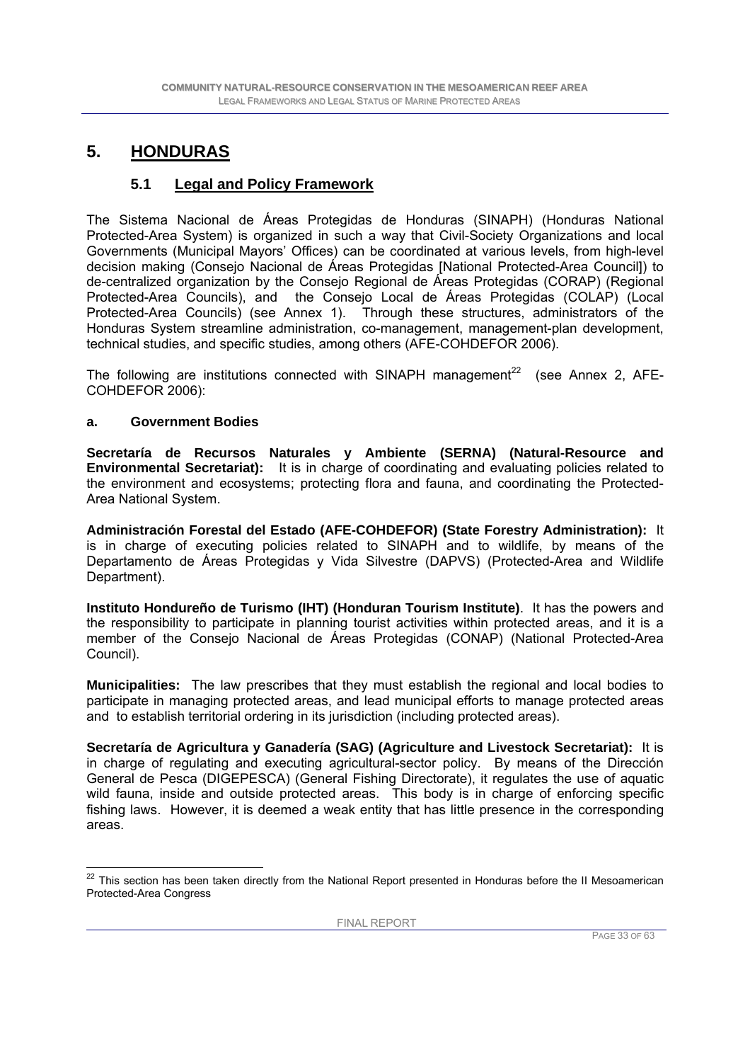# 5. HONDURAS

## 5.1 Legal and Policy Framework

The Sistema Nacional de Áreas Protegidas de Honduras (SINAPH) (Honduras National Protected-Area System) is organized in such a way that Civil-Society Organizations and local Governments (Municipal Mayors' Offices) can be coordinated at various levels, from high-level decision making (Consejo Nacional de Áreas Protegidas [National Protected-Area Council]) to de-centralized organization by the Consejo Regional de Áreas Protegidas (CORAP) (Regional Protected-Area Councils), and the Consejo Local de Áreas Protegidas (COLAP) (Local Protected-Area Councils) (see Annex 1). Through these structures, administrators of the Honduras System streamline administration, co-management, management-plan development, technical studies, and specific studies, among others (AFE-COHDEFOR 2006).

The following are institutions connected with SINAPH management[22] (see Annex 2, AFE-COHDEFOR 2006):

### a. Government Bodies

**Secretaría de Recursos Naturales y Ambiente (SERNA) (Natural-Resource and Environmental Secretariat):** It is in charge of coordinating and evaluating policies related to the environment and ecosystems; protecting flora and fauna, and coordinating the Protected-Area National System.

**Administración Forestal del Estado (AFE-COHDEFOR) (State Forestry Administration):** It is in charge of executing policies related to SINAPH and to wildlife, by means of the Departamento de Áreas Protegidas y Vida Silvestre (DAPVS) (Protected-Area and Wildlife Department).

**Instituto Hondureño de Turismo (IHT) (Honduran Tourism Institute)**. It has the powers and the responsibility to participate in planning tourist activities within protected areas, and it is a member of the Consejo Nacional de Áreas Protegidas (CONAP) (National Protected-Area Council).

**Municipalities:** The law prescribes that they must establish the regional and local bodies to participate in managing protected areas, and lead municipal efforts to manage protected areas and to establish territorial ordering in its jurisdiction (including protected areas).

**Secretaría de Agricultura y Ganadería (SAG) (Agriculture and Livestock Secretariat):** It is in charge of regulating and executing agricultural-sector policy. By means of the Dirección General de Pesca (DIGEPESCA) (General Fishing Directorate), it regulates the use of aquatic wild fauna, inside and outside protected areas. This body is in charge of enforcing specific fishing laws. However, it is deemed a weak entity that has little presence in the corresponding areas.

---

[22] This section has been taken directly from the National Report presented in Honduras before the II Mesoamerican Protected-Area Congress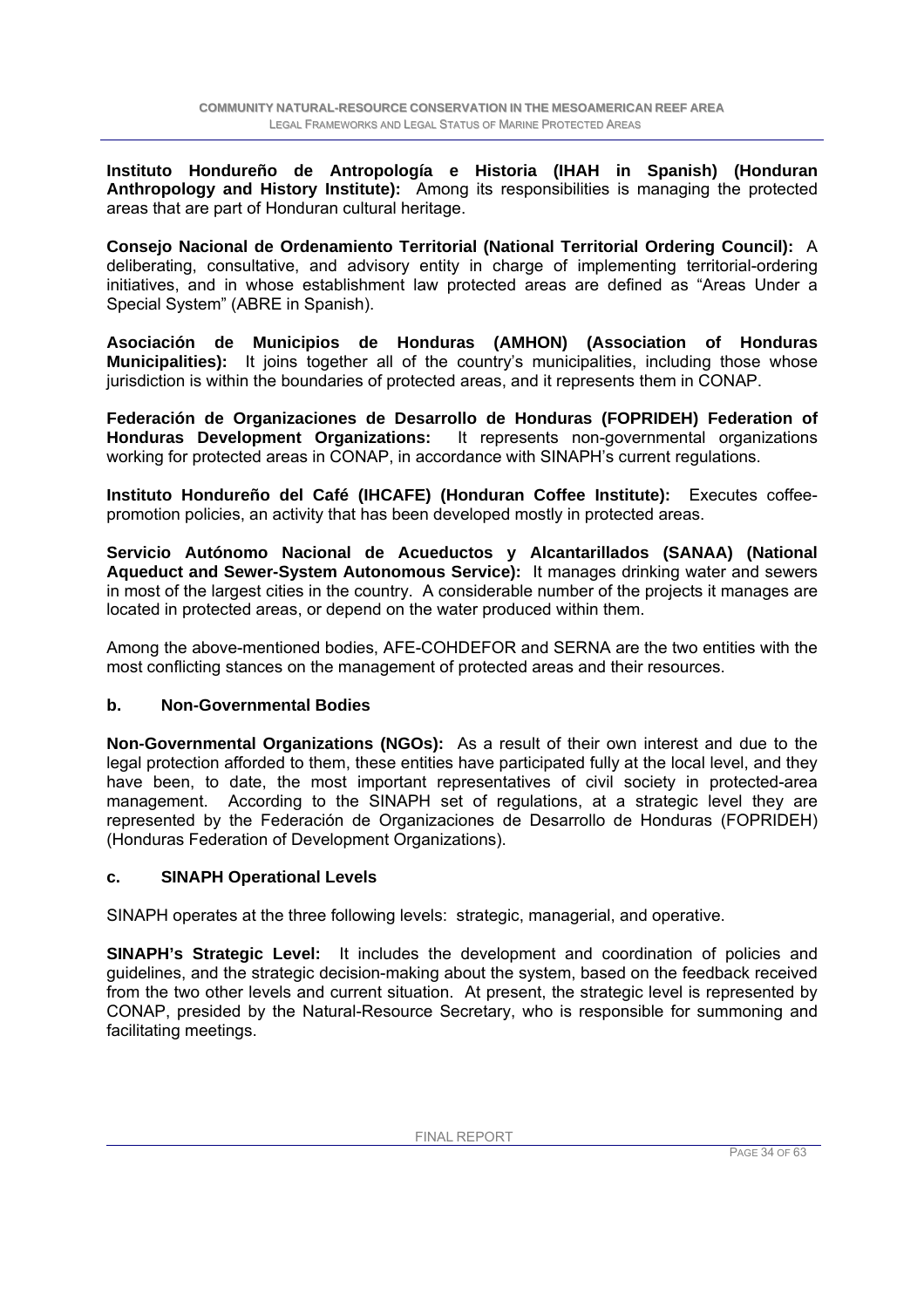**Instituto Hondureño de Antropología e Historia (IHAH in Spanish) (Honduran Anthropology and History Institute):** Among its responsibilities is managing the protected areas that are part of Honduran cultural heritage.

**Consejo Nacional de Ordenamiento Territorial (National Territorial Ordering Council):** A deliberating, consultative, and advisory entity in charge of implementing territorial-ordering initiatives, and in whose establishment law protected areas are defined as "Areas Under a Special System" (ABRE in Spanish).

**Asociación de Municipios de Honduras (AMHON) (Association of Honduras Municipalities):** It joins together all of the country's municipalities, including those whose jurisdiction is within the boundaries of protected areas, and it represents them in CONAP.

**Federación de Organizaciones de Desarrollo de Honduras (FOPRIDEH) Federation of Honduras Development Organizations:** It represents non-governmental organizations working for protected areas in CONAP, in accordance with SINAPH's current regulations.

**Instituto Hondureño del Café (IHCAFE) (Honduran Coffee Institute):** Executes coffee-promotion policies, an activity that has been developed mostly in protected areas.

**Servicio Autónomo Nacional de Acueductos y Alcantarillados (SANAA) (National Aqueduct and Sewer-System Autonomous Service):** It manages drinking water and sewers in most of the largest cities in the country. A considerable number of the projects it manages are located in protected areas, or depend on the water produced within them.

Among the above-mentioned bodies, AFE-COHDEFOR and SERNA are the two entities with the most conflicting stances on the management of protected areas and their resources.

### b. Non-Governmental Bodies

**Non-Governmental Organizations (NGOs):** As a result of their own interest and due to the legal protection afforded to them, these entities have participated fully at the local level, and they have been, to date, the most important representatives of civil society in protected-area management. According to the SINAPH set of regulations, at a strategic level they are represented by the Federación de Organizaciones de Desarrollo de Honduras (FOPRIDEH) (Honduras Federation of Development Organizations).

### c. SINAPH Operational Levels

SINAPH operates at the three following levels: strategic, managerial, and operative.

**SINAPH's Strategic Level:** It includes the development and coordination of policies and guidelines, and the strategic decision-making about the system, based on the feedback received from the two other levels and current situation. At present, the strategic level is represented by CONAP, presided by the Natural-Resource Secretary, who is responsible for summoning and facilitating meetings.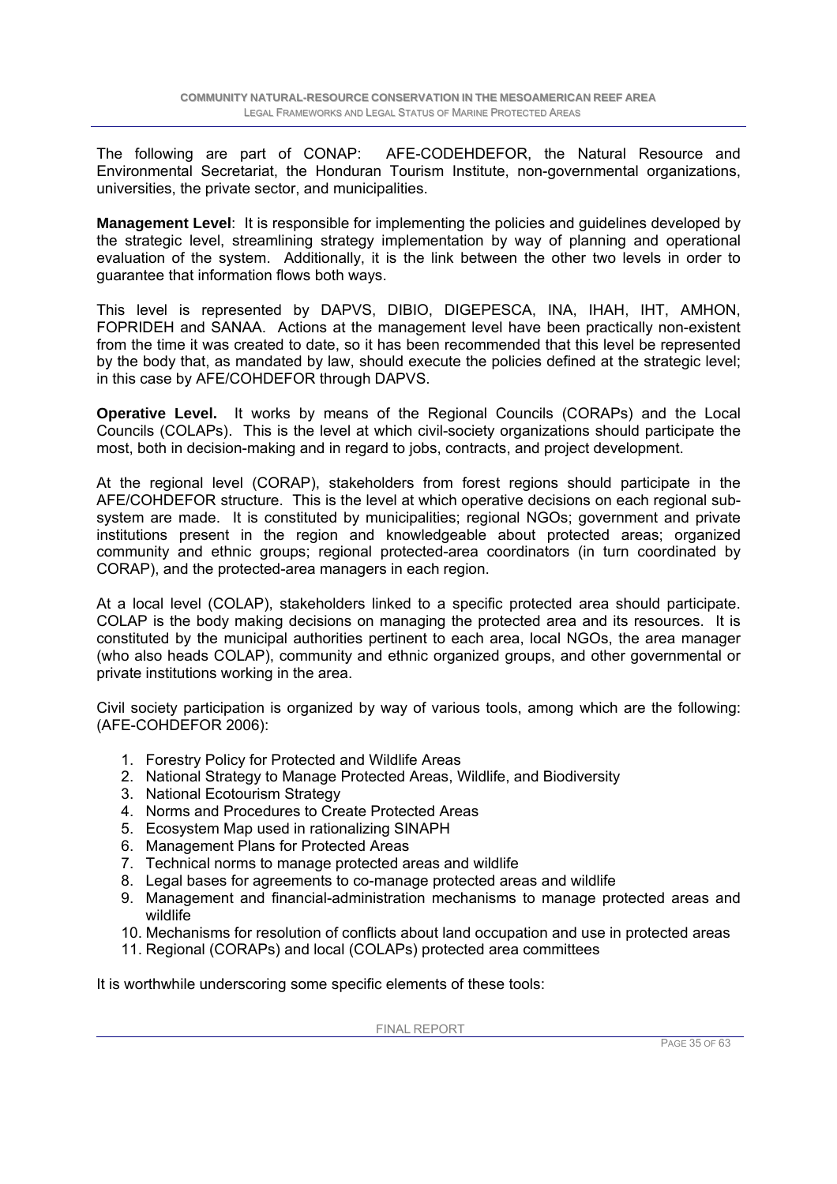The following are part of CONAP: AFE-CODEHDEFOR, the Natural Resource and Environmental Secretariat, the Honduran Tourism Institute, non-governmental organizations, universities, the private sector, and municipalities.

**Management Level**: It is responsible for implementing the policies and guidelines developed by the strategic level, streamlining strategy implementation by way of planning and operational evaluation of the system. Additionally, it is the link between the other two levels in order to guarantee that information flows both ways.

This level is represented by DAPVS, DIBIO, DIGEPESCA, INA, IHAH, IHT, AMHON, FOPRIDEH and SANAA. Actions at the management level have been practically non-existent from the time it was created to date, so it has been recommended that this level be represented by the body that, as mandated by law, should execute the policies defined at the strategic level; in this case by AFE/COHDEFOR through DAPVS.

**Operative Level.** It works by means of the Regional Councils (CORAPs) and the Local Councils (COLAPs). This is the level at which civil-society organizations should participate the most, both in decision-making and in regard to jobs, contracts, and project development.

At the regional level (CORAP), stakeholders from forest regions should participate in the AFE/COHDEFOR structure. This is the level at which operative decisions on each regional sub-system are made. It is constituted by municipalities; regional NGOs; government and private institutions present in the region and knowledgeable about protected areas; organized community and ethnic groups; regional protected-area coordinators (in turn coordinated by CORAP), and the protected-area managers in each region.

At a local level (COLAP), stakeholders linked to a specific protected area should participate. COLAP is the body making decisions on managing the protected area and its resources. It is constituted by the municipal authorities pertinent to each area, local NGOs, the area manager (who also heads COLAP), community and ethnic organized groups, and other governmental or private institutions working in the area.

Civil society participation is organized by way of various tools, among which are the following: (AFE-COHDEFOR 2006):

1. Forestry Policy for Protected and Wildlife Areas
2. National Strategy to Manage Protected Areas, Wildlife, and Biodiversity
3. National Ecotourism Strategy
4. Norms and Procedures to Create Protected Areas
5. Ecosystem Map used in rationalizing SINAPH
6. Management Plans for Protected Areas
7. Technical norms to manage protected areas and wildlife
8. Legal bases for agreements to co-manage protected areas and wildlife
9. Management and financial-administration mechanisms to manage protected areas and wildlife
10. Mechanisms for resolution of conflicts about land occupation and use in protected areas
11. Regional (CORAPs) and local (COLAPs) protected area committees

It is worthwhile underscoring some specific elements of these tools: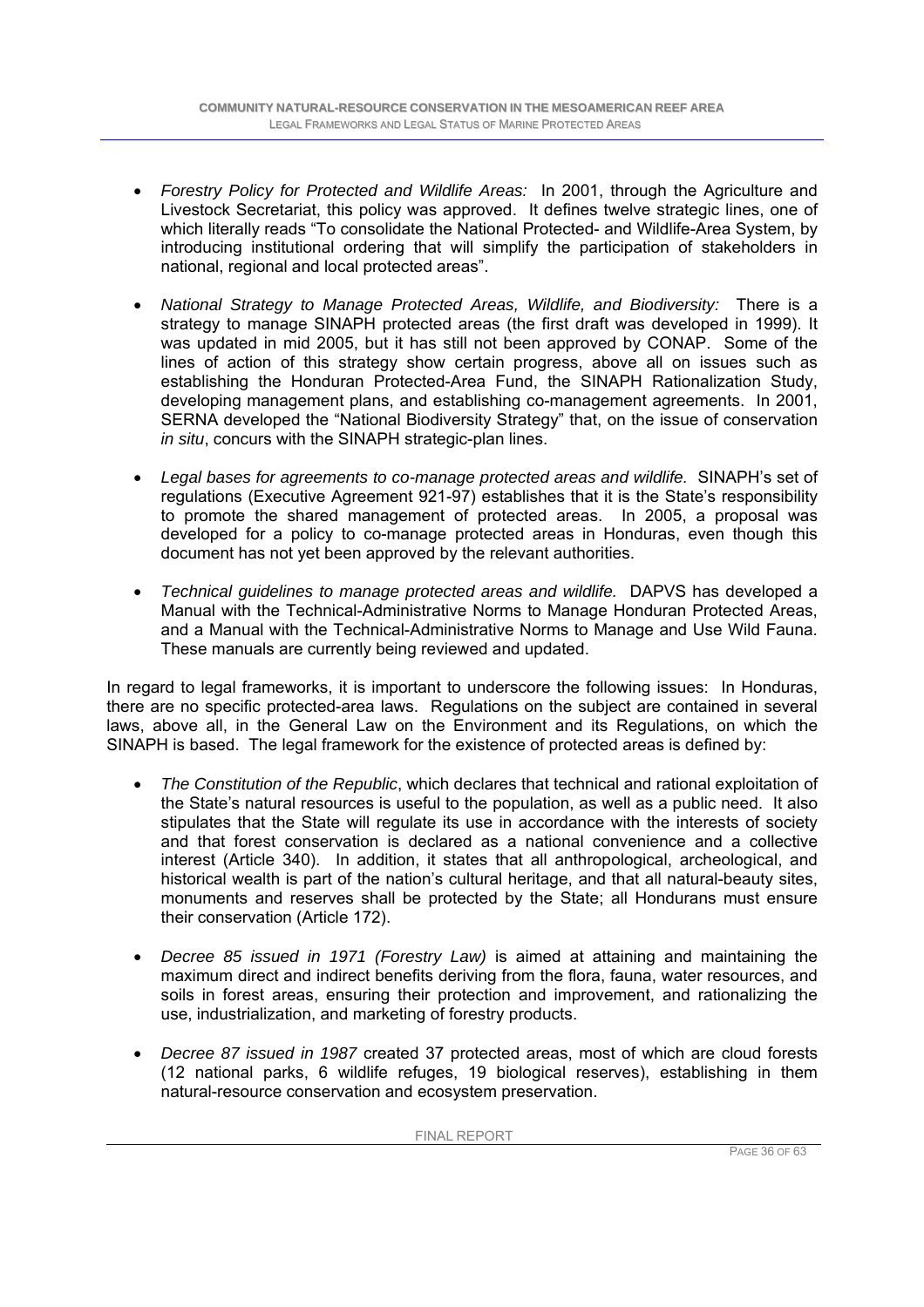- *Forestry Policy for Protected and Wildlife Areas:* In 2001, through the Agriculture and Livestock Secretariat, this policy was approved. It defines twelve strategic lines, one of which literally reads "To consolidate the National Protected- and Wildlife-Area System, by introducing institutional ordering that will simplify the participation of stakeholders in national, regional and local protected areas".

- *National Strategy to Manage Protected Areas, Wildlife, and Biodiversity:* There is a strategy to manage SINAPH protected areas (the first draft was developed in 1999). It was updated in mid 2005, but it has still not been approved by CONAP. Some of the lines of action of this strategy show certain progress, above all on issues such as establishing the Honduran Protected-Area Fund, the SINAPH Rationalization Study, developing management plans, and establishing co-management agreements. In 2001, SERNA developed the "National Biodiversity Strategy" that, on the issue of conservation *in situ*, concurs with the SINAPH strategic-plan lines.

- *Legal bases for agreements to co-manage protected areas and wildlife.* SINAPH's set of regulations (Executive Agreement 921-97) establishes that it is the State's responsibility to promote the shared management of protected areas. In 2005, a proposal was developed for a policy to co-manage protected areas in Honduras, even though this document has not yet been approved by the relevant authorities.

- *Technical guidelines to manage protected areas and wildlife.* DAPVS has developed a Manual with the Technical-Administrative Norms to Manage Honduran Protected Areas, and a Manual with the Technical-Administrative Norms to Manage and Use Wild Fauna. These manuals are currently being reviewed and updated.

In regard to legal frameworks, it is important to underscore the following issues: In Honduras, there are no specific protected-area laws. Regulations on the subject are contained in several laws, above all, in the General Law on the Environment and its Regulations, on which the SINAPH is based. The legal framework for the existence of protected areas is defined by:

- *The Constitution of the Republic*, which declares that technical and rational exploitation of the State's natural resources is useful to the population, as well as a public need. It also stipulates that the State will regulate its use in accordance with the interests of society and that forest conservation is declared as a national convenience and a collective interest (Article 340). In addition, it states that all anthropological, archeological, and historical wealth is part of the nation's cultural heritage, and that all natural-beauty sites, monuments and reserves shall be protected by the State; all Hondurans must ensure their conservation (Article 172).

- *Decree 85 issued in 1971 (Forestry Law)* is aimed at attaining and maintaining the maximum direct and indirect benefits deriving from the flora, fauna, water resources, and soils in forest areas, ensuring their protection and improvement, and rationalizing the use, industrialization, and marketing of forestry products.

- *Decree 87 issued in 1987* created 37 protected areas, most of which are cloud forests (12 national parks, 6 wildlife refuges, 19 biological reserves), establishing in them natural-resource conservation and ecosystem preservation.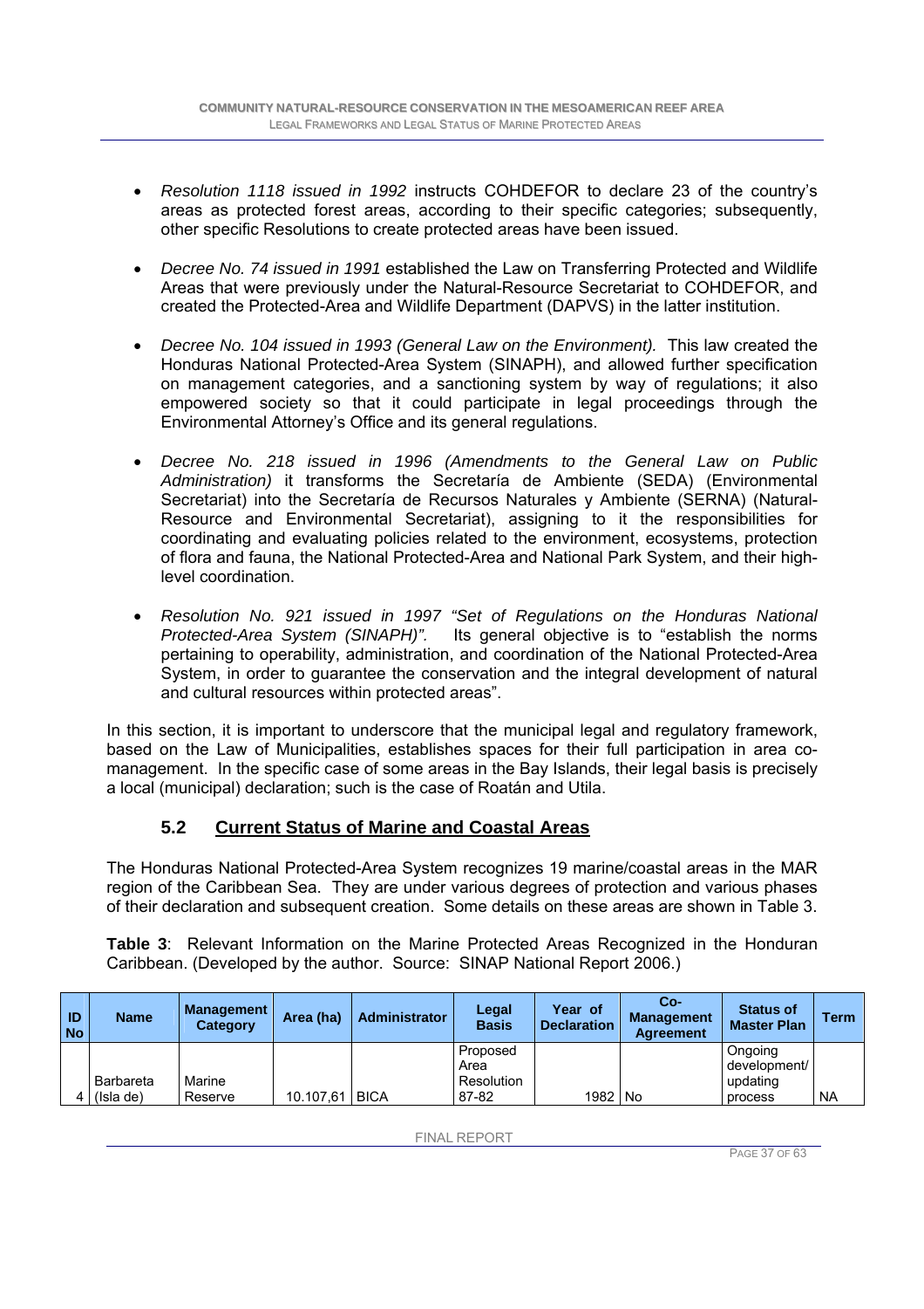- *Resolution 1118 issued in 1992* instructs COHDEFOR to declare 23 of the country's areas as protected forest areas, according to their specific categories; subsequently, other specific Resolutions to create protected areas have been issued.

- *Decree No. 74 issued in 1991* established the Law on Transferring Protected and Wildlife Areas that were previously under the Natural-Resource Secretariat to COHDEFOR, and created the Protected-Area and Wildlife Department (DAPVS) in the latter institution.

- *Decree No. 104 issued in 1993 (General Law on the Environment).* This law created the Honduras National Protected-Area System (SINAPH), and allowed further specification on management categories, and a sanctioning system by way of regulations; it also empowered society so that it could participate in legal proceedings through the Environmental Attorney's Office and its general regulations.

- *Decree No. 218 issued in 1996 (Amendments to the General Law on Public Administration)* it transforms the Secretaría de Ambiente (SEDA) (Environmental Secretariat) into the Secretaría de Recursos Naturales y Ambiente (SERNA) (Natural-Resource and Environmental Secretariat), assigning to it the responsibilities for coordinating and evaluating policies related to the environment, ecosystems, protection of flora and fauna, the National Protected-Area and National Park System, and their high-level coordination.

- *Resolution No. 921 issued in 1997 "Set of Regulations on the Honduras National Protected-Area System (SINAPH)".* Its general objective is to "establish the norms pertaining to operability, administration, and coordination of the National Protected-Area System, in order to guarantee the conservation and the integral development of natural and cultural resources within protected areas".

In this section, it is important to underscore that the municipal legal and regulatory framework, based on the Law of Municipalities, establishes spaces for their full participation in area co-management. In the specific case of some areas in the Bay Islands, their legal basis is precisely a local (municipal) declaration; such is the case of Roatán and Utila.

## 5.2 Current Status of Marine and Coastal Areas

The Honduras National Protected-Area System recognizes 19 marine/coastal areas in the MAR region of the Caribbean Sea. They are under various degrees of protection and various phases of their declaration and subsequent creation. Some details on these areas are shown in Table 3.

**Table 3**: Relevant Information on the Marine Protected Areas Recognized in the Honduran Caribbean. (Developed by the author. Source: SINAP National Report 2006.)

| ID No | Name | Management Category | Area (ha) | Administrator | Legal Basis | Year of Declaration | Co-Management Agreement | Status of Master Plan | Term |
|---|---|---|---|---|---|---|---|---|---|
| 4 | Barbareta (Isla de) | Marine Reserve | 10.107,61 | BICA | Proposed Area Resolution 87-82 | 1982 | No | Ongoing development/ updating process | NA |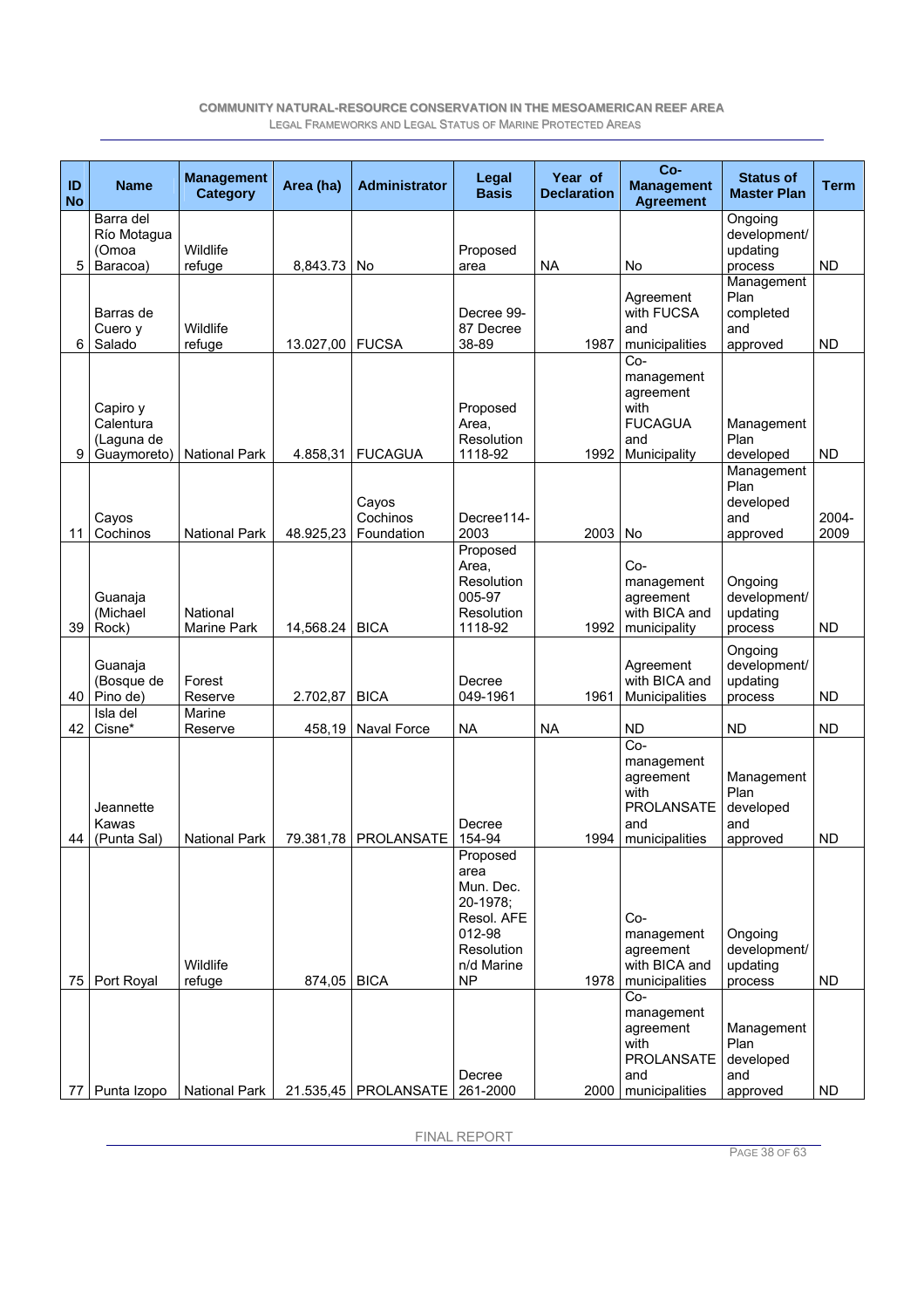| ID No | Name | Management Category | Area (ha) | Administrator | Legal Basis | Year of Declaration | Co-Management Agreement | Status of Master Plan | Term |
|---|---|---|---|---|---|---|---|---|---|
| 5 | Barra del Río Motagua (Omoa Baracoa) | Wildlife refuge | 8,843.73 | No | Proposed area | NA | No | Ongoing development/ updating process | ND |
| 6 | Barras de Cuero y Salado | Wildlife refuge | 13.027,00 | FUCSA | Decree 99-87 Decree 38-89 | 1987 | Agreement with FUCSA and municipalities | Management Plan completed and approved | ND |
| 9 | Capiro y Calentura (Laguna de Guaymoreto) | National Park | 4.858,31 | FUCAGUA | Proposed Area, Resolution 1118-92 | 1992 | Co-management agreement with FUCAGUA and Municipality | Management Plan developed | ND |
| 11 | Cayos Cochinos | National Park | 48.925,23 | Cayos Cochinos Foundation | Decree114-2003 | 2003 | No | Management Plan developed and approved | 2004-2009 |
| 39 | Guanaja (Michael Rock) | National Marine Park | 14,568.24 | BICA | Proposed Area, Resolution 005-97 Resolution 1118-92 | 1992 | Co-management agreement with BICA and municipality | Ongoing development/ updating process | ND |
| 40 | Guanaja (Bosque de Pino de) | Forest Reserve | 2.702,87 | BICA | Decree 049-1961 | 1961 | Agreement with BICA and Municipalities | Ongoing development/ updating process | ND |
| 42 | Isla del Cisne* | Marine Reserve | 458,19 | Naval Force | NA | NA | ND | ND | ND |
| 44 | Jeannette Kawas (Punta Sal) | National Park | 79.381,78 | PROLANSATE | Decree 154-94 | 1994 | Co-management agreement with PROLANSATE and municipalities | Management Plan developed and approved | ND |
| 75 | Port Royal | Wildlife refuge | 874,05 | BICA | Proposed area Mun. Dec. 20-1978; Resol. AFE 012-98 Resolution n/d Marine NP | 1978 | Co-management agreement with BICA and municipalities | Ongoing development/ updating process | ND |
| 77 | Punta Izopo | National Park | 21.535,45 | PROLANSATE | Decree 261-2000 | 2000 | Co-management agreement with PROLANSATE and municipalities | Management Plan developed and approved | ND |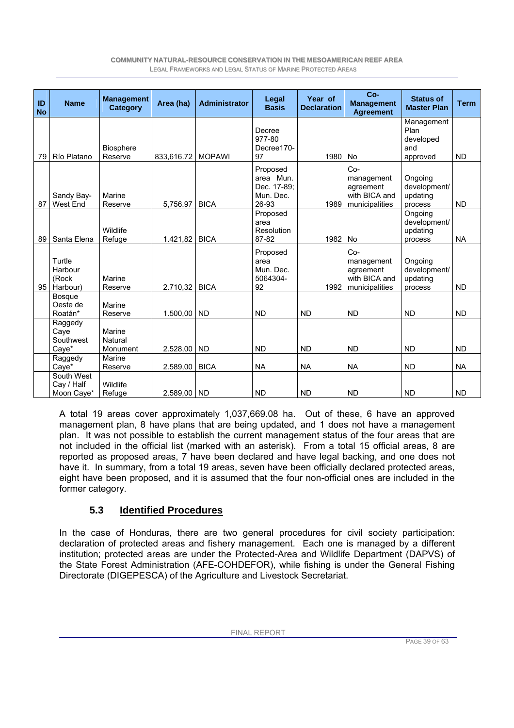| ID No | Name | Management Category | Area (ha) | Administrator | Legal Basis | Year of Declaration | Co-Management Agreement | Status of Master Plan | Term |
|---|---|---|---|---|---|---|---|---|---|
| 79 | Río Platano | Biosphere Reserve | 833,616.72 | MOPAWI | Decree 977-80 Decree170-97 | 1980 | No | Management Plan developed and approved | ND |
| 87 | Sandy Bay-West End | Marine Reserve | 5,756.97 | BICA | Proposed area Mun. Dec. 17-89; Mun. Dec. 26-93 | 1989 | Co-management agreement with BICA and municipalities | Ongoing development/ updating process | ND |
| 89 | Santa Elena | Wildlife Refuge | 1.421,82 | BICA | Proposed area Resolution 87-82 | 1982 | No | Ongoing development/ updating process | NA |
| 95 | Turtle Harbour (Rock Harbour) | Marine Reserve | 2.710,32 | BICA | Proposed area Mun. Dec. 5064304-92 | 1992 | Co-management agreement with BICA and municipalities | Ongoing development/ updating process | ND |
| | Bosque Oeste de Roatán* | Marine Reserve | 1.500,00 | ND | ND | ND | ND | ND | ND |
| | Raggedy Caye Southwest Caye* | Marine Natural Monument | 2.528,00 | ND | ND | ND | ND | ND | ND |
| | Raggedy Caye* | Marine Reserve | 2.589,00 | BICA | NA | NA | NA | ND | NA |
| | South West Cay / Half Moon Caye* | Wildlife Refuge | 2.589,00 | ND | ND | ND | ND | ND | ND |

A total 19 areas cover approximately 1,037,669.08 ha. Out of these, 6 have an approved management plan, 8 have plans that are being updated, and 1 does not have a management plan. It was not possible to establish the current management status of the four areas that are not included in the official list (marked with an asterisk). From a total 15 official areas, 8 are reported as proposed areas, 7 have been declared and have legal backing, and one does not have it. In summary, from a total 19 areas, seven have been officially declared protected areas, eight have been proposed, and it is assumed that the four non-official ones are included in the former category.

## 5.3 Identified Procedures

In the case of Honduras, there are two general procedures for civil society participation: declaration of protected areas and fishery management. Each one is managed by a different institution; protected areas are under the Protected-Area and Wildlife Department (DAPVS) of the State Forest Administration (AFE-COHDEFOR), while fishing is under the General Fishing Directorate (DIGEPESCA) of the Agriculture and Livestock Secretariat.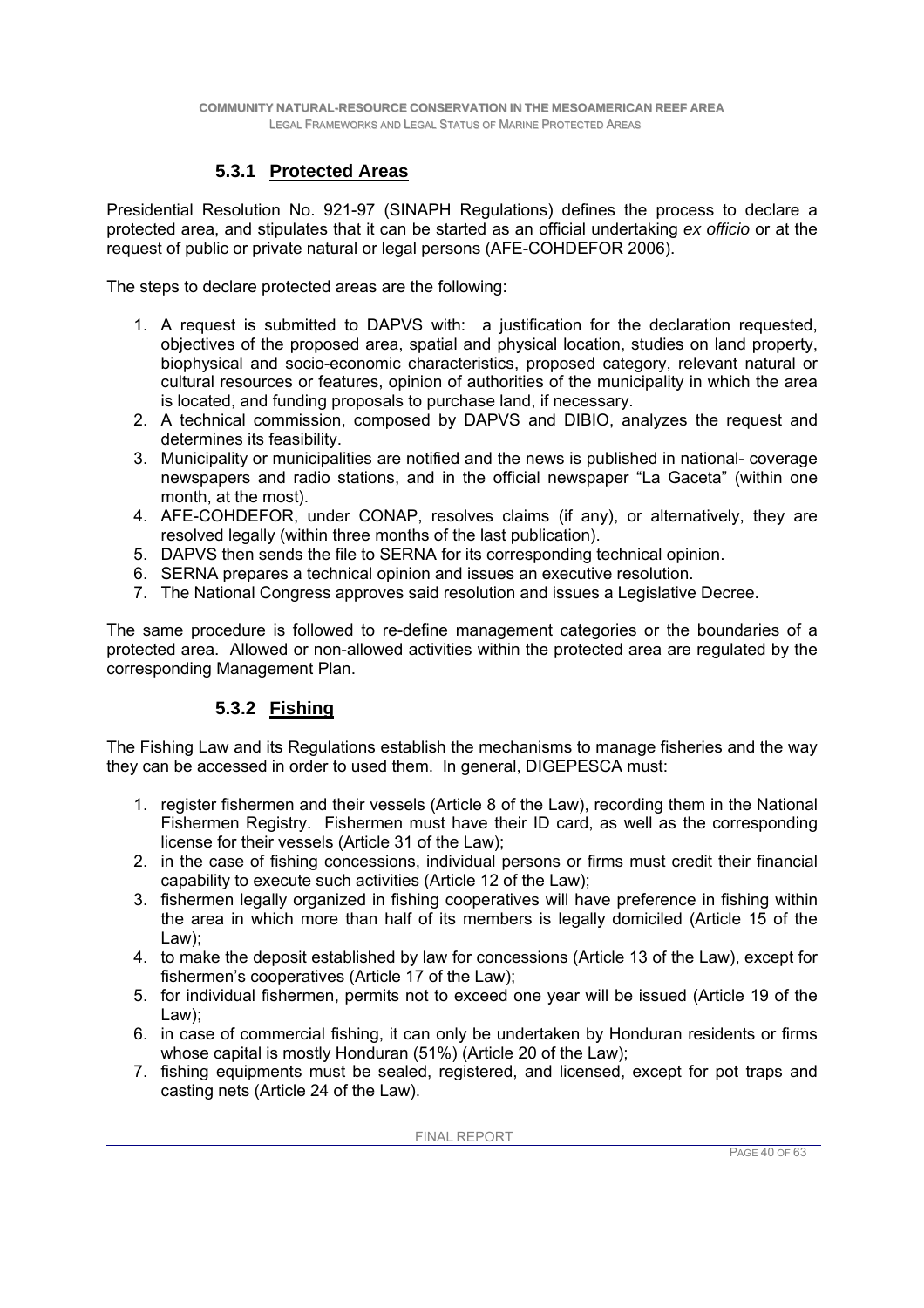### 5.3.1 Protected Areas

Presidential Resolution No. 921-97 (SINAPH Regulations) defines the process to declare a protected area, and stipulates that it can be started as an official undertaking *ex officio* or at the request of public or private natural or legal persons (AFE-COHDEFOR 2006).

The steps to declare protected areas are the following:

1. A request is submitted to DAPVS with: a justification for the declaration requested, objectives of the proposed area, spatial and physical location, studies on land property, biophysical and socio-economic characteristics, proposed category, relevant natural or cultural resources or features, opinion of authorities of the municipality in which the area is located, and funding proposals to purchase land, if necessary.
2. A technical commission, composed by DAPVS and DIBIO, analyzes the request and determines its feasibility.
3. Municipality or municipalities are notified and the news is published in national- coverage newspapers and radio stations, and in the official newspaper "La Gaceta" (within one month, at the most).
4. AFE-COHDEFOR, under CONAP, resolves claims (if any), or alternatively, they are resolved legally (within three months of the last publication).
5. DAPVS then sends the file to SERNA for its corresponding technical opinion.
6. SERNA prepares a technical opinion and issues an executive resolution.
7. The National Congress approves said resolution and issues a Legislative Decree.

The same procedure is followed to re-define management categories or the boundaries of a protected area. Allowed or non-allowed activities within the protected area are regulated by the corresponding Management Plan.

### 5.3.2 Fishing

The Fishing Law and its Regulations establish the mechanisms to manage fisheries and the way they can be accessed in order to used them. In general, DIGEPESCA must:

1. register fishermen and their vessels (Article 8 of the Law), recording them in the National Fishermen Registry. Fishermen must have their ID card, as well as the corresponding license for their vessels (Article 31 of the Law);
2. in the case of fishing concessions, individual persons or firms must credit their financial capability to execute such activities (Article 12 of the Law);
3. fishermen legally organized in fishing cooperatives will have preference in fishing within the area in which more than half of its members is legally domiciled (Article 15 of the Law);
4. to make the deposit established by law for concessions (Article 13 of the Law), except for fishermen's cooperatives (Article 17 of the Law);
5. for individual fishermen, permits not to exceed one year will be issued (Article 19 of the Law);
6. in case of commercial fishing, it can only be undertaken by Honduran residents or firms whose capital is mostly Honduran (51%) (Article 20 of the Law);
7. fishing equipments must be sealed, registered, and licensed, except for pot traps and casting nets (Article 24 of the Law).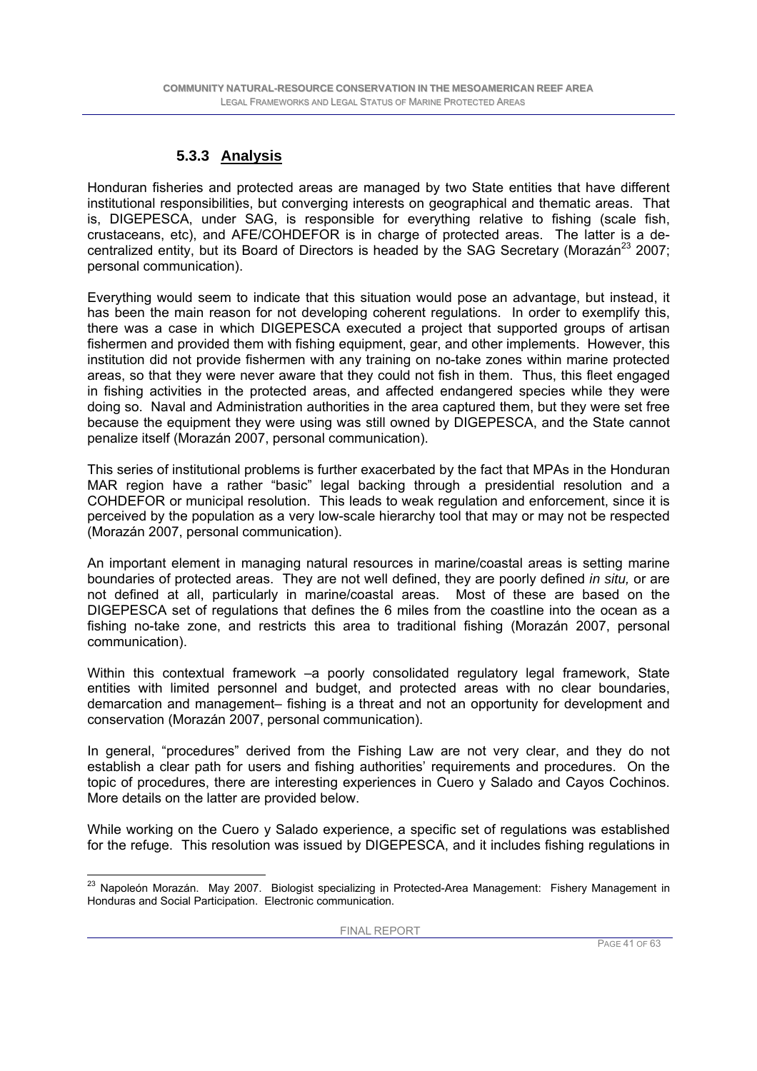### 5.3.3 Analysis

Honduran fisheries and protected areas are managed by two State entities that have different institutional responsibilities, but converging interests on geographical and thematic areas. That is, DIGEPESCA, under SAG, is responsible for everything relative to fishing (scale fish, crustaceans, etc), and AFE/COHDEFOR is in charge of protected areas. The latter is a decentralized entity, but its Board of Directors is headed by the SAG Secretary (Morazán[23] 2007; personal communication).

Everything would seem to indicate that this situation would pose an advantage, but instead, it has been the main reason for not developing coherent regulations. In order to exemplify this, there was a case in which DIGEPESCA executed a project that supported groups of artisan fishermen and provided them with fishing equipment, gear, and other implements. However, this institution did not provide fishermen with any training on no-take zones within marine protected areas, so that they were never aware that they could not fish in them. Thus, this fleet engaged in fishing activities in the protected areas, and affected endangered species while they were doing so. Naval and Administration authorities in the area captured them, but they were set free because the equipment they were using was still owned by DIGEPESCA, and the State cannot penalize itself (Morazán 2007, personal communication).

This series of institutional problems is further exacerbated by the fact that MPAs in the Honduran MAR region have a rather "basic" legal backing through a presidential resolution and a COHDEFOR or municipal resolution. This leads to weak regulation and enforcement, since it is perceived by the population as a very low-scale hierarchy tool that may or may not be respected (Morazán 2007, personal communication).

An important element in managing natural resources in marine/coastal areas is setting marine boundaries of protected areas. They are not well defined, they are poorly defined *in situ,* or are not defined at all, particularly in marine/coastal areas. Most of these are based on the DIGEPESCA set of regulations that defines the 6 miles from the coastline into the ocean as a fishing no-take zone, and restricts this area to traditional fishing (Morazán 2007, personal communication).

Within this contextual framework –a poorly consolidated regulatory legal framework, State entities with limited personnel and budget, and protected areas with no clear boundaries, demarcation and management– fishing is a threat and not an opportunity for development and conservation (Morazán 2007, personal communication).

In general, "procedures" derived from the Fishing Law are not very clear, and they do not establish a clear path for users and fishing authorities' requirements and procedures. On the topic of procedures, there are interesting experiences in Cuero y Salado and Cayos Cochinos. More details on the latter are provided below.

While working on the Cuero y Salado experience, a specific set of regulations was established for the refuge. This resolution was issued by DIGEPESCA, and it includes fishing regulations in

[23] Napoleón Morazán. May 2007. Biologist specializing in Protected-Area Management: Fishery Management in Honduras and Social Participation. Electronic communication.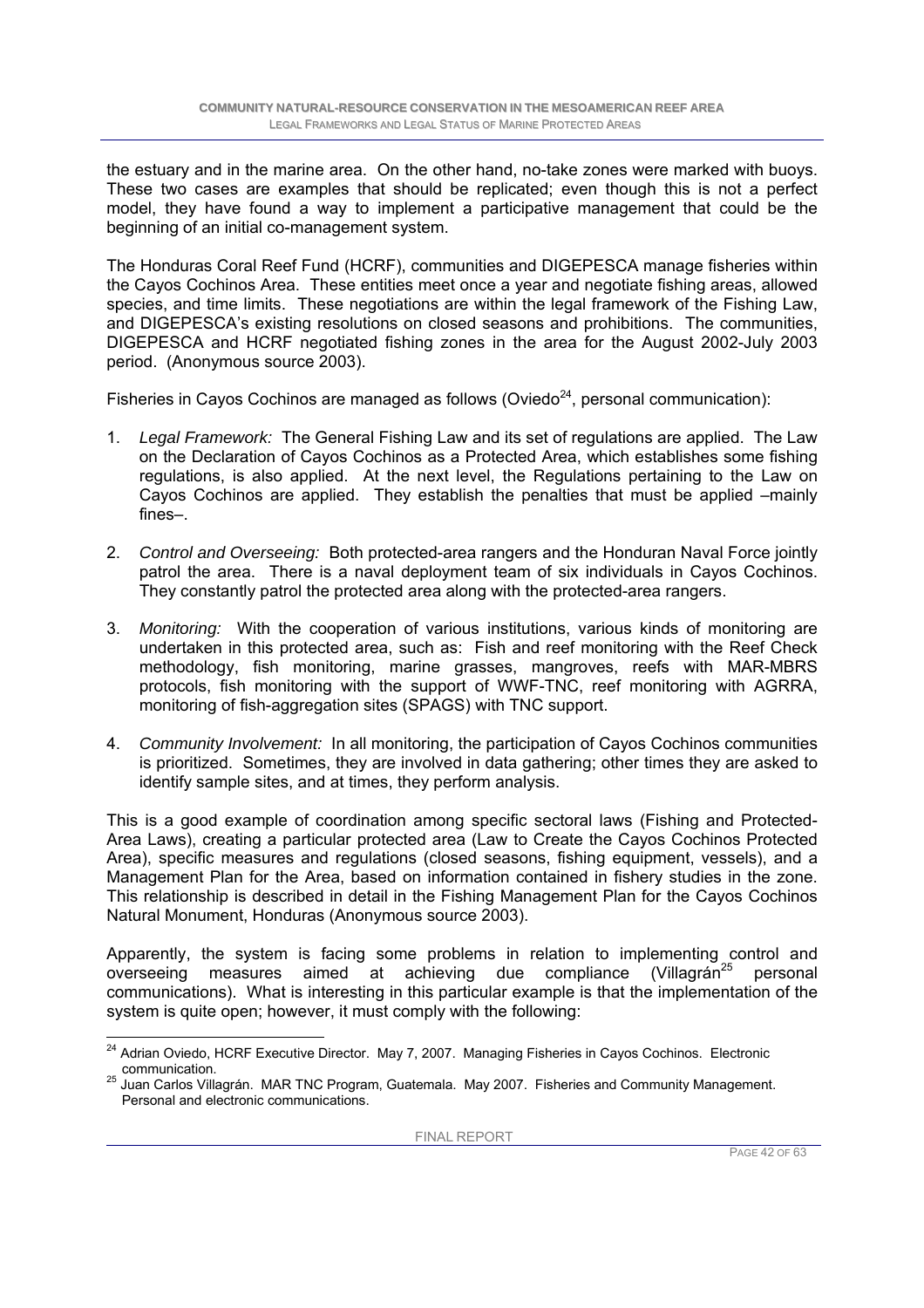the estuary and in the marine area. On the other hand, no-take zones were marked with buoys. These two cases are examples that should be replicated; even though this is not a perfect model, they have found a way to implement a participative management that could be the beginning of an initial co-management system.

The Honduras Coral Reef Fund (HCRF), communities and DIGEPESCA manage fisheries within the Cayos Cochinos Area. These entities meet once a year and negotiate fishing areas, allowed species, and time limits. These negotiations are within the legal framework of the Fishing Law, and DIGEPESCA's existing resolutions on closed seasons and prohibitions. The communities, DIGEPESCA and HCRF negotiated fishing zones in the area for the August 2002-July 2003 period. (Anonymous source 2003).

Fisheries in Cayos Cochinos are managed as follows (Oviedo[24], personal communication):

1. *Legal Framework:* The General Fishing Law and its set of regulations are applied. The Law on the Declaration of Cayos Cochinos as a Protected Area, which establishes some fishing regulations, is also applied. At the next level, the Regulations pertaining to the Law on Cayos Cochinos are applied. They establish the penalties that must be applied –mainly fines–.

2. *Control and Overseeing:* Both protected-area rangers and the Honduran Naval Force jointly patrol the area. There is a naval deployment team of six individuals in Cayos Cochinos. They constantly patrol the protected area along with the protected-area rangers.

3. *Monitoring:* With the cooperation of various institutions, various kinds of monitoring are undertaken in this protected area, such as: Fish and reef monitoring with the Reef Check methodology, fish monitoring, marine grasses, mangroves, reefs with MAR-MBRS protocols, fish monitoring with the support of WWF-TNC, reef monitoring with AGRRA, monitoring of fish-aggregation sites (SPAGS) with TNC support.

4. *Community Involvement:* In all monitoring, the participation of Cayos Cochinos communities is prioritized. Sometimes, they are involved in data gathering; other times they are asked to identify sample sites, and at times, they perform analysis.

This is a good example of coordination among specific sectoral laws (Fishing and Protected-Area Laws), creating a particular protected area (Law to Create the Cayos Cochinos Protected Area), specific measures and regulations (closed seasons, fishing equipment, vessels), and a Management Plan for the Area, based on information contained in fishery studies in the zone. This relationship is described in detail in the Fishing Management Plan for the Cayos Cochinos Natural Monument, Honduras (Anonymous source 2003).

Apparently, the system is facing some problems in relation to implementing control and overseeing measures aimed at achieving due compliance (Villagrán[25] personal communications). What is interesting in this particular example is that the implementation of the system is quite open; however, it must comply with the following:

---

[24] Adrian Oviedo, HCRF Executive Director. May 7, 2007. Managing Fisheries in Cayos Cochinos. Electronic communication.

[25] Juan Carlos Villagrán. MAR TNC Program, Guatemala. May 2007. Fisheries and Community Management. Personal and electronic communications.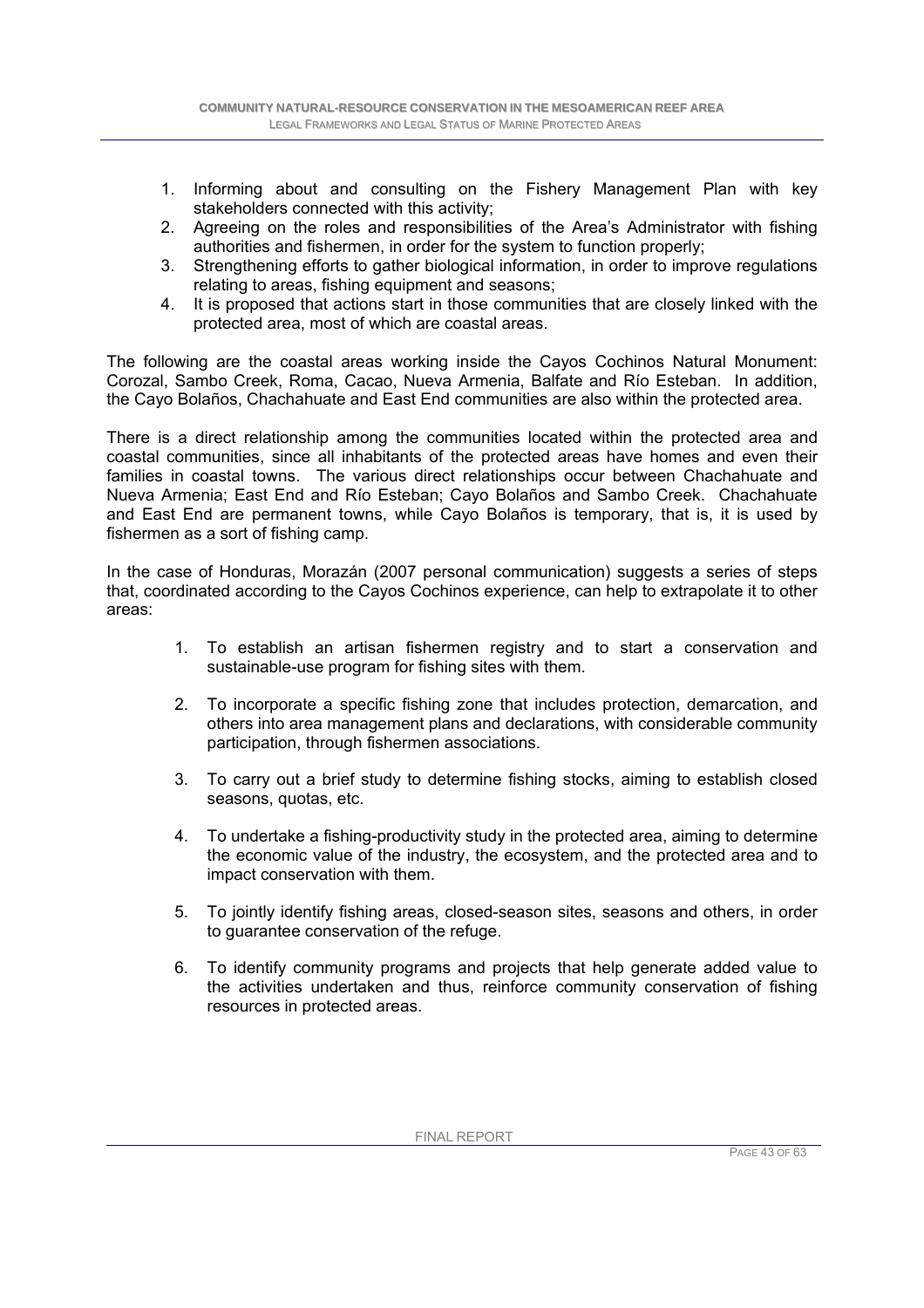1. Informing about and consulting on the Fishery Management Plan with key stakeholders connected with this activity;
2. Agreeing on the roles and responsibilities of the Area's Administrator with fishing authorities and fishermen, in order for the system to function properly;
3. Strengthening efforts to gather biological information, in order to improve regulations relating to areas, fishing equipment and seasons;
4. It is proposed that actions start in those communities that are closely linked with the protected area, most of which are coastal areas.

The following are the coastal areas working inside the Cayos Cochinos Natural Monument: Corozal, Sambo Creek, Roma, Cacao, Nueva Armenia, Balfate and Río Esteban. In addition, the Cayo Bolaños, Chachahuate and East End communities are also within the protected area.

There is a direct relationship among the communities located within the protected area and coastal communities, since all inhabitants of the protected areas have homes and even their families in coastal towns. The various direct relationships occur between Chachahuate and Nueva Armenia; East End and Río Esteban; Cayo Bolaños and Sambo Creek. Chachahuate and East End are permanent towns, while Cayo Bolaños is temporary, that is, it is used by fishermen as a sort of fishing camp.

In the case of Honduras, Morazán (2007 personal communication) suggests a series of steps that, coordinated according to the Cayos Cochinos experience, can help to extrapolate it to other areas:

1. To establish an artisan fishermen registry and to start a conservation and sustainable-use program for fishing sites with them.

2. To incorporate a specific fishing zone that includes protection, demarcation, and others into area management plans and declarations, with considerable community participation, through fishermen associations.

3. To carry out a brief study to determine fishing stocks, aiming to establish closed seasons, quotas, etc.

4. To undertake a fishing-productivity study in the protected area, aiming to determine the economic value of the industry, the ecosystem, and the protected area and to impact conservation with them.

5. To jointly identify fishing areas, closed-season sites, seasons and others, in order to guarantee conservation of the refuge.

6. To identify community programs and projects that help generate added value to the activities undertaken and thus, reinforce community conservation of fishing resources in protected areas.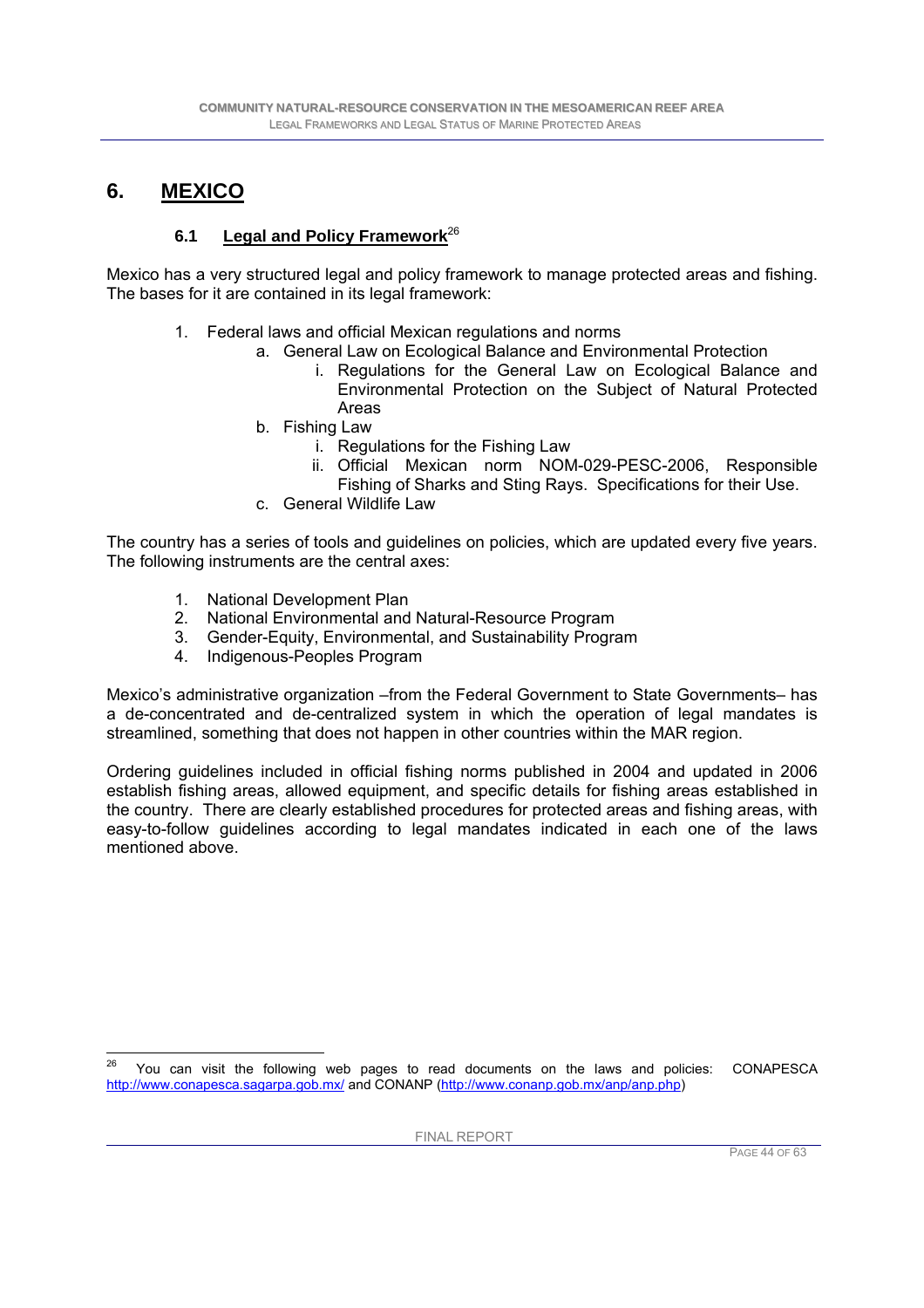# 6. MEXICO

## 6.1 Legal and Policy Framework[26]

Mexico has a very structured legal and policy framework to manage protected areas and fishing. The bases for it are contained in its legal framework:

1. Federal laws and official Mexican regulations and norms
   a. General Law on Ecological Balance and Environmental Protection
      i. Regulations for the General Law on Ecological Balance and Environmental Protection on the Subject of Natural Protected Areas
   b. Fishing Law
      i. Regulations for the Fishing Law
      ii. Official Mexican norm NOM-029-PESC-2006, Responsible Fishing of Sharks and Sting Rays. Specifications for their Use.
   c. General Wildlife Law

The country has a series of tools and guidelines on policies, which are updated every five years. The following instruments are the central axes:

1. National Development Plan
2. National Environmental and Natural-Resource Program
3. Gender-Equity, Environmental, and Sustainability Program
4. Indigenous-Peoples Program

Mexico's administrative organization –from the Federal Government to State Governments– has a de-concentrated and de-centralized system in which the operation of legal mandates is streamlined, something that does not happen in other countries within the MAR region.

Ordering guidelines included in official fishing norms published in 2004 and updated in 2006 establish fishing areas, allowed equipment, and specific details for fishing areas established in the country. There are clearly established procedures for protected areas and fishing areas, with easy-to-follow guidelines according to legal mandates indicated in each one of the laws mentioned above.

---

[26] You can visit the following web pages to read documents on the laws and policies: CONAPESCA http://www.conapesca.sagarpa.gob.mx/ and CONANP (http://www.conanp.gob.mx/anp/anp.php)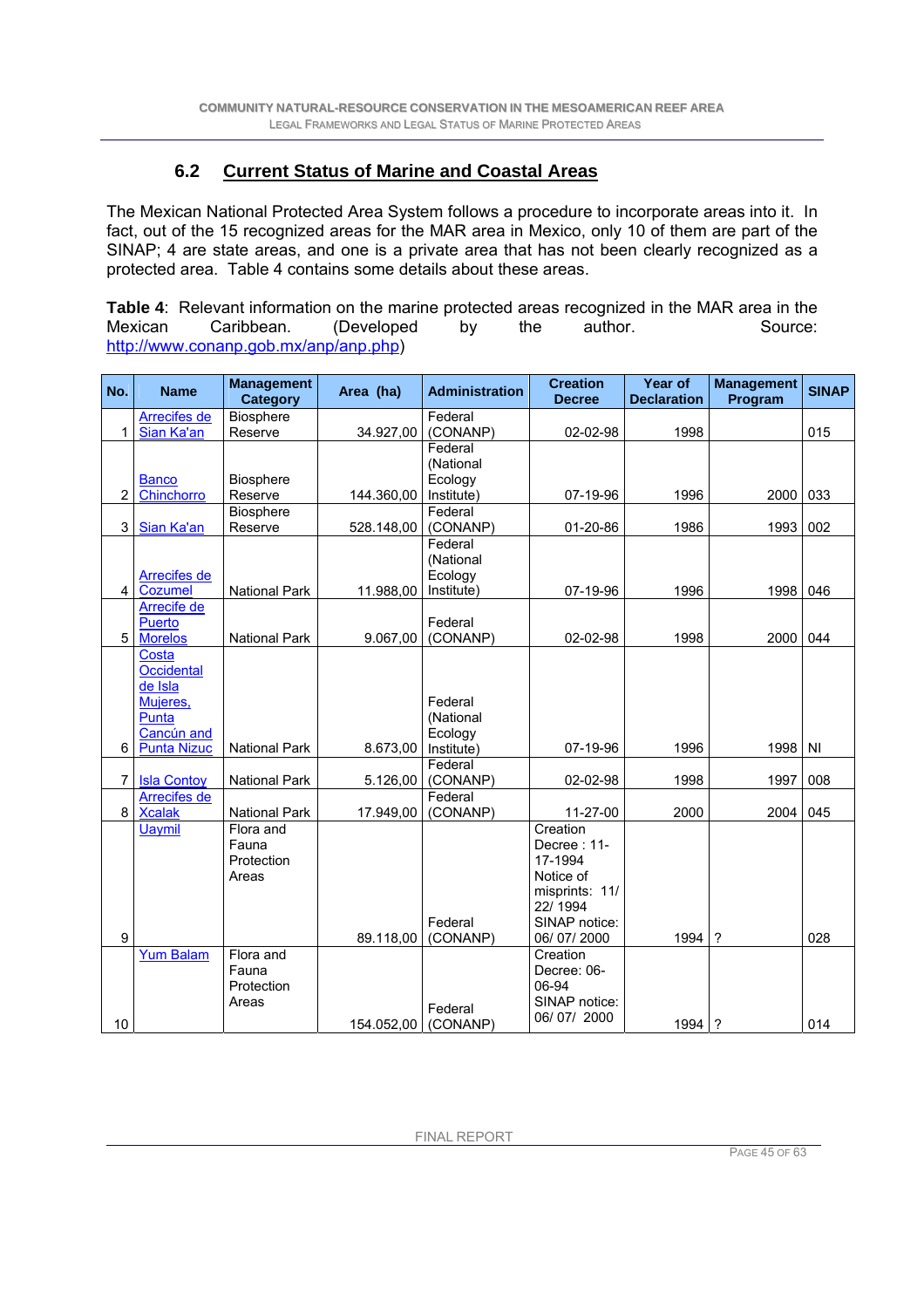## 6.2 Current Status of Marine and Coastal Areas

The Mexican National Protected Area System follows a procedure to incorporate areas into it. In fact, out of the 15 recognized areas for the MAR area in Mexico, only 10 of them are part of the SINAP; 4 are state areas, and one is a private area that has not been clearly recognized as a protected area. Table 4 contains some details about these areas.

**Table 4**: Relevant information on the marine protected areas recognized in the MAR area in the Mexican Caribbean. (Developed by the author. Source: http://www.conanp.gob.mx/anp/anp.php)

| No. | Name | Management Category | Area (ha) | Administration | Creation Decree | Year of Declaration | Management Program | SINAP |
|---|---|---|---|---|---|---|---|---|
| 1 | Arrecifes de Sian Ka'an | Biosphere Reserve | 34.927,00 | Federal (CONANP) | 02-02-98 | 1998 | | 015 |
| 2 | Banco Chinchorro | Biosphere Reserve | 144.360,00 | Federal (National Ecology Institute) | 07-19-96 | 1996 | 2000 | 033 |
| 3 | Sian Ka'an | Biosphere Reserve | 528.148,00 | Federal (CONANP) | 01-20-86 | 1986 | 1993 | 002 |
| 4 | Arrecifes de Cozumel | National Park | 11.988,00 | Federal (National Ecology Institute) | 07-19-96 | 1996 | 1998 | 046 |
| 5 | Arrecife de Puerto Morelos | National Park | 9.067,00 | Federal (CONANP) | 02-02-98 | 1998 | 2000 | 044 |
| 6 | Costa Occidental de Isla Mujeres, Punta Cancún and Punta Nizuc | National Park | 8.673,00 | Federal (National Ecology Institute) | 07-19-96 | 1996 | 1998 | NI |
| 7 | Isla Contoy | National Park | 5.126,00 | Federal (CONANP) | 02-02-98 | 1998 | 1997 | 008 |
| 8 | Arrecifes de Xcalak | National Park | 17.949,00 | Federal (CONANP) | 11-27-00 | 2000 | 2004 | 045 |
| 9 | Uaymil | Flora and Fauna Protection Areas | 89.118,00 | Federal (CONANP) | Creation Decree : 11-17-1994 Notice of misprints: 11/ 22/ 1994 SINAP notice: 06/ 07/ 2000 | 1994 | ? | 028 |
| 10 | Yum Balam | Flora and Fauna Protection Areas | 154.052,00 | Federal (CONANP) | Creation Decree: 06-06-94 SINAP notice: 06/ 07/ 2000 | 1994 | ? | 014 |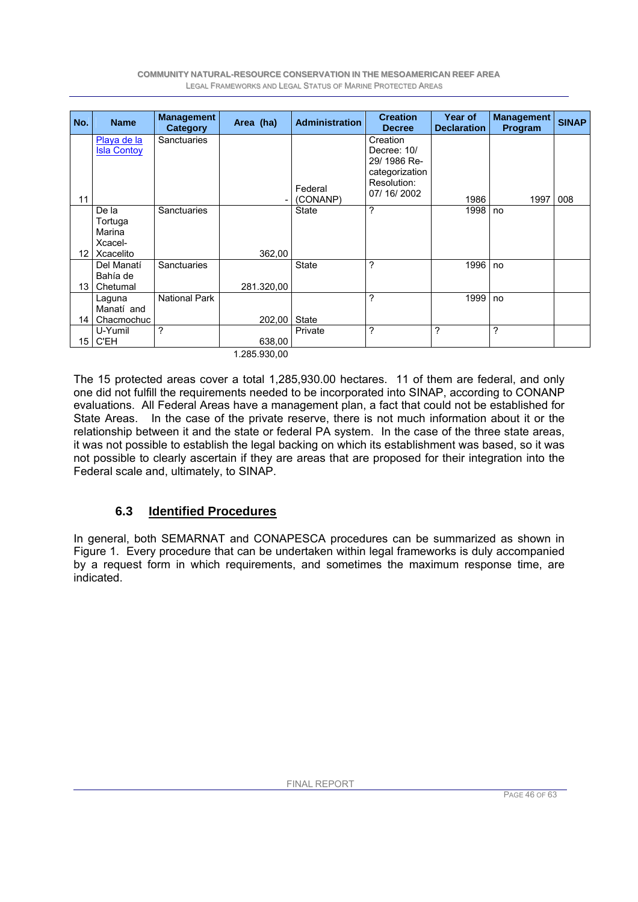| No. | Name | Management Category | Area (ha) | Administration | Creation Decree | Year of Declaration | Management Program | SINAP |
|---|---|---|---|---|---|---|---|---|
| 11 | Playa de la Isla Contoy | Sanctuaries | - | Federal (CONANP) | Creation Decree: 10/ 29/ 1986 Re-categorization Resolution: 07/ 16/ 2002 | 1986 | 1997 | 008 |
| 12 | De la Tortuga Marina Xcacel-Xcacelito | Sanctuaries | 362,00 | State | ? | 1998 | no | |
| 13 | Del Manatí Bahía de Chetumal | Sanctuaries | 281.320,00 | State | ? | 1996 | no | |
| 14 | Laguna Manatí and Chacmochuc | National Park | 202,00 | State | ? | 1999 | no | |
| 15 | U-Yumil C'EH | ? | 638,00 | Private | ? | ? | ? | |
| | | | 1.285.930,00 | | | | | |

The 15 protected areas cover a total 1,285,930.00 hectares. 11 of them are federal, and only one did not fulfill the requirements needed to be incorporated into SINAP, according to CONANP evaluations. All Federal Areas have a management plan, a fact that could not be established for State Areas. In the case of the private reserve, there is not much information about it or the relationship between it and the state or federal PA system. In the case of the three state areas, it was not possible to establish the legal backing on which its establishment was based, so it was not possible to clearly ascertain if they are areas that are proposed for their integration into the Federal scale and, ultimately, to SINAP.

### 6.3 Identified Procedures

In general, both SEMARNAT and CONAPESCA procedures can be summarized as shown in Figure 1. Every procedure that can be undertaken within legal frameworks is duly accompanied by a request form in which requirements, and sometimes the maximum response time, are indicated.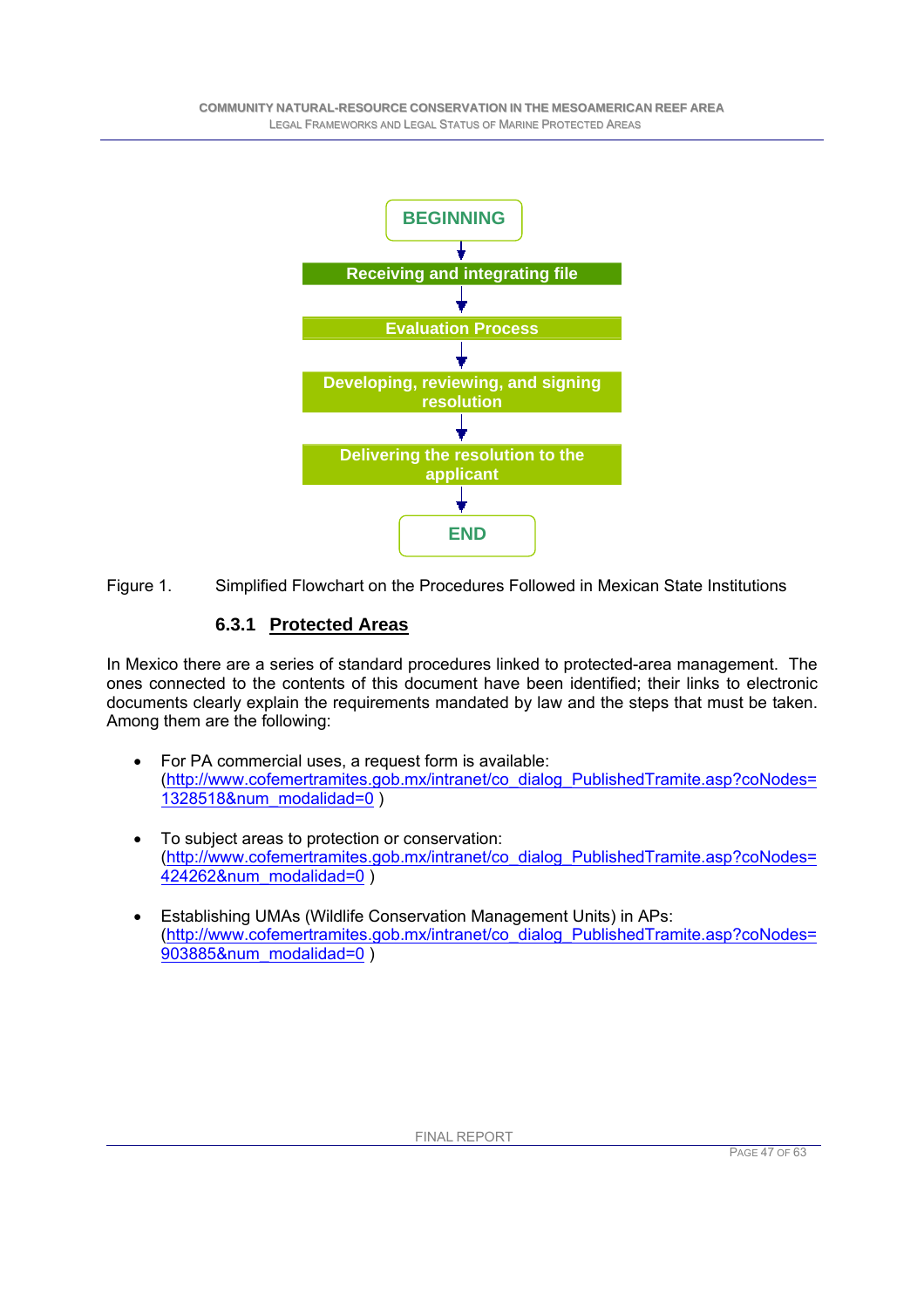BEGINNING

↓

Receiving and integrating file

↓

Evaluation Process

↓

Developing, reviewing, and signing resolution

↓

Delivering the resolution to the applicant

↓

END

Figure 1. Simplified Flowchart on the Procedures Followed in Mexican State Institutions

### 6.3.1 Protected Areas

In Mexico there are a series of standard procedures linked to protected-area management. The ones connected to the contents of this document have been identified; their links to electronic documents clearly explain the requirements mandated by law and the steps that must be taken. Among them are the following:

- For PA commercial uses, a request form is available: (http://www.cofemertramites.gob.mx/intranet/co_dialog_PublishedTramite.asp?coNodes=1328518&num_modalidad=0 )

- To subject areas to protection or conservation: (http://www.cofemertramites.gob.mx/intranet/co_dialog_PublishedTramite.asp?coNodes=424262&num_modalidad=0 )

- Establishing UMAs (Wildlife Conservation Management Units) in APs: (http://www.cofemertramites.gob.mx/intranet/co_dialog_PublishedTramite.asp?coNodes=903885&num_modalidad=0 )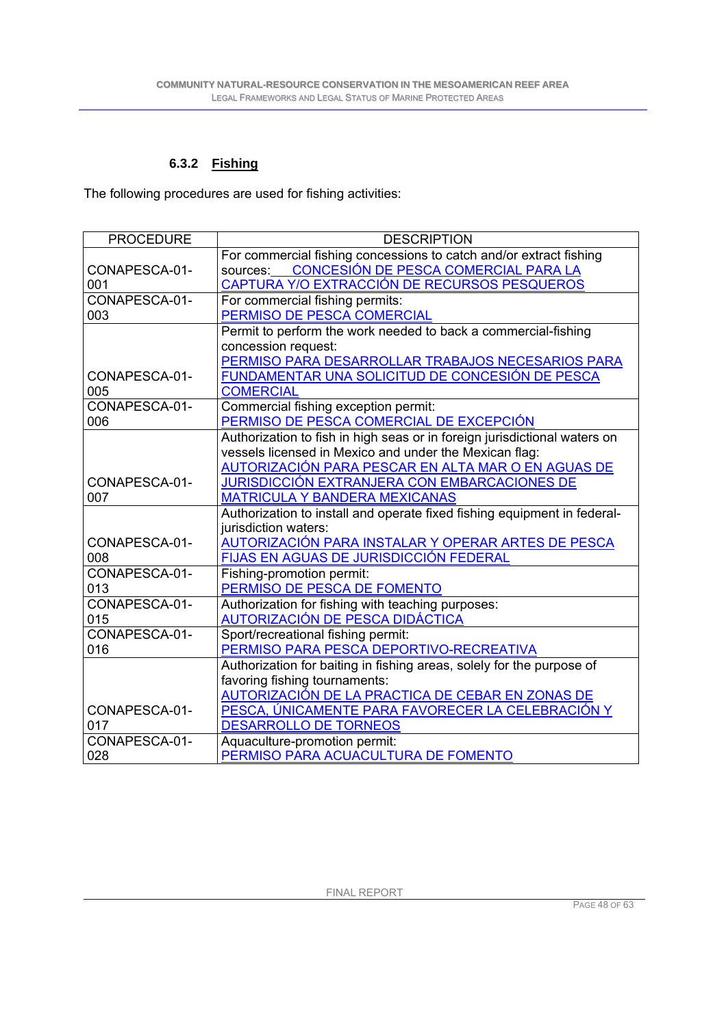### 6.3.2 Fishing

The following procedures are used for fishing activities:

| PROCEDURE | DESCRIPTION |
|---|---|
| CONAPESCA-01-001 | For commercial fishing concessions to catch and/or extract fishing sources: CONCESIÓN DE PESCA COMERCIAL PARA LA CAPTURA Y/O EXTRACCIÓN DE RECURSOS PESQUEROS |
| CONAPESCA-01-003 | For commercial fishing permits: PERMISO DE PESCA COMERCIAL |
| CONAPESCA-01-005 | Permit to perform the work needed to back a commercial-fishing concession request: PERMISO PARA DESARROLLAR TRABAJOS NECESARIOS PARA FUNDAMENTAR UNA SOLICITUD DE CONCESIÓN DE PESCA COMERCIAL |
| CONAPESCA-01-006 | Commercial fishing exception permit: PERMISO DE PESCA COMERCIAL DE EXCEPCIÓN |
| CONAPESCA-01-007 | Authorization to fish in high seas or in foreign jurisdictional waters on vessels licensed in Mexico and under the Mexican flag: AUTORIZACIÓN PARA PESCAR EN ALTA MAR O EN AGUAS DE JURISDICCIÓN EXTRANJERA CON EMBARCACIONES DE MATRICULA Y BANDERA MEXICANAS |
| CONAPESCA-01-008 | Authorization to install and operate fixed fishing equipment in federal-jurisdiction waters: AUTORIZACIÓN PARA INSTALAR Y OPERAR ARTES DE PESCA FIJAS EN AGUAS DE JURISDICCIÓN FEDERAL |
| CONAPESCA-01-013 | Fishing-promotion permit: PERMISO DE PESCA DE FOMENTO |
| CONAPESCA-01-015 | Authorization for fishing with teaching purposes: AUTORIZACIÓN DE PESCA DIDÁCTICA |
| CONAPESCA-01-016 | Sport/recreational fishing permit: PERMISO PARA PESCA DEPORTIVO-RECREATIVA |
| CONAPESCA-01-017 | Authorization for baiting in fishing areas, solely for the purpose of favoring fishing tournaments: AUTORIZACIÓN DE LA PRACTICA DE CEBAR EN ZONAS DE PESCA, ÚNICAMENTE PARA FAVORECER LA CELEBRACIÓN Y DESARROLLO DE TORNEOS |
| CONAPESCA-01-028 | Aquaculture-promotion permit: PERMISO PARA ACUACULTURA DE FOMENTO |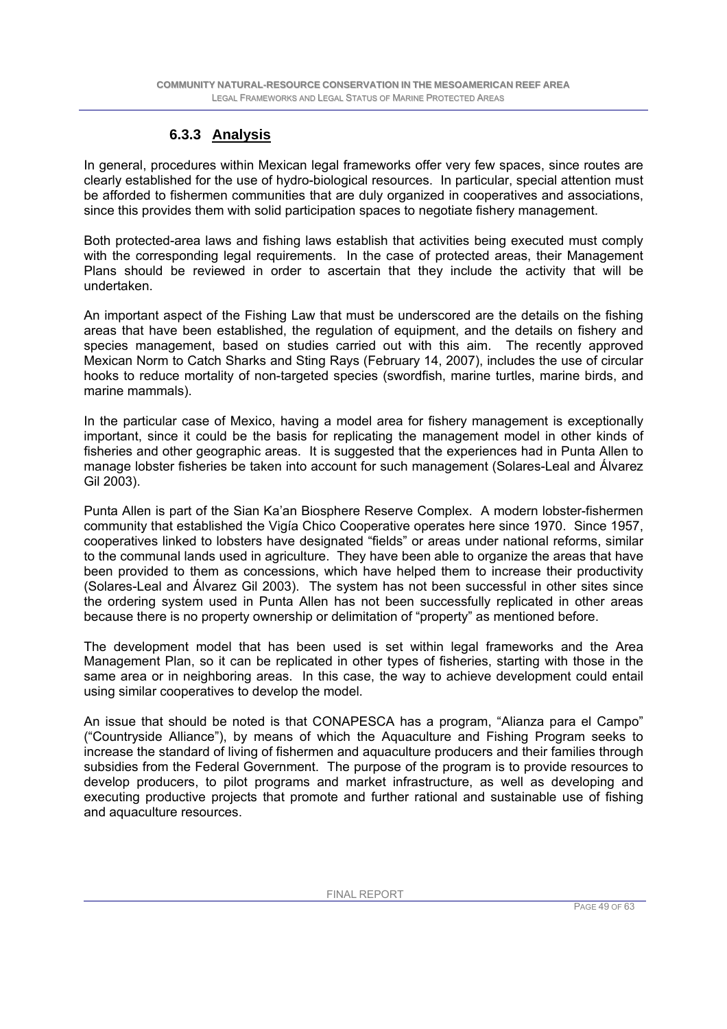### 6.3.3 Analysis

In general, procedures within Mexican legal frameworks offer very few spaces, since routes are clearly established for the use of hydro-biological resources. In particular, special attention must be afforded to fishermen communities that are duly organized in cooperatives and associations, since this provides them with solid participation spaces to negotiate fishery management.

Both protected-area laws and fishing laws establish that activities being executed must comply with the corresponding legal requirements. In the case of protected areas, their Management Plans should be reviewed in order to ascertain that they include the activity that will be undertaken.

An important aspect of the Fishing Law that must be underscored are the details on the fishing areas that have been established, the regulation of equipment, and the details on fishery and species management, based on studies carried out with this aim. The recently approved Mexican Norm to Catch Sharks and Sting Rays (February 14, 2007), includes the use of circular hooks to reduce mortality of non-targeted species (swordfish, marine turtles, marine birds, and marine mammals).

In the particular case of Mexico, having a model area for fishery management is exceptionally important, since it could be the basis for replicating the management model in other kinds of fisheries and other geographic areas. It is suggested that the experiences had in Punta Allen to manage lobster fisheries be taken into account for such management (Solares-Leal and Álvarez Gil 2003).

Punta Allen is part of the Sian Ka'an Biosphere Reserve Complex. A modern lobster-fishermen community that established the Vigía Chico Cooperative operates here since 1970. Since 1957, cooperatives linked to lobsters have designated "fields" or areas under national reforms, similar to the communal lands used in agriculture. They have been able to organize the areas that have been provided to them as concessions, which have helped them to increase their productivity (Solares-Leal and Álvarez Gil 2003). The system has not been successful in other sites since the ordering system used in Punta Allen has not been successfully replicated in other areas because there is no property ownership or delimitation of "property" as mentioned before.

The development model that has been used is set within legal frameworks and the Area Management Plan, so it can be replicated in other types of fisheries, starting with those in the same area or in neighboring areas. In this case, the way to achieve development could entail using similar cooperatives to develop the model.

An issue that should be noted is that CONAPESCA has a program, "Alianza para el Campo" ("Countryside Alliance"), by means of which the Aquaculture and Fishing Program seeks to increase the standard of living of fishermen and aquaculture producers and their families through subsidies from the Federal Government. The purpose of the program is to provide resources to develop producers, to pilot programs and market infrastructure, as well as developing and executing productive projects that promote and further rational and sustainable use of fishing and aquaculture resources.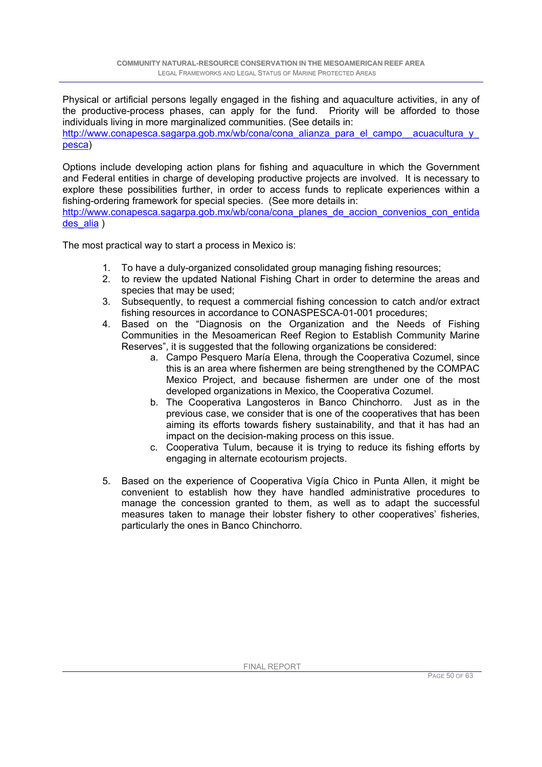Physical or artificial persons legally engaged in the fishing and aquaculture activities, in any of the productive-process phases, can apply for the fund. Priority will be afforded to those individuals living in more marginalized communities. (See details in: http://www.conapesca.sagarpa.gob.mx/wb/cona/cona_alianza_para_el_campo__acuacultura_y_pesca)

Options include developing action plans for fishing and aquaculture in which the Government and Federal entities in charge of developing productive projects are involved. It is necessary to explore these possibilities further, in order to access funds to replicate experiences within a fishing-ordering framework for special species. (See more details in: http://www.conapesca.sagarpa.gob.mx/wb/cona/cona_planes_de_accion_convenios_con_entidades_alia )

The most practical way to start a process in Mexico is:

1. To have a duly-organized consolidated group managing fishing resources;
2. to review the updated National Fishing Chart in order to determine the areas and species that may be used;
3. Subsequently, to request a commercial fishing concession to catch and/or extract fishing resources in accordance to CONASPESCA-01-001 procedures;
4. Based on the "Diagnosis on the Organization and the Needs of Fishing Communities in the Mesoamerican Reef Region to Establish Community Marine Reserves", it is suggested that the following organizations be considered:
   a. Campo Pesquero María Elena, through the Cooperativa Cozumel, since this is an area where fishermen are being strengthened by the COMPAC Mexico Project, and because fishermen are under one of the most developed organizations in Mexico, the Cooperativa Cozumel.
   b. The Cooperativa Langosteros in Banco Chinchorro. Just as in the previous case, we consider that is one of the cooperatives that has been aiming its efforts towards fishery sustainability, and that it has had an impact on the decision-making process on this issue.
   c. Cooperativa Tulum, because it is trying to reduce its fishing efforts by engaging in alternate ecotourism projects.

5. Based on the experience of Cooperativa Vigía Chico in Punta Allen, it might be convenient to establish how they have handled administrative procedures to manage the concession granted to them, as well as to adapt the successful measures taken to manage their lobster fishery to other cooperatives' fisheries, particularly the ones in Banco Chinchorro.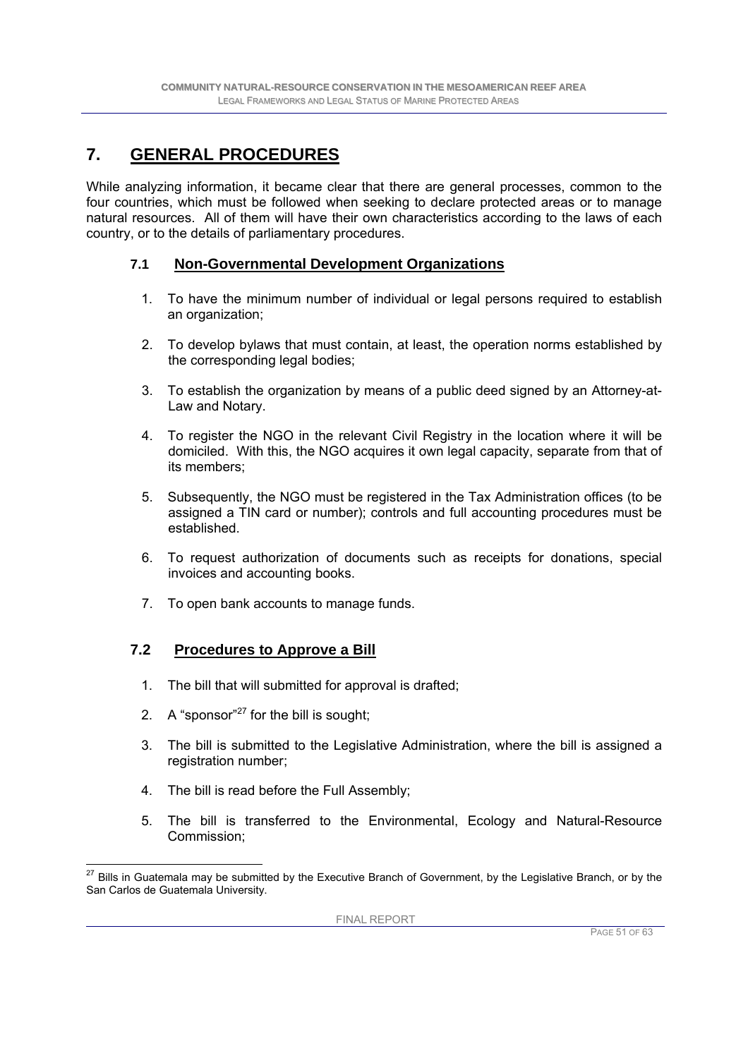# 7. GENERAL PROCEDURES

While analyzing information, it became clear that there are general processes, common to the four countries, which must be followed when seeking to declare protected areas or to manage natural resources. All of them will have their own characteristics according to the laws of each country, or to the details of parliamentary procedures.

## 7.1 Non-Governmental Development Organizations

1. To have the minimum number of individual or legal persons required to establish an organization;
2. To develop bylaws that must contain, at least, the operation norms established by the corresponding legal bodies;
3. To establish the organization by means of a public deed signed by an Attorney-at-Law and Notary.
4. To register the NGO in the relevant Civil Registry in the location where it will be domiciled. With this, the NGO acquires it own legal capacity, separate from that of its members;
5. Subsequently, the NGO must be registered in the Tax Administration offices (to be assigned a TIN card or number); controls and full accounting procedures must be established.
6. To request authorization of documents such as receipts for donations, special invoices and accounting books.
7. To open bank accounts to manage funds.

## 7.2 Procedures to Approve a Bill

1. The bill that will submitted for approval is drafted;
2. A "sponsor"[27] for the bill is sought;
3. The bill is submitted to the Legislative Administration, where the bill is assigned a registration number;
4. The bill is read before the Full Assembly;
5. The bill is transferred to the Environmental, Ecology and Natural-Resource Commission;

[27] Bills in Guatemala may be submitted by the Executive Branch of Government, by the Legislative Branch, or by the San Carlos de Guatemala University.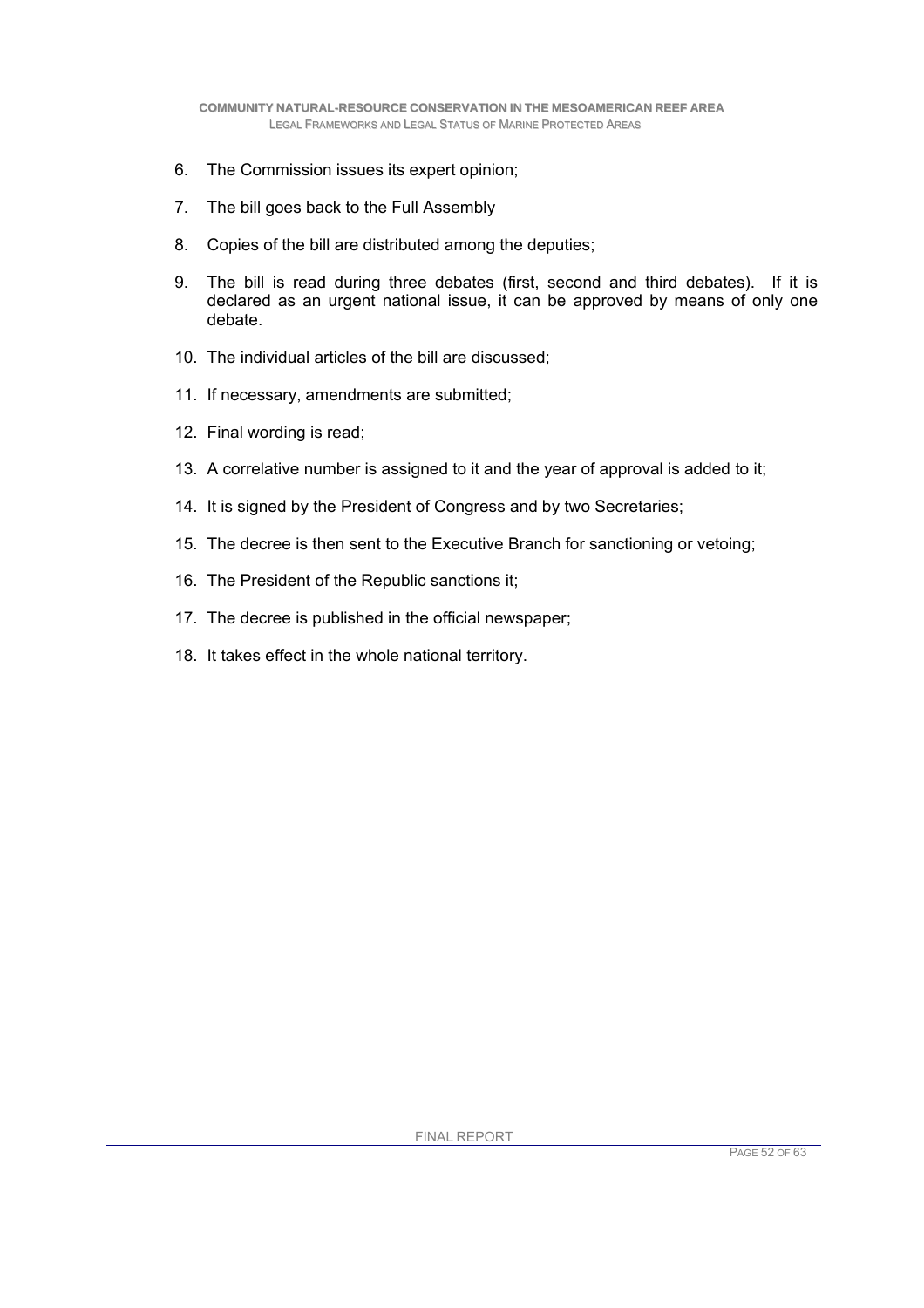6. The Commission issues its expert opinion;
7. The bill goes back to the Full Assembly
8. Copies of the bill are distributed among the deputies;
9. The bill is read during three debates (first, second and third debates). If it is declared as an urgent national issue, it can be approved by means of only one debate.
10. The individual articles of the bill are discussed;
11. If necessary, amendments are submitted;
12. Final wording is read;
13. A correlative number is assigned to it and the year of approval is added to it;
14. It is signed by the President of Congress and by two Secretaries;
15. The decree is then sent to the Executive Branch for sanctioning or vetoing;
16. The President of the Republic sanctions it;
17. The decree is published in the official newspaper;
18. It takes effect in the whole national territory.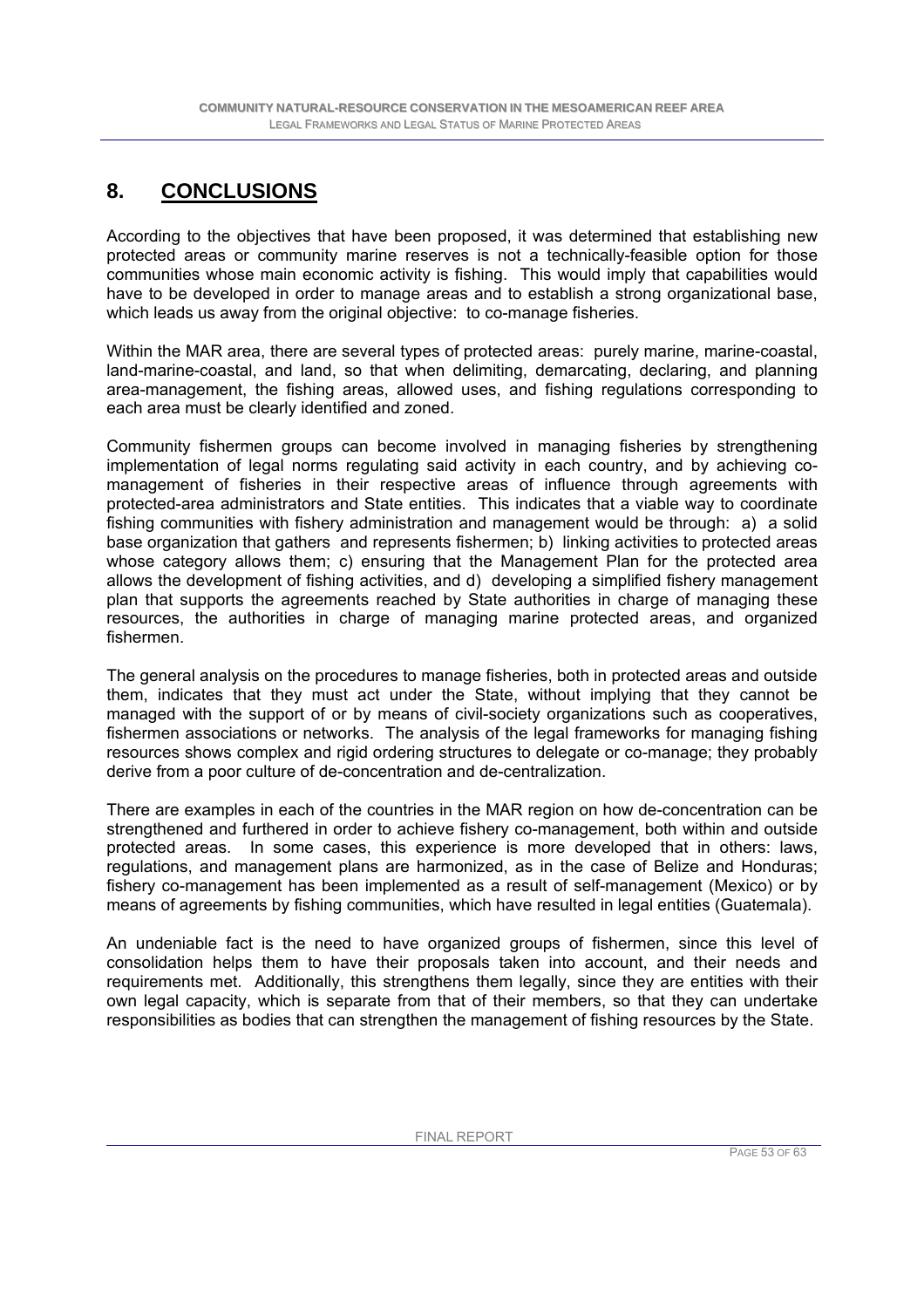# 8. CONCLUSIONS

According to the objectives that have been proposed, it was determined that establishing new protected areas or community marine reserves is not a technically-feasible option for those communities whose main economic activity is fishing. This would imply that capabilities would have to be developed in order to manage areas and to establish a strong organizational base, which leads us away from the original objective: to co-manage fisheries.

Within the MAR area, there are several types of protected areas: purely marine, marine-coastal, land-marine-coastal, and land, so that when delimiting, demarcating, declaring, and planning area-management, the fishing areas, allowed uses, and fishing regulations corresponding to each area must be clearly identified and zoned.

Community fishermen groups can become involved in managing fisheries by strengthening implementation of legal norms regulating said activity in each country, and by achieving co-management of fisheries in their respective areas of influence through agreements with protected-area administrators and State entities. This indicates that a viable way to coordinate fishing communities with fishery administration and management would be through: a) a solid base organization that gathers and represents fishermen; b) linking activities to protected areas whose category allows them; c) ensuring that the Management Plan for the protected area allows the development of fishing activities, and d) developing a simplified fishery management plan that supports the agreements reached by State authorities in charge of managing these resources, the authorities in charge of managing marine protected areas, and organized fishermen.

The general analysis on the procedures to manage fisheries, both in protected areas and outside them, indicates that they must act under the State, without implying that they cannot be managed with the support of or by means of civil-society organizations such as cooperatives, fishermen associations or networks. The analysis of the legal frameworks for managing fishing resources shows complex and rigid ordering structures to delegate or co-manage; they probably derive from a poor culture of de-concentration and de-centralization.

There are examples in each of the countries in the MAR region on how de-concentration can be strengthened and furthered in order to achieve fishery co-management, both within and outside protected areas. In some cases, this experience is more developed that in others: laws, regulations, and management plans are harmonized, as in the case of Belize and Honduras; fishery co-management has been implemented as a result of self-management (Mexico) or by means of agreements by fishing communities, which have resulted in legal entities (Guatemala).

An undeniable fact is the need to have organized groups of fishermen, since this level of consolidation helps them to have their proposals taken into account, and their needs and requirements met. Additionally, this strengthens them legally, since they are entities with their own legal capacity, which is separate from that of their members, so that they can undertake responsibilities as bodies that can strengthen the management of fishing resources by the State.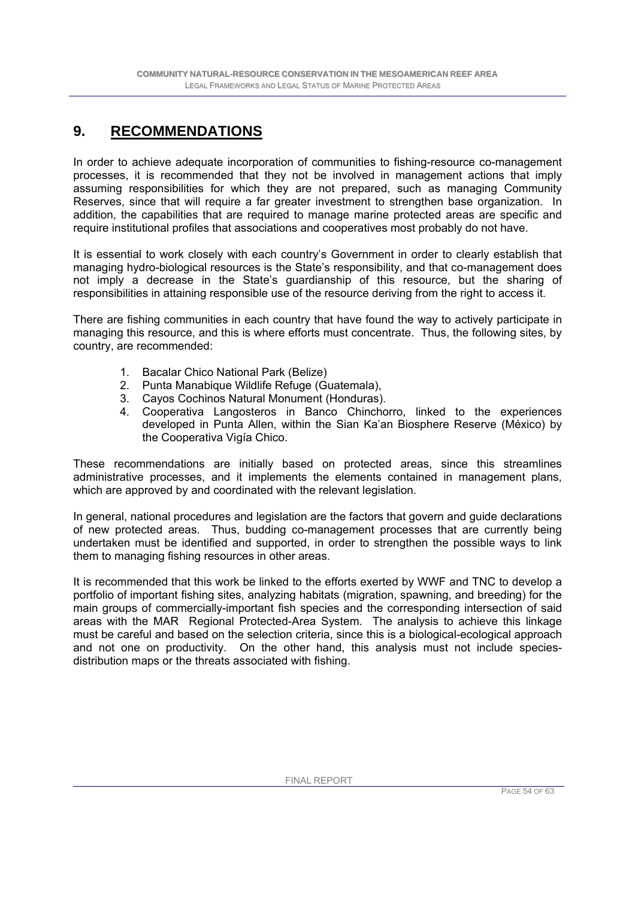# 9. RECOMMENDATIONS

In order to achieve adequate incorporation of communities to fishing-resource co-management processes, it is recommended that they not be involved in management actions that imply assuming responsibilities for which they are not prepared, such as managing Community Reserves, since that will require a far greater investment to strengthen base organization. In addition, the capabilities that are required to manage marine protected areas are specific and require institutional profiles that associations and cooperatives most probably do not have.

It is essential to work closely with each country's Government in order to clearly establish that managing hydro-biological resources is the State's responsibility, and that co-management does not imply a decrease in the State's guardianship of this resource, but the sharing of responsibilities in attaining responsible use of the resource deriving from the right to access it.

There are fishing communities in each country that have found the way to actively participate in managing this resource, and this is where efforts must concentrate. Thus, the following sites, by country, are recommended:

1. Bacalar Chico National Park (Belize)
2. Punta Manabique Wildlife Refuge (Guatemala),
3. Cayos Cochinos Natural Monument (Honduras).
4. Cooperativa Langosteros in Banco Chinchorro, linked to the experiences developed in Punta Allen, within the Sian Ka'an Biosphere Reserve (México) by the Cooperativa Vigía Chico.

These recommendations are initially based on protected areas, since this streamlines administrative processes, and it implements the elements contained in management plans, which are approved by and coordinated with the relevant legislation.

In general, national procedures and legislation are the factors that govern and guide declarations of new protected areas. Thus, budding co-management processes that are currently being undertaken must be identified and supported, in order to strengthen the possible ways to link them to managing fishing resources in other areas.

It is recommended that this work be linked to the efforts exerted by WWF and TNC to develop a portfolio of important fishing sites, analyzing habitats (migration, spawning, and breeding) for the main groups of commercially-important fish species and the corresponding intersection of said areas with the MAR Regional Protected-Area System. The analysis to achieve this linkage must be careful and based on the selection criteria, since this is a biological-ecological approach and not one on productivity. On the other hand, this analysis must not include species-distribution maps or the threats associated with fishing.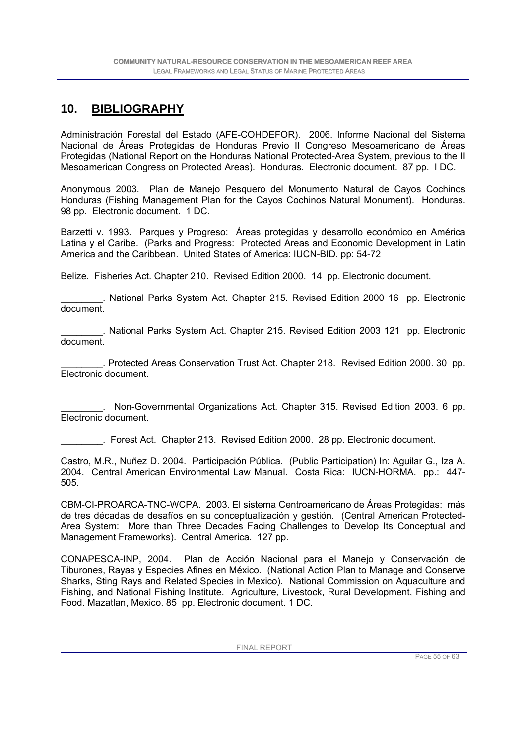## 10. BIBLIOGRAPHY

Administración Forestal del Estado (AFE-COHDEFOR). 2006. Informe Nacional del Sistema Nacional de Áreas Protegidas de Honduras Previo II Congreso Mesoamericano de Áreas Protegidas (National Report on the Honduras National Protected-Area System, previous to the II Mesoamerican Congress on Protected Areas). Honduras. Electronic document. 87 pp. I DC.

Anonymous 2003. Plan de Manejo Pesquero del Monumento Natural de Cayos Cochinos Honduras (Fishing Management Plan for the Cayos Cochinos Natural Monument). Honduras. 98 pp. Electronic document. 1 DC.

Barzetti v. 1993. Parques y Progreso: Áreas protegidas y desarrollo económico en América Latina y el Caribe. (Parks and Progress: Protected Areas and Economic Development in Latin America and the Caribbean. United States of America: IUCN-BID. pp: 54-72

Belize. Fisheries Act. Chapter 210. Revised Edition 2000. 14 pp. Electronic document.

________. National Parks System Act. Chapter 215. Revised Edition 2000 16 pp. Electronic document.

________. National Parks System Act. Chapter 215. Revised Edition 2003 121 pp. Electronic document.

________. Protected Areas Conservation Trust Act. Chapter 218. Revised Edition 2000. 30 pp. Electronic document.

________. Non-Governmental Organizations Act. Chapter 315. Revised Edition 2003. 6 pp. Electronic document.

________. Forest Act. Chapter 213. Revised Edition 2000. 28 pp. Electronic document.

Castro, M.R., Nuñez D. 2004. Participación Pública. (Public Participation) In: Aguilar G., Iza A. 2004. Central American Environmental Law Manual. Costa Rica: IUCN-HORMA. pp.: 447-505.

CBM-CI-PROARCA-TNC-WCPA. 2003. El sistema Centroamericano de Áreas Protegidas: más de tres décadas de desafíos en su conceptualización y gestión. (Central American Protected-Area System: More than Three Decades Facing Challenges to Develop Its Conceptual and Management Frameworks). Central America. 127 pp.

CONAPESCA-INP, 2004. Plan de Acción Nacional para el Manejo y Conservación de Tiburones, Rayas y Especies Afines en México. (National Action Plan to Manage and Conserve Sharks, Sting Rays and Related Species in Mexico). National Commission on Aquaculture and Fishing, and National Fishing Institute. Agriculture, Livestock, Rural Development, Fishing and Food. Mazatlan, Mexico. 85 pp. Electronic document. 1 DC.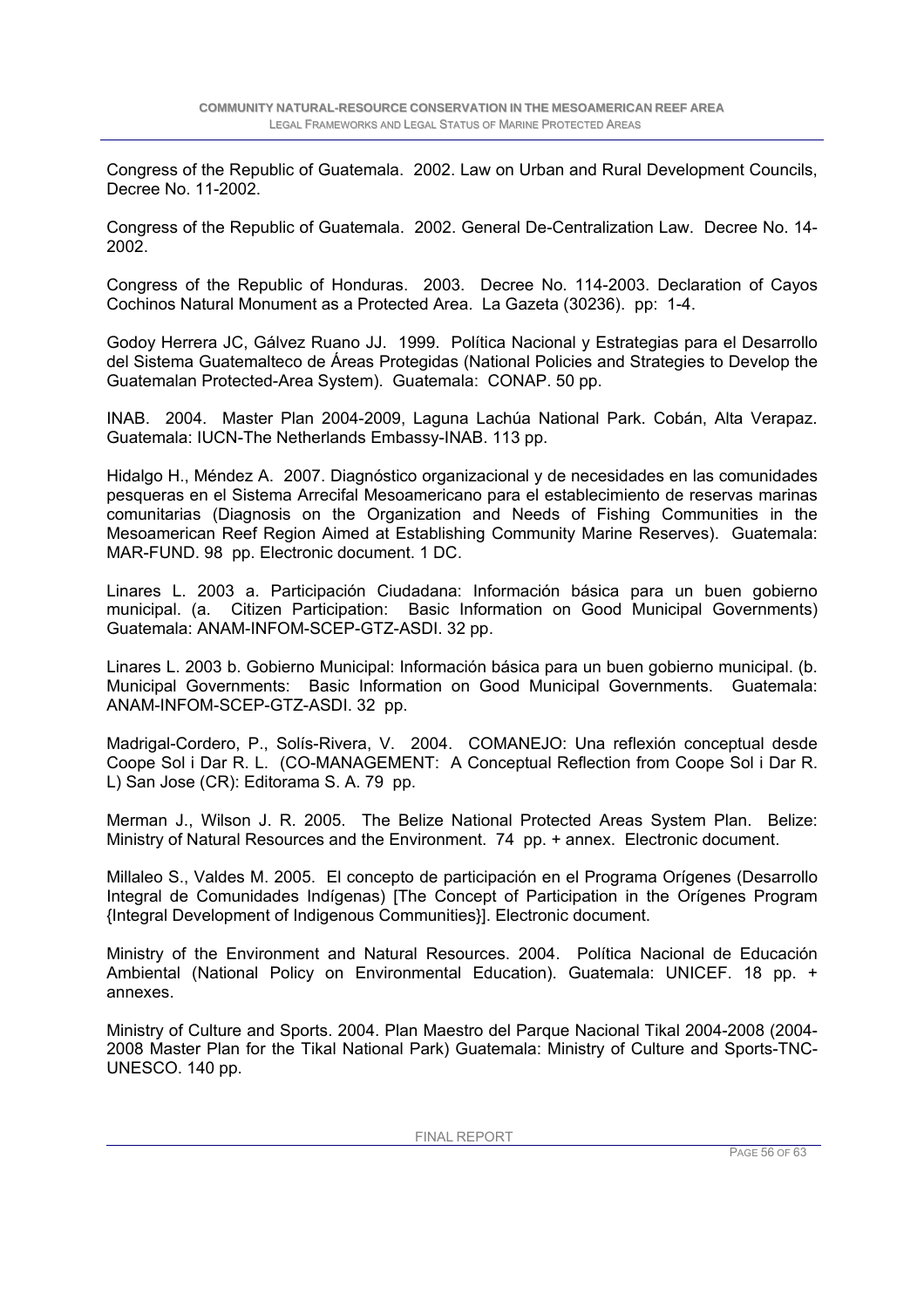Congress of the Republic of Guatemala. 2002. Law on Urban and Rural Development Councils, Decree No. 11-2002.

Congress of the Republic of Guatemala. 2002. General De-Centralization Law. Decree No. 14-2002.

Congress of the Republic of Honduras. 2003. Decree No. 114-2003. Declaration of Cayos Cochinos Natural Monument as a Protected Area. La Gazeta (30236). pp: 1-4.

Godoy Herrera JC, Gálvez Ruano JJ. 1999. Política Nacional y Estrategias para el Desarrollo del Sistema Guatemalteco de Áreas Protegidas (National Policies and Strategies to Develop the Guatemalan Protected-Area System). Guatemala: CONAP. 50 pp.

INAB. 2004. Master Plan 2004-2009, Laguna Lachúa National Park. Cobán, Alta Verapaz. Guatemala: IUCN-The Netherlands Embassy-INAB. 113 pp.

Hidalgo H., Méndez A. 2007. Diagnóstico organizacional y de necesidades en las comunidades pesqueras en el Sistema Arrecifal Mesoamericano para el establecimiento de reservas marinas comunitarias (Diagnosis on the Organization and Needs of Fishing Communities in the Mesoamerican Reef Region Aimed at Establishing Community Marine Reserves). Guatemala: MAR-FUND. 98 pp. Electronic document. 1 DC.

Linares L. 2003 a. Participación Ciudadana: Información básica para un buen gobierno municipal. (a. Citizen Participation: Basic Information on Good Municipal Governments) Guatemala: ANAM-INFOM-SCEP-GTZ-ASDI. 32 pp.

Linares L. 2003 b. Gobierno Municipal: Información básica para un buen gobierno municipal. (b. Municipal Governments: Basic Information on Good Municipal Governments. Guatemala: ANAM-INFOM-SCEP-GTZ-ASDI. 32 pp.

Madrigal-Cordero, P., Solís-Rivera, V. 2004. COMANEJO: Una reflexión conceptual desde Coope Sol i Dar R. L. (CO-MANAGEMENT: A Conceptual Reflection from Coope Sol i Dar R. L) San Jose (CR): Editorama S. A. 79 pp.

Merman J., Wilson J. R. 2005. The Belize National Protected Areas System Plan. Belize: Ministry of Natural Resources and the Environment. 74 pp. + annex. Electronic document.

Millaleo S., Valdes M. 2005. El concepto de participación en el Programa Orígenes (Desarrollo Integral de Comunidades Indígenas) [The Concept of Participation in the Orígenes Program {Integral Development of Indigenous Communities}]. Electronic document.

Ministry of the Environment and Natural Resources. 2004. Política Nacional de Educación Ambiental (National Policy on Environmental Education). Guatemala: UNICEF. 18 pp. + annexes.

Ministry of Culture and Sports. 2004. Plan Maestro del Parque Nacional Tikal 2004-2008 (2004-2008 Master Plan for the Tikal National Park) Guatemala: Ministry of Culture and Sports-TNC-UNESCO. 140 pp.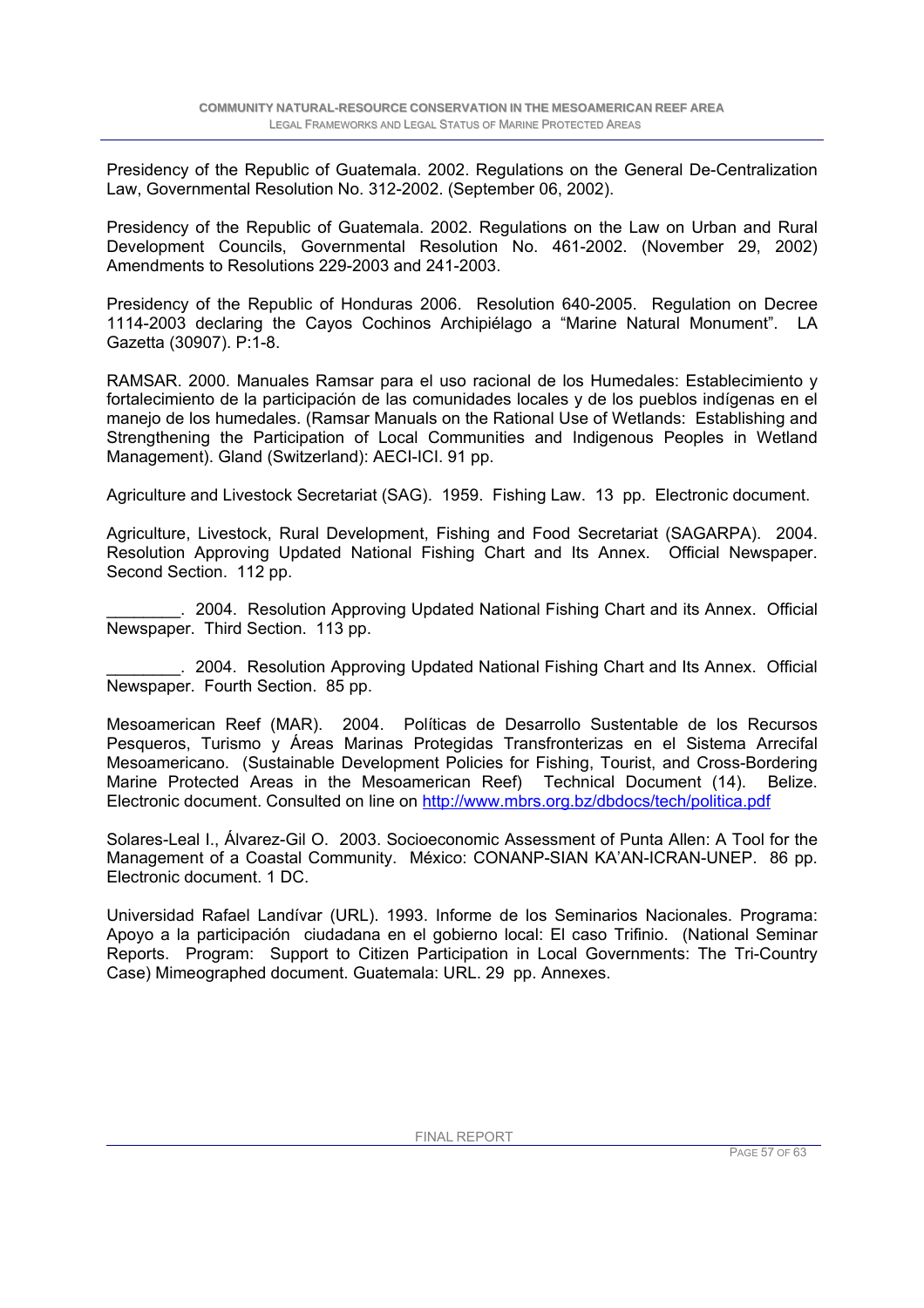Presidency of the Republic of Guatemala. 2002. Regulations on the General De-Centralization Law, Governmental Resolution No. 312-2002. (September 06, 2002).

Presidency of the Republic of Guatemala. 2002. Regulations on the Law on Urban and Rural Development Councils, Governmental Resolution No. 461-2002. (November 29, 2002) Amendments to Resolutions 229-2003 and 241-2003.

Presidency of the Republic of Honduras 2006. Resolution 640-2005. Regulation on Decree 1114-2003 declaring the Cayos Cochinos Archipiélago a "Marine Natural Monument". LA Gazetta (30907). P:1-8.

RAMSAR. 2000. Manuales Ramsar para el uso racional de los Humedales: Establecimiento y fortalecimiento de la participación de las comunidades locales y de los pueblos indígenas en el manejo de los humedales. (Ramsar Manuals on the Rational Use of Wetlands: Establishing and Strengthening the Participation of Local Communities and Indigenous Peoples in Wetland Management). Gland (Switzerland): AECI-ICI. 91 pp.

Agriculture and Livestock Secretariat (SAG). 1959. Fishing Law. 13 pp. Electronic document.

Agriculture, Livestock, Rural Development, Fishing and Food Secretariat (SAGARPA). 2004. Resolution Approving Updated National Fishing Chart and Its Annex. Official Newspaper. Second Section. 112 pp.

________. 2004. Resolution Approving Updated National Fishing Chart and its Annex. Official Newspaper. Third Section. 113 pp.

________. 2004. Resolution Approving Updated National Fishing Chart and Its Annex. Official Newspaper. Fourth Section. 85 pp.

Mesoamerican Reef (MAR). 2004. Políticas de Desarrollo Sustentable de los Recursos Pesqueros, Turismo y Áreas Marinas Protegidas Transfronterizas en el Sistema Arrecifal Mesoamericano. (Sustainable Development Policies for Fishing, Tourist, and Cross-Bordering Marine Protected Areas in the Mesoamerican Reef) Technical Document (14). Belize. Electronic document. Consulted on line on http://www.mbrs.org.bz/dbdocs/tech/politica.pdf

Solares-Leal I., Álvarez-Gil O. 2003. Socioeconomic Assessment of Punta Allen: A Tool for the Management of a Coastal Community. México: CONANP-SIAN KA'AN-ICRAN-UNEP. 86 pp. Electronic document. 1 DC.

Universidad Rafael Landívar (URL). 1993. Informe de los Seminarios Nacionales. Programa: Apoyo a la participación ciudadana en el gobierno local: El caso Trifinio. (National Seminar Reports. Program: Support to Citizen Participation in Local Governments: The Tri-Country Case) Mimeographed document. Guatemala: URL. 29 pp. Annexes.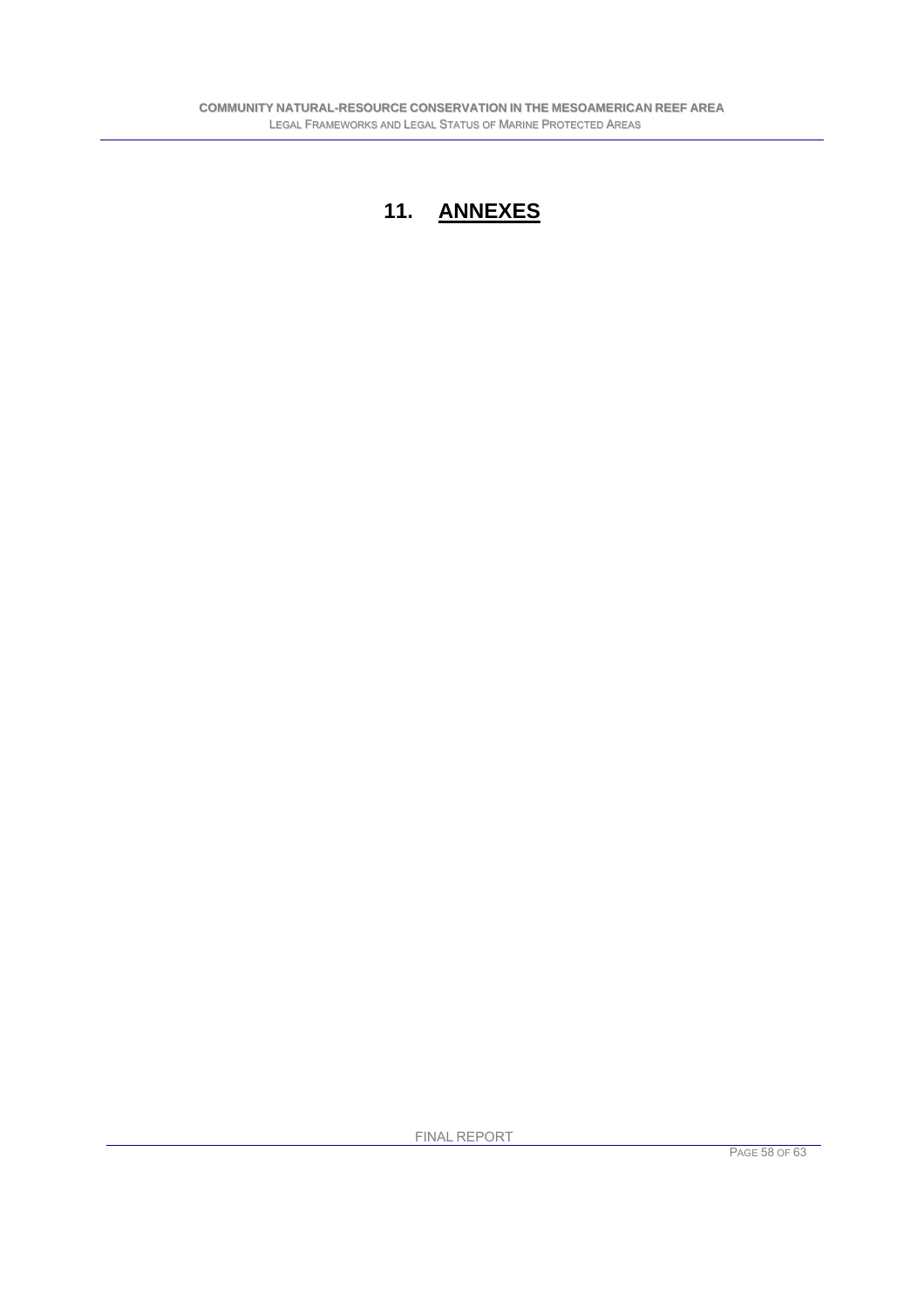# 11. ANNEXES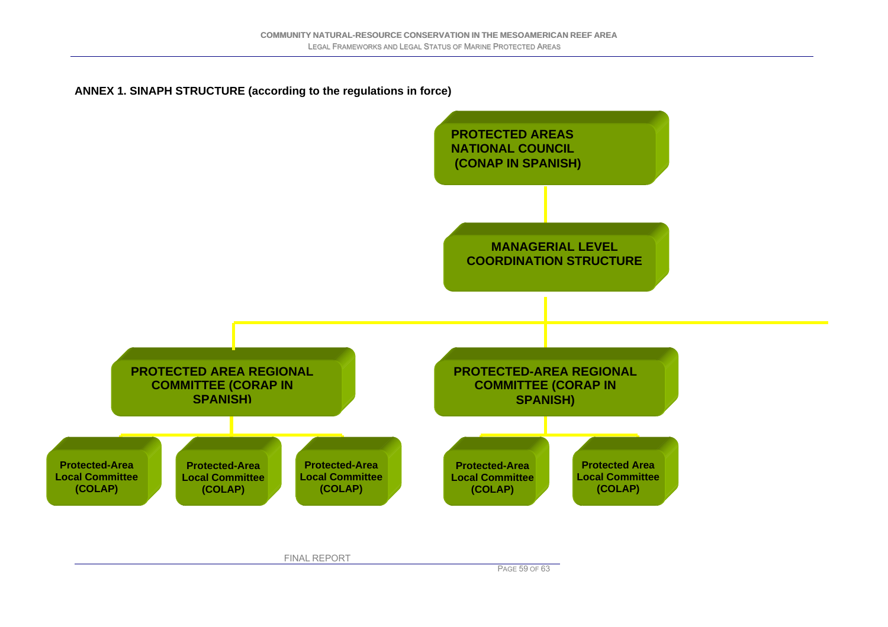## ANNEX 1. SINAPH STRUCTURE (according to the regulations in force)

- **PROTECTED AREAS NATIONAL COUNCIL (CONAP IN SPANISH)**
  - **MANAGERIAL LEVEL COORDINATION STRUCTURE**
    - **PROTECTED AREA REGIONAL COMMITTEE (CORAP IN SPANISH)**
      - **Protected-Area Local Committee (COLAP)**
      - **Protected-Area Local Committee (COLAP)**
      - **Protected-Area Local Committee (COLAP)**
    - **PROTECTED-AREA REGIONAL COMMITTEE (CORAP IN SPANISH)**
      - **Protected-Area Local Committee (COLAP)**
      - **Protected Area Local Committee (COLAP)**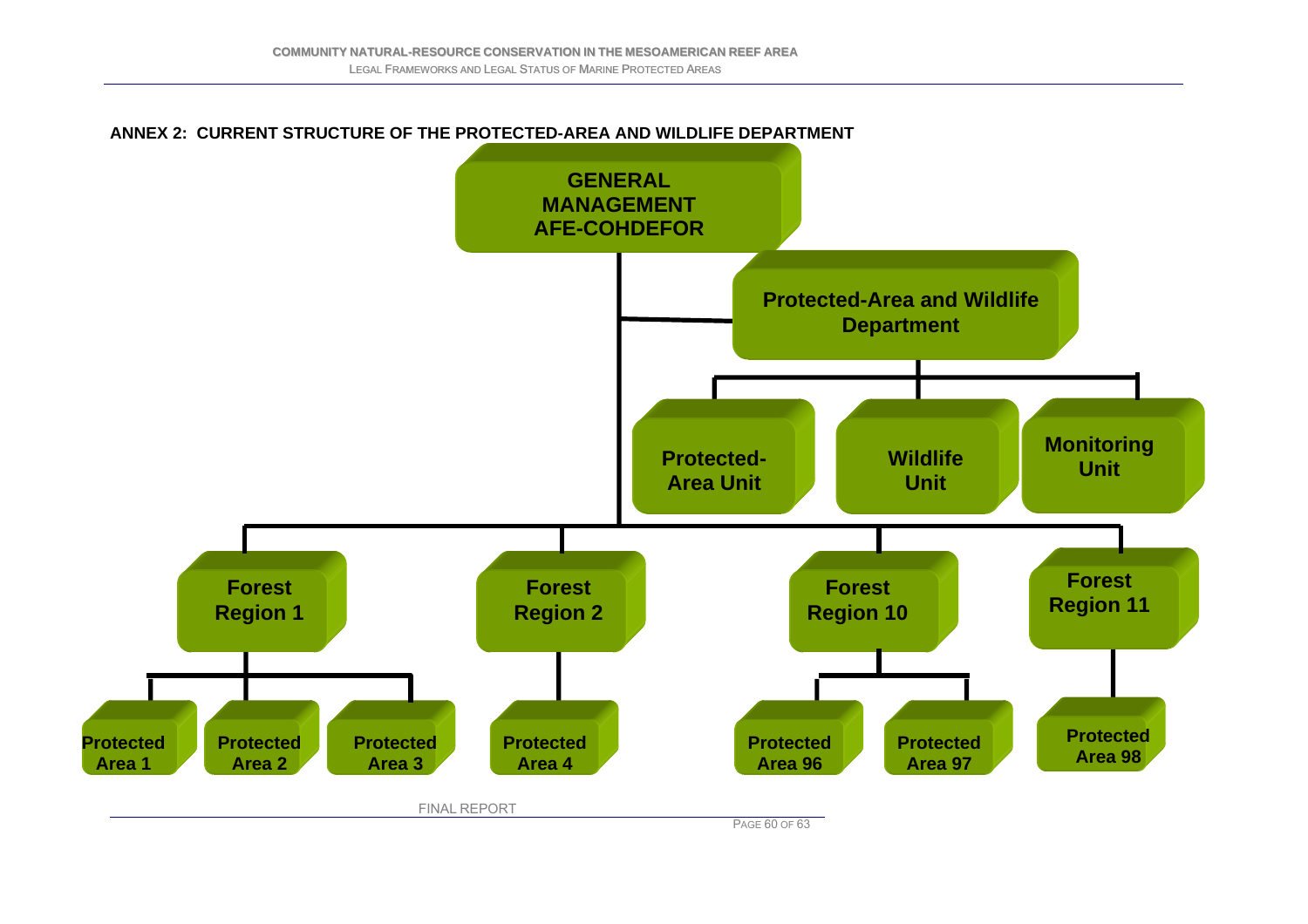## ANNEX 2: CURRENT STRUCTURE OF THE PROTECTED-AREA AND WILDLIFE DEPARTMENT

- **GENERAL MANAGEMENT AFE-COHDEFOR**
  - **Protected-Area and Wildlife Department**
    - **Protected-Area Unit**
    - **Wildlife Unit**
    - **Monitoring Unit**
  - **Forest Region 1**
    - **Protected Area 1**
    - **Protected Area 2**
    - **Protected Area 3**
  - **Forest Region 2**
    - **Protected Area 4**
  - **Forest Region 10**
    - **Protected Area 96**
    - **Protected Area 97**
  - **Forest Region 11**
    - **Protected Area 98**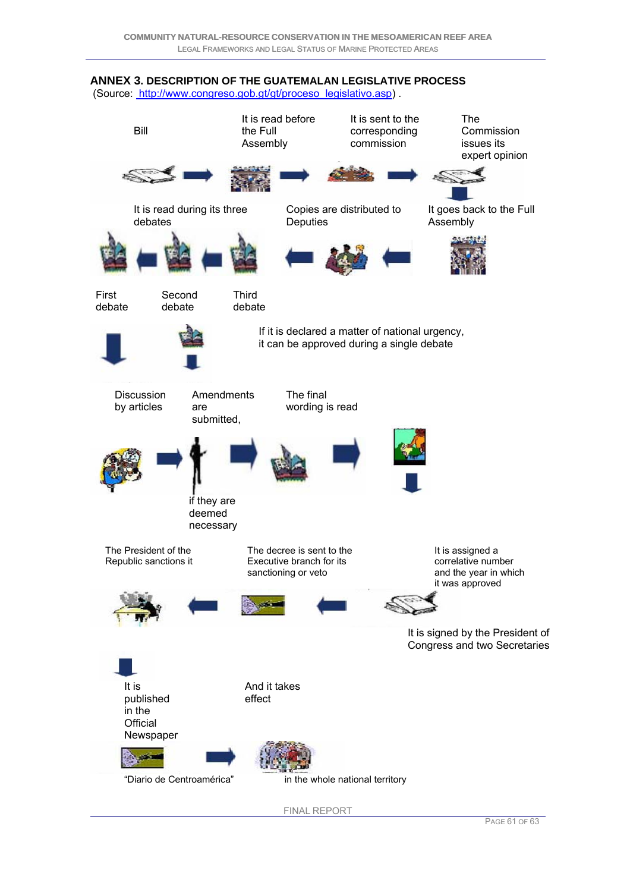## ANNEX 3. DESCRIPTION OF THE GUATEMALAN LEGISLATIVE PROCESS

(Source: http://www.congreso.gob.gt/gt/proceso_legislativo.asp) .

Bill

It is read before the Full Assembly

It is sent to the corresponding commission

The Commission issues its expert opinion

It goes back to the Full Assembly

Copies are distributed to Deputies

It is read during its three debates

Third debate

Second debate

First debate

If it is declared a matter of national urgency, it can be approved during a single debate

Discussion by articles

Amendments are submitted, if they are deemed necessary

The final wording is read

It is signed by the President of Congress and two Secretaries

It is assigned a correlative number and the year in which it was approved

The decree is sent to the Executive branch for its sanctioning or veto

The President of the Republic sanctions it

It is published in the Official Newspaper

"Diario de Centroamérica"

And it takes effect

in the whole national territory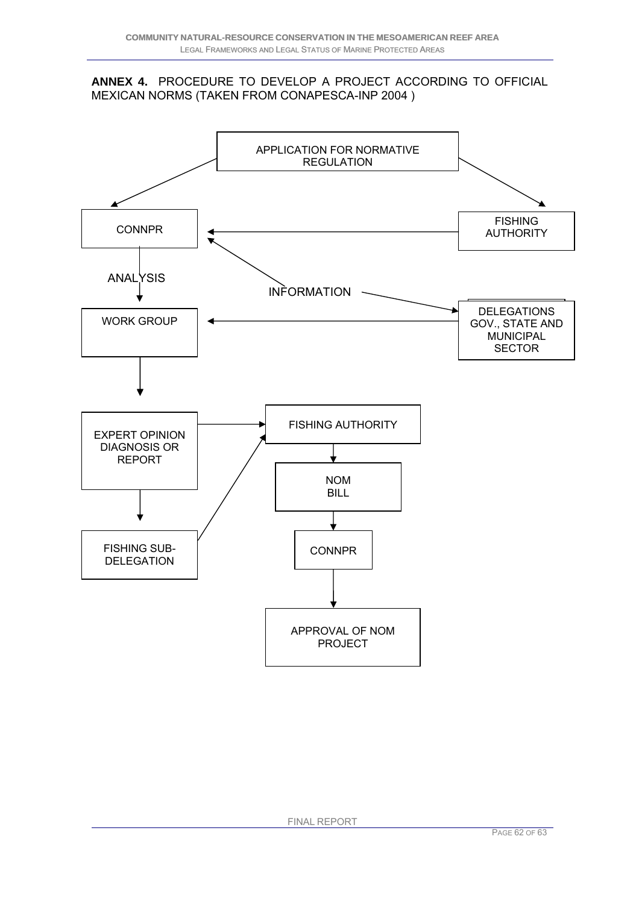**ANNEX 4.** PROCEDURE TO DEVELOP A PROJECT ACCORDING TO OFFICIAL MEXICAN NORMS (TAKEN FROM CONAPESCA-INP 2004 )

APPLICATION FOR NORMATIVE REGULATION

CONNPR

FISHING AUTHORITY

ANALYSIS

INFORMATION

WORK GROUP

DELEGATIONS GOV., STATE AND MUNICIPAL SECTOR

EXPERT OPINION DIAGNOSIS OR REPORT

FISHING AUTHORITY

NOM BILL

FISHING SUB-DELEGATION

CONNPR

APPROVAL OF NOM PROJECT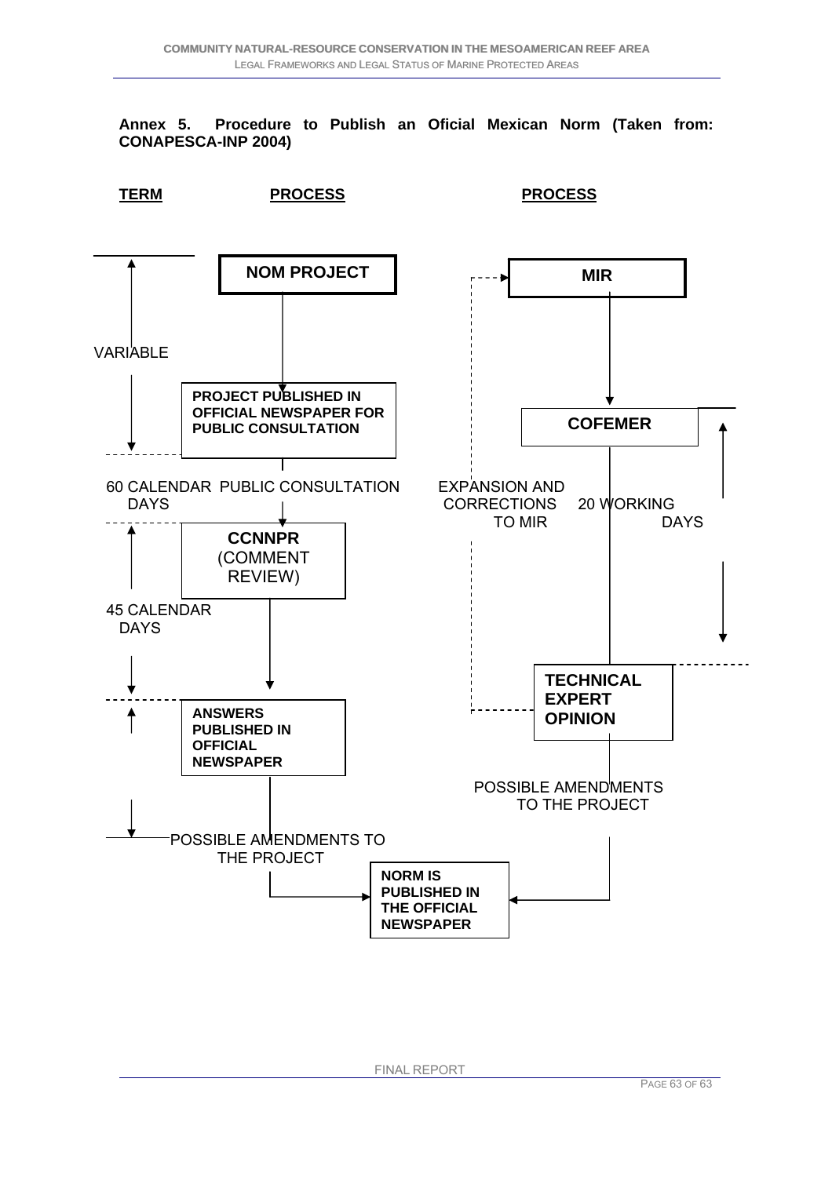**Annex 5. Procedure to Publish an Oficial Mexican Norm (Taken from: CONAPESCA-INP 2004)**

TERM

PROCESS

PROCESS

NOM PROJECT

VARIABLE

PROJECT PUBLISHED IN OFFICIAL NEWSPAPER FOR PUBLIC CONSULTATION

60 CALENDAR DAYS

PUBLIC CONSULTATION

CCNNPR (COMMENT REVIEW)

45 CALENDAR DAYS

ANSWERS PUBLISHED IN OFFICIAL NEWSPAPER

POSSIBLE AMENDMENTS TO THE PROJECT

NORM IS PUBLISHED IN THE OFFICIAL NEWSPAPER

MIR

COFEMER

EXPANSION AND CORRECTIONS TO MIR

20 WORKING DAYS

TECHNICAL EXPERT OPINION

POSSIBLE AMENDMENTS TO THE PROJECT